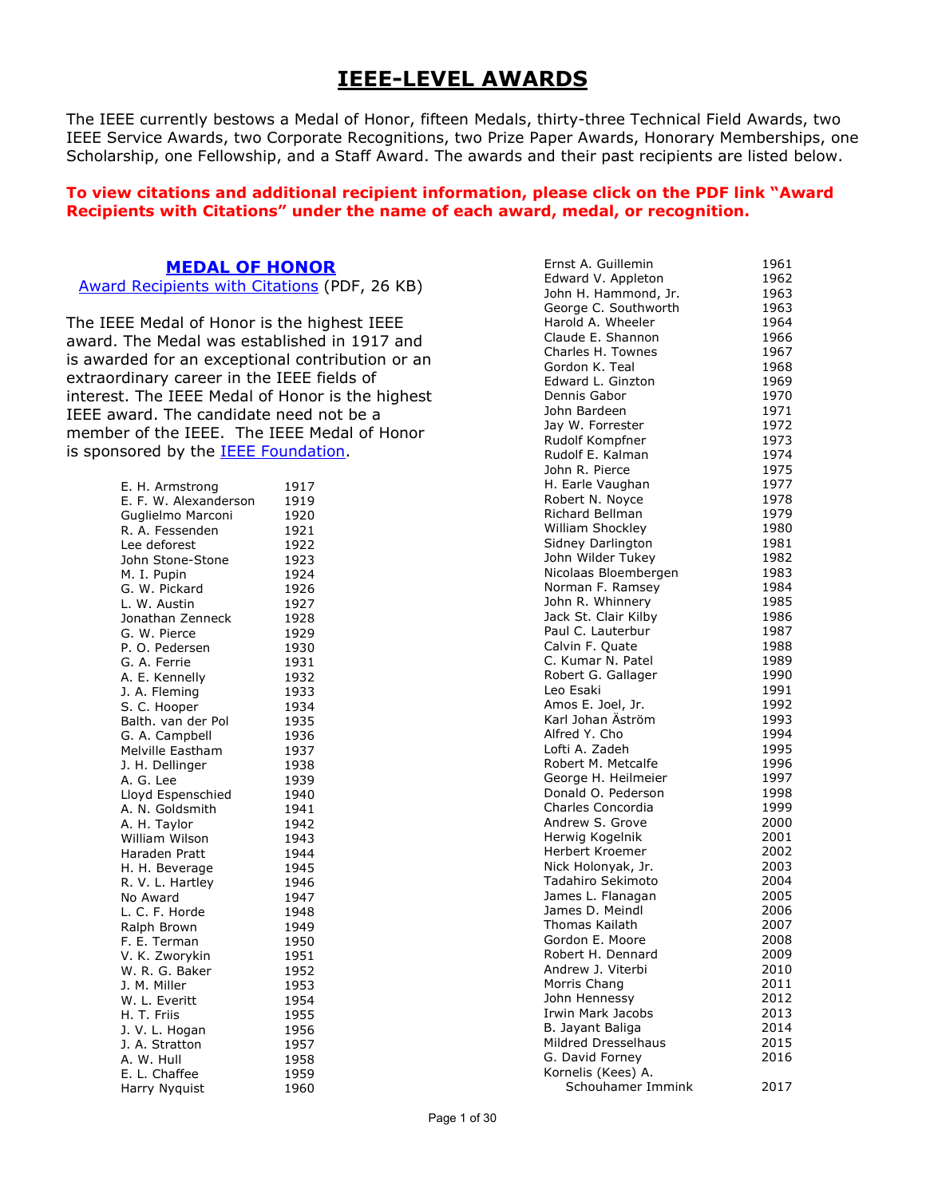# IEEE-LEVEL AWARDS

The IEEE currently bestows a Medal of Honor, fifteen Medals, thirty-three Technical Field Awards, two IEEE Service Awards, two Corporate Recognitions, two Prize Paper Awards, Honorary Memberships, one Scholarship, one Fellowship, and a Staff Award. The awards and their past recipients are listed below.

**To view citations and additional recipient information, please click on the PDF link "Award Recipients with Citations" under the name of each award, medal, or recognition.**

## MEDAL OF HONOR

Award Recipients with Citations (PDF, 26 KB)

The IEEE Medal of Honor is the highest IEEE award. The Medal was established in 1917 and is awarded for an exceptional contribution or an extraordinary career in the IEEE fields of interest. The IEEE Medal of Honor is the highest IEEE award. The candidate need not be a member of the IEEE. The IEEE Medal of Honor is sponsored by the IEEE Foundation.

| Recipient | Year |
|---|---|
| E. H. Armstrong | 1917 |
| E. F. W. Alexanderson | 1919 |
| Guglielmo Marconi | 1920 |
| R. A. Fessenden | 1921 |
| Lee deforest | 1922 |
| John Stone-Stone | 1923 |
| M. I. Pupin | 1924 |
| G. W. Pickard | 1926 |
| L. W. Austin | 1927 |
| Jonathan Zenneck | 1928 |
| G. W. Pierce | 1929 |
| P. O. Pedersen | 1930 |
| G. A. Ferrie | 1931 |
| A. E. Kennelly | 1932 |
| J. A. Fleming | 1933 |
| S. C. Hooper | 1934 |
| Balth. van der Pol | 1935 |
| G. A. Campbell | 1936 |
| Melville Eastham | 1937 |
| J. H. Dellinger | 1938 |
| A. G. Lee | 1939 |
| Lloyd Espenschied | 1940 |
| A. N. Goldsmith | 1941 |
| A. H. Taylor | 1942 |
| William Wilson | 1943 |
| Haraden Pratt | 1944 |
| H. H. Beverage | 1945 |
| R. V. L. Hartley | 1946 |
| No Award | 1947 |
| L. C. F. Horde | 1948 |
| Ralph Brown | 1949 |
| F. E. Terman | 1950 |
| V. K. Zworykin | 1951 |
| W. R. G. Baker | 1952 |
| J. M. Miller | 1953 |
| W. L. Everitt | 1954 |
| H. T. Friis | 1955 |
| J. V. L. Hogan | 1956 |
| J. A. Stratton | 1957 |
| A. W. Hull | 1958 |
| E. L. Chaffee | 1959 |
| Harry Nyquist | 1960 |
| Ernst A. Guillemin | 1961 |
| Edward V. Appleton | 1962 |
| John H. Hammond, Jr. | 1963 |
| George C. Southworth | 1963 |
| Harold A. Wheeler | 1964 |
| Claude E. Shannon | 1966 |
| Charles H. Townes | 1967 |
| Gordon K. Teal | 1968 |
| Edward L. Ginzton | 1969 |
| Dennis Gabor | 1970 |
| John Bardeen | 1971 |
| Jay W. Forrester | 1972 |
| Rudolf Kompfner | 1973 |
| Rudolf E. Kalman | 1974 |
| John R. Pierce | 1975 |
| H. Earle Vaughan | 1977 |
| Robert N. Noyce | 1978 |
| Richard Bellman | 1979 |
| William Shockley | 1980 |
| Sidney Darlington | 1981 |
| John Wilder Tukey | 1982 |
| Nicolaas Bloembergen | 1983 |
| Norman F. Ramsey | 1984 |
| John R. Whinnery | 1985 |
| Jack St. Clair Kilby | 1986 |
| Paul C. Lauterbur | 1987 |
| Calvin F. Quate | 1988 |
| C. Kumar N. Patel | 1989 |
| Robert G. Gallager | 1990 |
| Leo Esaki | 1991 |
| Amos E. Joel, Jr. | 1992 |
| Karl Johan Äström | 1993 |
| Alfred Y. Cho | 1994 |
| Lofti A. Zadeh | 1995 |
| Robert M. Metcalfe | 1996 |
| George H. Heilmeier | 1997 |
| Donald O. Pederson | 1998 |
| Charles Concordia | 1999 |
| Andrew S. Grove | 2000 |
| Herwig Kogelnik | 2001 |
| Herbert Kroemer | 2002 |
| Nick Holonyak, Jr. | 2003 |
| Tadahiro Sekimoto | 2004 |
| James L. Flanagan | 2005 |
| James D. Meindl | 2006 |
| Thomas Kailath | 2007 |
| Gordon E. Moore | 2008 |
| Robert H. Dennard | 2009 |
| Andrew J. Viterbi | 2010 |
| Morris Chang | 2011 |
| John Hennessy | 2012 |
| Irwin Mark Jacobs | 2013 |
| B. Jayant Baliga | 2014 |
| Mildred Dresselhaus | 2015 |
| G. David Forney | 2016 |
| Kornelis (Kees) A. Schouhamer Immink | 2017 |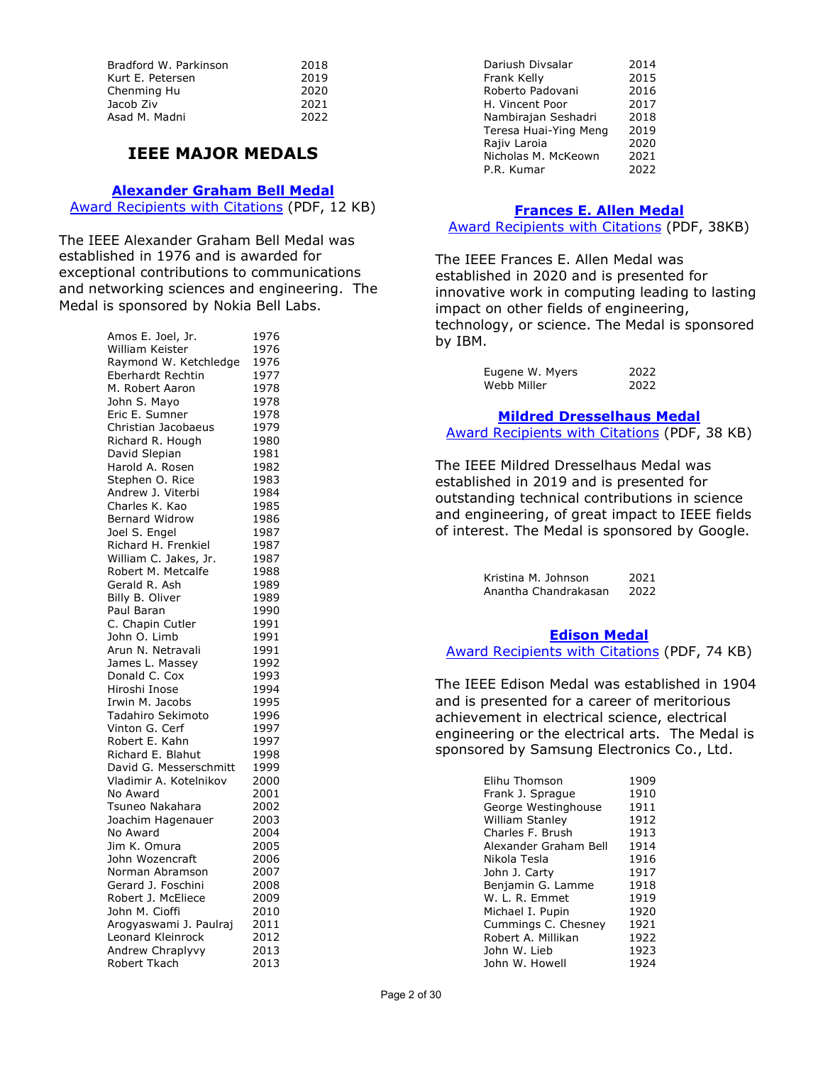| | |
|---|---|
| Bradford W. Parkinson | 2018 |
| Kurt E. Petersen | 2019 |
| Chenming Hu | 2020 |
| Jacob Ziv | 2021 |
| Asad M. Madni | 2022 |

# IEEE MAJOR MEDALS

### Alexander Graham Bell Medal

Award Recipients with Citations (PDF, 12 KB)

The IEEE Alexander Graham Bell Medal was established in 1976 and is awarded for exceptional contributions to communications and networking sciences and engineering. The Medal is sponsored by Nokia Bell Labs.

| | |
|---|---|
| Amos E. Joel, Jr. | 1976 |
| William Keister | 1976 |
| Raymond W. Ketchledge | 1976 |
| Eberhardt Rechtin | 1977 |
| M. Robert Aaron | 1978 |
| John S. Mayo | 1978 |
| Eric E. Sumner | 1978 |
| Christian Jacobaeus | 1979 |
| Richard R. Hough | 1980 |
| David Slepian | 1981 |
| Harold A. Rosen | 1982 |
| Stephen O. Rice | 1983 |
| Andrew J. Viterbi | 1984 |
| Charles K. Kao | 1985 |
| Bernard Widrow | 1986 |
| Joel S. Engel | 1987 |
| Richard H. Frenkiel | 1987 |
| William C. Jakes, Jr. | 1987 |
| Robert M. Metcalfe | 1988 |
| Gerald R. Ash | 1989 |
| Billy B. Oliver | 1989 |
| Paul Baran | 1990 |
| C. Chapin Cutler | 1991 |
| John O. Limb | 1991 |
| Arun N. Netravali | 1991 |
| James L. Massey | 1992 |
| Donald C. Cox | 1993 |
| Hiroshi Inose | 1994 |
| Irwin M. Jacobs | 1995 |
| Tadahiro Sekimoto | 1996 |
| Vinton G. Cerf | 1997 |
| Robert E. Kahn | 1997 |
| Richard E. Blahut | 1998 |
| David G. Messerschmitt | 1999 |
| Vladimir A. Kotelnikov | 2000 |
| No Award | 2001 |
| Tsuneo Nakahara | 2002 |
| Joachim Hagenauer | 2003 |
| No Award | 2004 |
| Jim K. Omura | 2005 |
| John Wozencraft | 2006 |
| Norman Abramson | 2007 |
| Gerard J. Foschini | 2008 |
| Robert J. McEliece | 2009 |
| John M. Cioffi | 2010 |
| Arogyaswami J. Paulraj | 2011 |
| Leonard Kleinrock | 2012 |
| Andrew Chraplyvy | 2013 |
| Robert Tkach | 2013 |
| Dariush Divsalar | 2014 |
| Frank Kelly | 2015 |
| Roberto Padovani | 2016 |
| H. Vincent Poor | 2017 |
| Nambirajan Seshadri | 2018 |
| Teresa Huai-Ying Meng | 2019 |
| Rajiv Laroia | 2020 |
| Nicholas M. McKeown | 2021 |
| P.R. Kumar | 2022 |

### Frances E. Allen Medal

Award Recipients with Citations (PDF, 38KB)

The IEEE Frances E. Allen Medal was established in 2020 and is presented for innovative work in computing leading to lasting impact on other fields of engineering, technology, or science. The Medal is sponsored by IBM.

| | |
|---|---|
| Eugene W. Myers | 2022 |
| Webb Miller | 2022 |

### Mildred Dresselhaus Medal

Award Recipients with Citations (PDF, 38 KB)

The IEEE Mildred Dresselhaus Medal was established in 2019 and is presented for outstanding technical contributions in science and engineering, of great impact to IEEE fields of interest. The Medal is sponsored by Google.

| | |
|---|---|
| Kristina M. Johnson | 2021 |
| Anantha Chandrakasan | 2022 |

### Edison Medal

Award Recipients with Citations (PDF, 74 KB)

The IEEE Edison Medal was established in 1904 and is presented for a career of meritorious achievement in electrical science, electrical engineering or the electrical arts. The Medal is sponsored by Samsung Electronics Co., Ltd.

| | |
|---|---|
| Elihu Thomson | 1909 |
| Frank J. Sprague | 1910 |
| George Westinghouse | 1911 |
| William Stanley | 1912 |
| Charles F. Brush | 1913 |
| Alexander Graham Bell | 1914 |
| Nikola Tesla | 1916 |
| John J. Carty | 1917 |
| Benjamin G. Lamme | 1918 |
| W. L. R. Emmet | 1919 |
| Michael I. Pupin | 1920 |
| Cummings C. Chesney | 1921 |
| Robert A. Millikan | 1922 |
| John W. Lieb | 1923 |
| John W. Howell | 1924 |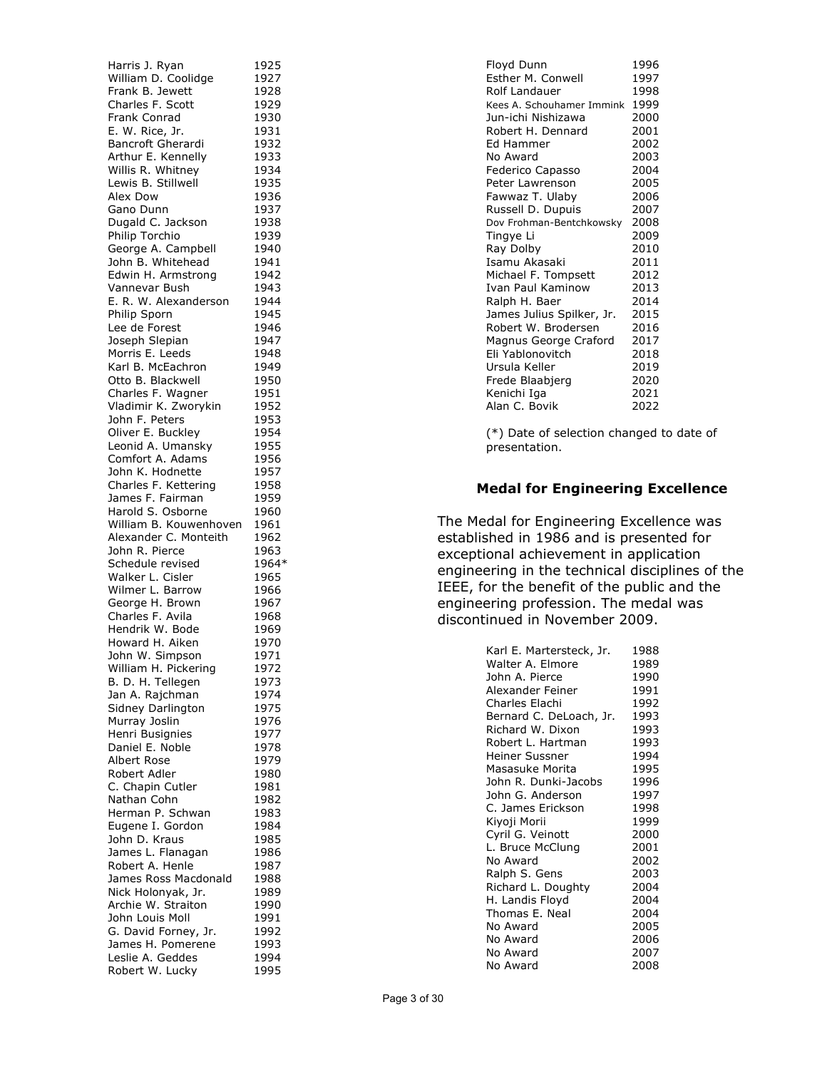| | |
|---|---|
| Harris J. Ryan | 1925 |
| William D. Coolidge | 1927 |
| Frank B. Jewett | 1928 |
| Charles F. Scott | 1929 |
| Frank Conrad | 1930 |
| E. W. Rice, Jr. | 1931 |
| Bancroft Gherardi | 1932 |
| Arthur E. Kennelly | 1933 |
| Willis R. Whitney | 1934 |
| Lewis B. Stillwell | 1935 |
| Alex Dow | 1936 |
| Gano Dunn | 1937 |
| Dugald C. Jackson | 1938 |
| Philip Torchio | 1939 |
| George A. Campbell | 1940 |
| John B. Whitehead | 1941 |
| Edwin H. Armstrong | 1942 |
| Vannevar Bush | 1943 |
| E. R. W. Alexanderson | 1944 |
| Philip Sporn | 1945 |
| Lee de Forest | 1946 |
| Joseph Slepian | 1947 |
| Morris E. Leeds | 1948 |
| Karl B. McEachron | 1949 |
| Otto B. Blackwell | 1950 |
| Charles F. Wagner | 1951 |
| Vladimir K. Zworykin | 1952 |
| John F. Peters | 1953 |
| Oliver E. Buckley | 1954 |
| Leonid A. Umansky | 1955 |
| Comfort A. Adams | 1956 |
| John K. Hodnette | 1957 |
| Charles F. Kettering | 1958 |
| James F. Fairman | 1959 |
| Harold S. Osborne | 1960 |
| William B. Kouwenhoven | 1961 |
| Alexander C. Monteith | 1962 |
| John R. Pierce | 1963 |
| Schedule revised | 1964* |
| Walker L. Cisler | 1965 |
| Wilmer L. Barrow | 1966 |
| George H. Brown | 1967 |
| Charles F. Avila | 1968 |
| Hendrik W. Bode | 1969 |
| Howard H. Aiken | 1970 |
| John W. Simpson | 1971 |
| William H. Pickering | 1972 |
| B. D. H. Tellegen | 1973 |
| Jan A. Rajchman | 1974 |
| Sidney Darlington | 1975 |
| Murray Joslin | 1976 |
| Henri Busignies | 1977 |
| Daniel E. Noble | 1978 |
| Albert Rose | 1979 |
| Robert Adler | 1980 |
| C. Chapin Cutler | 1981 |
| Nathan Cohn | 1982 |
| Herman P. Schwan | 1983 |
| Eugene I. Gordon | 1984 |
| John D. Kraus | 1985 |
| James L. Flanagan | 1986 |
| Robert A. Henle | 1987 |
| James Ross Macdonald | 1988 |
| Nick Holonyak, Jr. | 1989 |
| Archie W. Straiton | 1990 |
| John Louis Moll | 1991 |
| G. David Forney, Jr. | 1992 |
| James H. Pomerene | 1993 |
| Leslie A. Geddes | 1994 |
| Robert W. Lucky | 1995 |
| Floyd Dunn | 1996 |
| Esther M. Conwell | 1997 |
| Rolf Landauer | 1998 |
| Kees A. Schouhamer Immink | 1999 |
| Jun-ichi Nishizawa | 2000 |
| Robert H. Dennard | 2001 |
| Ed Hammer | 2002 |
| No Award | 2003 |
| Federico Capasso | 2004 |
| Peter Lawrenson | 2005 |
| Fawwaz T. Ulaby | 2006 |
| Russell D. Dupuis | 2007 |
| Dov Frohman-Bentchkowsky | 2008 |
| Tingye Li | 2009 |
| Ray Dolby | 2010 |
| Isamu Akasaki | 2011 |
| Michael F. Tompsett | 2012 |
| Ivan Paul Kaminow | 2013 |
| Ralph H. Baer | 2014 |
| James Julius Spilker, Jr. | 2015 |
| Robert W. Brodersen | 2016 |
| Magnus George Craford | 2017 |
| Eli Yablonovitch | 2018 |
| Ursula Keller | 2019 |
| Frede Blaabjerg | 2020 |
| Kenichi Iga | 2021 |
| Alan C. Bovik | 2022 |

(*) Date of selection changed to date of presentation.

### Medal for Engineering Excellence

The Medal for Engineering Excellence was established in 1986 and is presented for exceptional achievement in application engineering in the technical disciplines of the IEEE, for the benefit of the public and the engineering profession. The medal was discontinued in November 2009.

| | |
|---|---|
| Karl E. Martersteck, Jr. | 1988 |
| Walter A. Elmore | 1989 |
| John A. Pierce | 1990 |
| Alexander Feiner | 1991 |
| Charles Elachi | 1992 |
| Bernard C. DeLoach, Jr. | 1993 |
| Richard W. Dixon | 1993 |
| Robert L. Hartman | 1993 |
| Heiner Sussner | 1994 |
| Masasuke Morita | 1995 |
| John R. Dunki-Jacobs | 1996 |
| John G. Anderson | 1997 |
| C. James Erickson | 1998 |
| Kiyoji Morii | 1999 |
| Cyril G. Veinott | 2000 |
| L. Bruce McClung | 2001 |
| No Award | 2002 |
| Ralph S. Gens | 2003 |
| Richard L. Doughty | 2004 |
| H. Landis Floyd | 2004 |
| Thomas E. Neal | 2004 |
| No Award | 2005 |
| No Award | 2006 |
| No Award | 2007 |
| No Award | 2008 |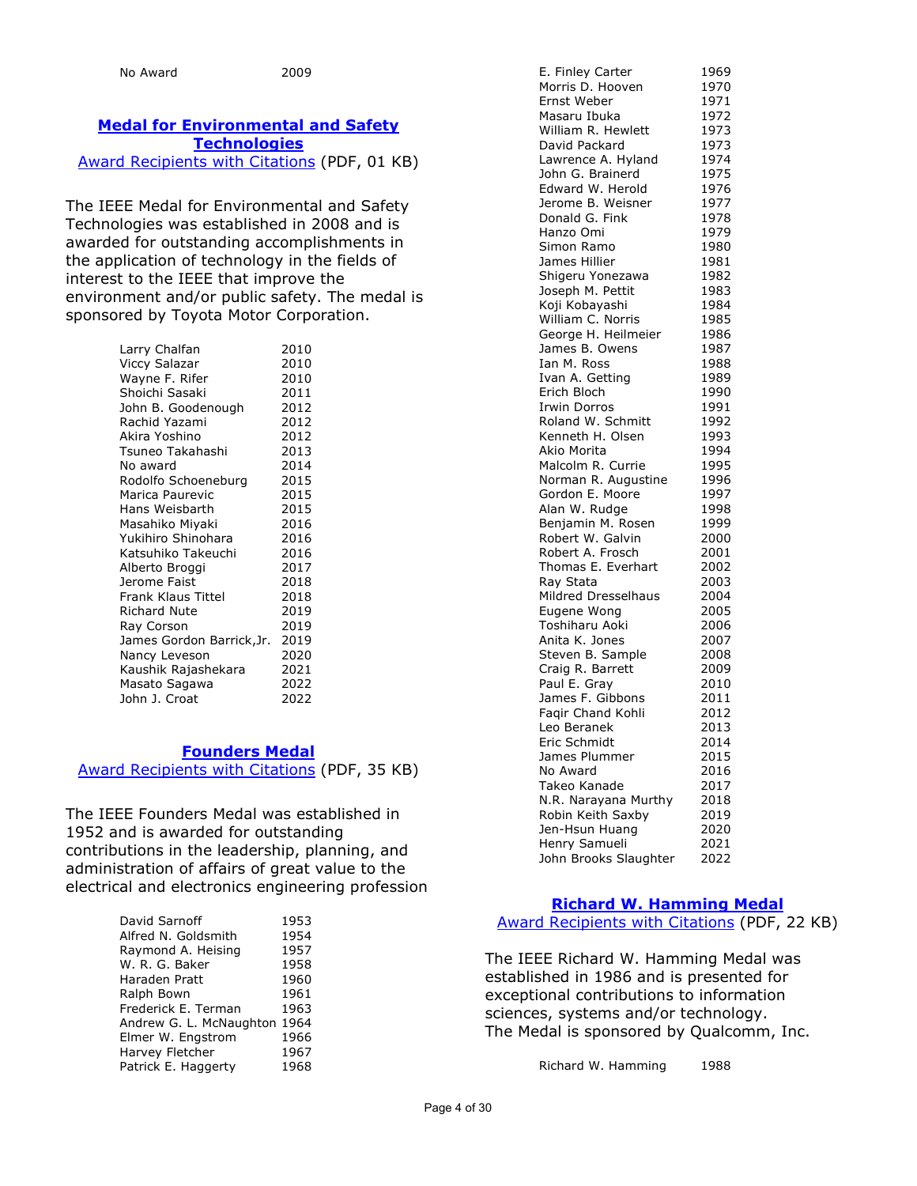| | |
|---|---|
| No Award | 2009 |

### [Medal for Environmental and Safety Technologies]

[Award Recipients with Citations] (PDF, 01 KB)

The IEEE Medal for Environmental and Safety Technologies was established in 2008 and is awarded for outstanding accomplishments in the application of technology in the fields of interest to the IEEE that improve the environment and/or public safety. The medal is sponsored by Toyota Motor Corporation.

| | |
|---|---|
| Larry Chalfan | 2010 |
| Viccy Salazar | 2010 |
| Wayne F. Rifer | 2010 |
| Shoichi Sasaki | 2011 |
| John B. Goodenough | 2012 |
| Rachid Yazami | 2012 |
| Akira Yoshino | 2012 |
| Tsuneo Takahashi | 2013 |
| No award | 2014 |
| Rodolfo Schoeneburg | 2015 |
| Marica Paurevic | 2015 |
| Hans Weisbarth | 2015 |
| Masahiko Miyaki | 2016 |
| Yukihiro Shinohara | 2016 |
| Katsuhiko Takeuchi | 2016 |
| Alberto Broggi | 2017 |
| Jerome Faist | 2018 |
| Frank Klaus Tittel | 2018 |
| Richard Nute | 2019 |
| Ray Corson | 2019 |
| James Gordon Barrick,Jr. | 2019 |
| Nancy Leveson | 2020 |
| Kaushik Rajashekara | 2021 |
| Masato Sagawa | 2022 |
| John J. Croat | 2022 |

### [Founders Medal]

[Award Recipients with Citations] (PDF, 35 KB)

The IEEE Founders Medal was established in 1952 and is awarded for outstanding contributions in the leadership, planning, and administration of affairs of great value to the electrical and electronics engineering profession

| | |
|---|---|
| David Sarnoff | 1953 |
| Alfred N. Goldsmith | 1954 |
| Raymond A. Heising | 1957 |
| W. R. G. Baker | 1958 |
| Haraden Pratt | 1960 |
| Ralph Bown | 1961 |
| Frederick E. Terman | 1963 |
| Andrew G. L. McNaughton | 1964 |
| Elmer W. Engstrom | 1966 |
| Harvey Fletcher | 1967 |
| Patrick E. Haggerty | 1968 |
| E. Finley Carter | 1969 |
| Morris D. Hooven | 1970 |
| Ernst Weber | 1971 |
| Masaru Ibuka | 1972 |
| William R. Hewlett | 1973 |
| David Packard | 1973 |
| Lawrence A. Hyland | 1974 |
| John G. Brainerd | 1975 |
| Edward W. Herold | 1976 |
| Jerome B. Weisner | 1977 |
| Donald G. Fink | 1978 |
| Hanzo Omi | 1979 |
| Simon Ramo | 1980 |
| James Hillier | 1981 |
| Shigeru Yonezawa | 1982 |
| Joseph M. Pettit | 1983 |
| Koji Kobayashi | 1984 |
| William C. Norris | 1985 |
| George H. Heilmeier | 1986 |
| James B. Owens | 1987 |
| Ian M. Ross | 1988 |
| Ivan A. Getting | 1989 |
| Erich Bloch | 1990 |
| Irwin Dorros | 1991 |
| Roland W. Schmitt | 1992 |
| Kenneth H. Olsen | 1993 |
| Akio Morita | 1994 |
| Malcolm R. Currie | 1995 |
| Norman R. Augustine | 1996 |
| Gordon E. Moore | 1997 |
| Alan W. Rudge | 1998 |
| Benjamin M. Rosen | 1999 |
| Robert W. Galvin | 2000 |
| Robert A. Frosch | 2001 |
| Thomas E. Everhart | 2002 |
| Ray Stata | 2003 |
| Mildred Dresselhaus | 2004 |
| Eugene Wong | 2005 |
| Toshiharu Aoki | 2006 |
| Anita K. Jones | 2007 |
| Steven B. Sample | 2008 |
| Craig R. Barrett | 2009 |
| Paul E. Gray | 2010 |
| James F. Gibbons | 2011 |
| Faqir Chand Kohli | 2012 |
| Leo Beranek | 2013 |
| Eric Schmidt | 2014 |
| James Plummer | 2015 |
| No Award | 2016 |
| Takeo Kanade | 2017 |
| N.R. Narayana Murthy | 2018 |
| Robin Keith Saxby | 2019 |
| Jen-Hsun Huang | 2020 |
| Henry Samueli | 2021 |
| John Brooks Slaughter | 2022 |

### [Richard W. Hamming Medal]

[Award Recipients with Citations] (PDF, 22 KB)

The IEEE Richard W. Hamming Medal was established in 1986 and is presented for exceptional contributions to information sciences, systems and/or technology. The Medal is sponsored by Qualcomm, Inc.

| | |
|---|---|
| Richard W. Hamming | 1988 |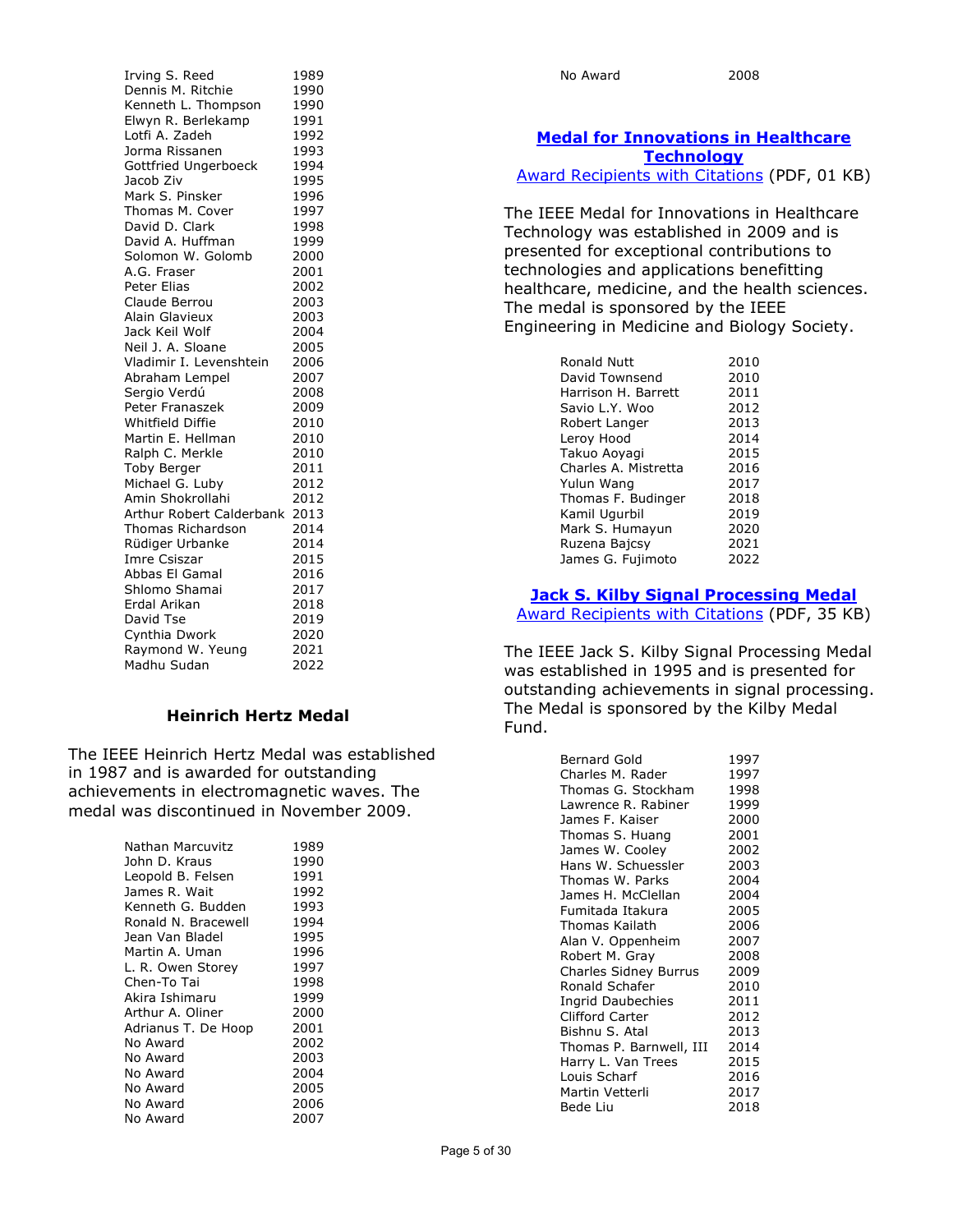| | |
|---|---|
| Irving S. Reed | 1989 |
| Dennis M. Ritchie | 1990 |
| Kenneth L. Thompson | 1990 |
| Elwyn R. Berlekamp | 1991 |
| Lotfi A. Zadeh | 1992 |
| Jorma Rissanen | 1993 |
| Gottfried Ungerboeck | 1994 |
| Jacob Ziv | 1995 |
| Mark S. Pinsker | 1996 |
| Thomas M. Cover | 1997 |
| David D. Clark | 1998 |
| David A. Huffman | 1999 |
| Solomon W. Golomb | 2000 |
| A.G. Fraser | 2001 |
| Peter Elias | 2002 |
| Claude Berrou | 2003 |
| Alain Glavieux | 2003 |
| Jack Keil Wolf | 2004 |
| Neil J. A. Sloane | 2005 |
| Vladimir I. Levenshtein | 2006 |
| Abraham Lempel | 2007 |
| Sergio Verdú | 2008 |
| Peter Franaszek | 2009 |
| Whitfield Diffie | 2010 |
| Martin E. Hellman | 2010 |
| Ralph C. Merkle | 2010 |
| Toby Berger | 2011 |
| Michael G. Luby | 2012 |
| Amin Shokrollahi | 2012 |
| Arthur Robert Calderbank | 2013 |
| Thomas Richardson | 2014 |
| Rüdiger Urbanke | 2014 |
| Imre Csiszar | 2015 |
| Abbas El Gamal | 2016 |
| Shlomo Shamai | 2017 |
| Erdal Arikan | 2018 |
| David Tse | 2019 |
| Cynthia Dwork | 2020 |
| Raymond W. Yeung | 2021 |
| Madhu Sudan | 2022 |

## Heinrich Hertz Medal

The IEEE Heinrich Hertz Medal was established in 1987 and is awarded for outstanding achievements in electromagnetic waves. The medal was discontinued in November 2009.

| | |
|---|---|
| Nathan Marcuvitz | 1989 |
| John D. Kraus | 1990 |
| Leopold B. Felsen | 1991 |
| James R. Wait | 1992 |
| Kenneth G. Budden | 1993 |
| Ronald N. Bracewell | 1994 |
| Jean Van Bladel | 1995 |
| Martin A. Uman | 1996 |
| L. R. Owen Storey | 1997 |
| Chen-To Tai | 1998 |
| Akira Ishimaru | 1999 |
| Arthur A. Oliner | 2000 |
| Adrianus T. De Hoop | 2001 |
| No Award | 2002 |
| No Award | 2003 |
| No Award | 2004 |
| No Award | 2005 |
| No Award | 2006 |
| No Award | 2007 |
| No Award | 2008 |

## Medal for Innovations in Healthcare Technology

Award Recipients with Citations (PDF, 01 KB)

The IEEE Medal for Innovations in Healthcare Technology was established in 2009 and is presented for exceptional contributions to technologies and applications benefitting healthcare, medicine, and the health sciences. The medal is sponsored by the IEEE Engineering in Medicine and Biology Society.

| | |
|---|---|
| Ronald Nutt | 2010 |
| David Townsend | 2010 |
| Harrison H. Barrett | 2011 |
| Savio L.Y. Woo | 2012 |
| Robert Langer | 2013 |
| Leroy Hood | 2014 |
| Takuo Aoyagi | 2015 |
| Charles A. Mistretta | 2016 |
| Yulun Wang | 2017 |
| Thomas F. Budinger | 2018 |
| Kamil Ugurbil | 2019 |
| Mark S. Humayun | 2020 |
| Ruzena Bajcsy | 2021 |
| James G. Fujimoto | 2022 |

## Jack S. Kilby Signal Processing Medal

Award Recipients with Citations (PDF, 35 KB)

The IEEE Jack S. Kilby Signal Processing Medal was established in 1995 and is presented for outstanding achievements in signal processing. The Medal is sponsored by the Kilby Medal Fund.

| | |
|---|---|
| Bernard Gold | 1997 |
| Charles M. Rader | 1997 |
| Thomas G. Stockham | 1998 |
| Lawrence R. Rabiner | 1999 |
| James F. Kaiser | 2000 |
| Thomas S. Huang | 2001 |
| James W. Cooley | 2002 |
| Hans W. Schuessler | 2003 |
| Thomas W. Parks | 2004 |
| James H. McClellan | 2004 |
| Fumitada Itakura | 2005 |
| Thomas Kailath | 2006 |
| Alan V. Oppenheim | 2007 |
| Robert M. Gray | 2008 |
| Charles Sidney Burrus | 2009 |
| Ronald Schafer | 2010 |
| Ingrid Daubechies | 2011 |
| Clifford Carter | 2012 |
| Bishnu S. Atal | 2013 |
| Thomas P. Barnwell, III | 2014 |
| Harry L. Van Trees | 2015 |
| Louis Scharf | 2016 |
| Martin Vetterli | 2017 |
| Bede Liu | 2018 |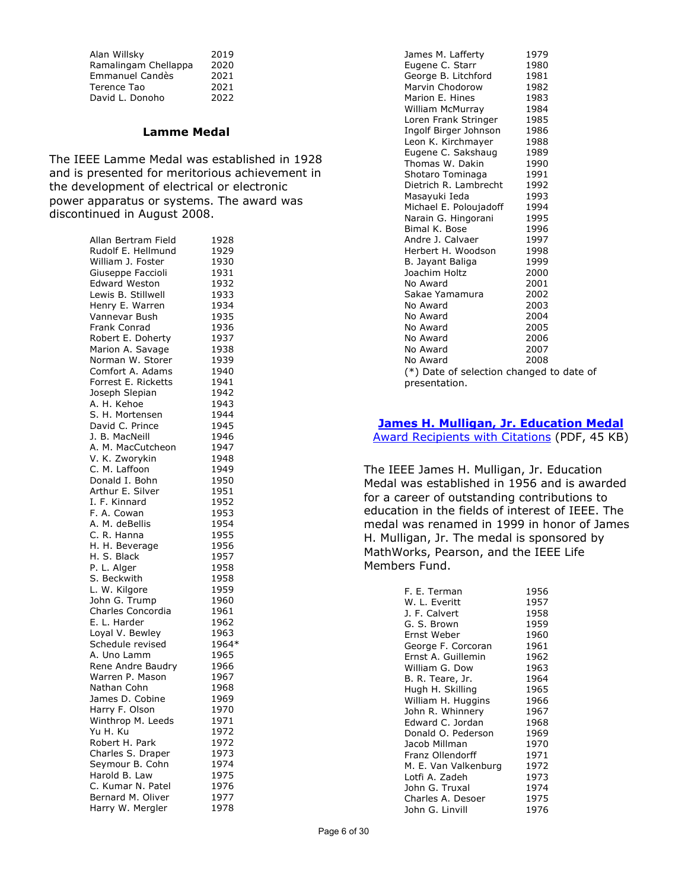| | |
|---|---|
| Alan Willsky | 2019 |
| Ramalingam Chellappa | 2020 |
| Emmanuel Candès | 2021 |
| Terence Tao | 2021 |
| David L. Donoho | 2022 |

### Lamme Medal

The IEEE Lamme Medal was established in 1928 and is presented for meritorious achievement in the development of electrical or electronic power apparatus or systems. The award was discontinued in August 2008.

| | |
|---|---|
| Allan Bertram Field | 1928 |
| Rudolf E. Hellmund | 1929 |
| William J. Foster | 1930 |
| Giuseppe Faccioli | 1931 |
| Edward Weston | 1932 |
| Lewis B. Stillwell | 1933 |
| Henry E. Warren | 1934 |
| Vannevar Bush | 1935 |
| Frank Conrad | 1936 |
| Robert E. Doherty | 1937 |
| Marion A. Savage | 1938 |
| Norman W. Storer | 1939 |
| Comfort A. Adams | 1940 |
| Forrest E. Ricketts | 1941 |
| Joseph Slepian | 1942 |
| A. H. Kehoe | 1943 |
| S. H. Mortensen | 1944 |
| David C. Prince | 1945 |
| J. B. MacNeill | 1946 |
| A. M. MacCutcheon | 1947 |
| V. K. Zworykin | 1948 |
| C. M. Laffoon | 1949 |
| Donald I. Bohn | 1950 |
| Arthur E. Silver | 1951 |
| I. F. Kinnard | 1952 |
| F. A. Cowan | 1953 |
| A. M. deBellis | 1954 |
| C. R. Hanna | 1955 |
| H. H. Beverage | 1956 |
| H. S. Black | 1957 |
| P. L. Alger | 1958 |
| S. Beckwith | 1958 |
| L. W. Kilgore | 1959 |
| John G. Trump | 1960 |
| Charles Concordia | 1961 |
| E. L. Harder | 1962 |
| Loyal V. Bewley | 1963 |
| Schedule revised | 1964* |
| A. Uno Lamm | 1965 |
| Rene Andre Baudry | 1966 |
| Warren P. Mason | 1967 |
| Nathan Cohn | 1968 |
| James D. Cobine | 1969 |
| Harry F. Olson | 1970 |
| Winthrop M. Leeds | 1971 |
| Yu H. Ku | 1972 |
| Robert H. Park | 1972 |
| Charles S. Draper | 1973 |
| Seymour B. Cohn | 1974 |
| Harold B. Law | 1975 |
| C. Kumar N. Patel | 1976 |
| Bernard M. Oliver | 1977 |
| Harry W. Mergler | 1978 |
| James M. Lafferty | 1979 |
| Eugene C. Starr | 1980 |
| George B. Litchford | 1981 |
| Marvin Chodorow | 1982 |
| Marion E. Hines | 1983 |
| William McMurray | 1984 |
| Loren Frank Stringer | 1985 |
| Ingolf Birger Johnson | 1986 |
| Leon K. Kirchmayer | 1988 |
| Eugene C. Sakshaug | 1989 |
| Thomas W. Dakin | 1990 |
| Shotaro Tominaga | 1991 |
| Dietrich R. Lambrecht | 1992 |
| Masayuki Ieda | 1993 |
| Michael E. Poloujadoff | 1994 |
| Narain G. Hingorani | 1995 |
| Bimal K. Bose | 1996 |
| Andre J. Calvaer | 1997 |
| Herbert H. Woodson | 1998 |
| B. Jayant Baliga | 1999 |
| Joachim Holtz | 2000 |
| No Award | 2001 |
| Sakae Yamamura | 2002 |
| No Award | 2003 |
| No Award | 2004 |
| No Award | 2005 |
| No Award | 2006 |
| No Award | 2007 |
| No Award | 2008 |

(*) Date of selection changed to date of presentation.

### James H. Mulligan, Jr. Education Medal

Award Recipients with Citations (PDF, 45 KB)

The IEEE James H. Mulligan, Jr. Education Medal was established in 1956 and is awarded for a career of outstanding contributions to education in the fields of interest of IEEE. The medal was renamed in 1999 in honor of James H. Mulligan, Jr. The medal is sponsored by MathWorks, Pearson, and the IEEE Life Members Fund.

| | |
|---|---|
| F. E. Terman | 1956 |
| W. L. Everitt | 1957 |
| J. F. Calvert | 1958 |
| G. S. Brown | 1959 |
| Ernst Weber | 1960 |
| George F. Corcoran | 1961 |
| Ernst A. Guillemin | 1962 |
| William G. Dow | 1963 |
| B. R. Teare, Jr. | 1964 |
| Hugh H. Skilling | 1965 |
| William H. Huggins | 1966 |
| John R. Whinnery | 1967 |
| Edward C. Jordan | 1968 |
| Donald O. Pederson | 1969 |
| Jacob Millman | 1970 |
| Franz Ollendorff | 1971 |
| M. E. Van Valkenburg | 1972 |
| Lotfi A. Zadeh | 1973 |
| John G. Truxal | 1974 |
| Charles A. Desoer | 1975 |
| John G. Linvill | 1976 |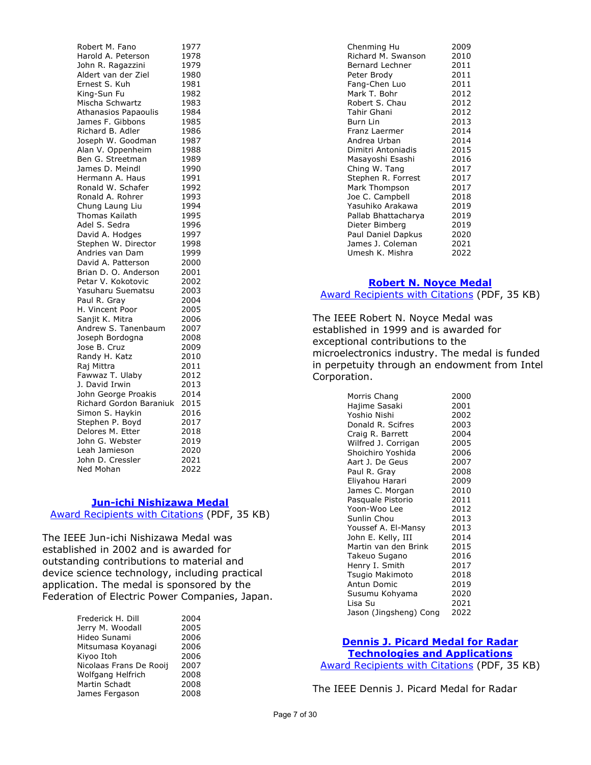| | |
|---|---|
| Robert M. Fano | 1977 |
| Harold A. Peterson | 1978 |
| John R. Ragazzini | 1979 |
| Aldert van der Ziel | 1980 |
| Ernest S. Kuh | 1981 |
| King-Sun Fu | 1982 |
| Mischa Schwartz | 1983 |
| Athanasios Papaoulis | 1984 |
| James F. Gibbons | 1985 |
| Richard B. Adler | 1986 |
| Joseph W. Goodman | 1987 |
| Alan V. Oppenheim | 1988 |
| Ben G. Streetman | 1989 |
| James D. Meindl | 1990 |
| Hermann A. Haus | 1991 |
| Ronald W. Schafer | 1992 |
| Ronald A. Rohrer | 1993 |
| Chung Laung Liu | 1994 |
| Thomas Kailath | 1995 |
| Adel S. Sedra | 1996 |
| David A. Hodges | 1997 |
| Stephen W. Director | 1998 |
| Andries van Dam | 1999 |
| David A. Patterson | 2000 |
| Brian D. O. Anderson | 2001 |
| Petar V. Kokotovic | 2002 |
| Yasuharu Suematsu | 2003 |
| Paul R. Gray | 2004 |
| H. Vincent Poor | 2005 |
| Sanjit K. Mitra | 2006 |
| Andrew S. Tanenbaum | 2007 |
| Joseph Bordogna | 2008 |
| Jose B. Cruz | 2009 |
| Randy H. Katz | 2010 |
| Raj Mittra | 2011 |
| Fawwaz T. Ulaby | 2012 |
| J. David Irwin | 2013 |
| John George Proakis | 2014 |
| Richard Gordon Baraniuk | 2015 |
| Simon S. Haykin | 2016 |
| Stephen P. Boyd | 2017 |
| Delores M. Etter | 2018 |
| John G. Webster | 2019 |
| Leah Jamieson | 2020 |
| John D. Cressler | 2021 |
| Ned Mohan | 2022 |

## Jun-ichi Nishizawa Medal

Award Recipients with Citations (PDF, 35 KB)

The IEEE Jun-ichi Nishizawa Medal was established in 2002 and is awarded for outstanding contributions to material and device science technology, including practical application. The medal is sponsored by the Federation of Electric Power Companies, Japan.

| | |
|---|---|
| Frederick H. Dill | 2004 |
| Jerry M. Woodall | 2005 |
| Hideo Sunami | 2006 |
| Mitsumasa Koyanagi | 2006 |
| Kiyoo Itoh | 2006 |
| Nicolaas Frans De Rooij | 2007 |
| Wolfgang Helfrich | 2008 |
| Martin Schadt | 2008 |
| James Fergason | 2008 |
| Chenming Hu | 2009 |
| Richard M. Swanson | 2010 |
| Bernard Lechner | 2011 |
| Peter Brody | 2011 |
| Fang-Chen Luo | 2011 |
| Mark T. Bohr | 2012 |
| Robert S. Chau | 2012 |
| Tahir Ghani | 2012 |
| Burn Lin | 2013 |
| Franz Laermer | 2014 |
| Andrea Urban | 2014 |
| Dimitri Antoniadis | 2015 |
| Masayoshi Esashi | 2016 |
| Ching W. Tang | 2017 |
| Stephen R. Forrest | 2017 |
| Mark Thompson | 2017 |
| Joe C. Campbell | 2018 |
| Yasuhiko Arakawa | 2019 |
| Pallab Bhattacharya | 2019 |
| Dieter Bimberg | 2019 |
| Paul Daniel Dapkus | 2020 |
| James J. Coleman | 2021 |
| Umesh K. Mishra | 2022 |

## Robert N. Noyce Medal

Award Recipients with Citations (PDF, 35 KB)

The IEEE Robert N. Noyce Medal was established in 1999 and is awarded for exceptional contributions to the microelectronics industry. The medal is funded in perpetuity through an endowment from Intel Corporation.

| | |
|---|---|
| Morris Chang | 2000 |
| Hajime Sasaki | 2001 |
| Yoshio Nishi | 2002 |
| Donald R. Scifres | 2003 |
| Craig R. Barrett | 2004 |
| Wilfred J. Corrigan | 2005 |
| Shoichiro Yoshida | 2006 |
| Aart J. De Geus | 2007 |
| Paul R. Gray | 2008 |
| Eliyahou Harari | 2009 |
| James C. Morgan | 2010 |
| Pasquale Pistorio | 2011 |
| Yoon-Woo Lee | 2012 |
| Sunlin Chou | 2013 |
| Youssef A. El-Mansy | 2013 |
| John E. Kelly, III | 2014 |
| Martin van den Brink | 2015 |
| Takeuo Sugano | 2016 |
| Henry I. Smith | 2017 |
| Tsugio Makimoto | 2018 |
| Antun Domic | 2019 |
| Susumu Kohyama | 2020 |
| Lisa Su | 2021 |
| Jason (Jingsheng) Cong | 2022 |

## Dennis J. Picard Medal for Radar Technologies and Applications

Award Recipients with Citations (PDF, 35 KB)

The IEEE Dennis J. Picard Medal for Radar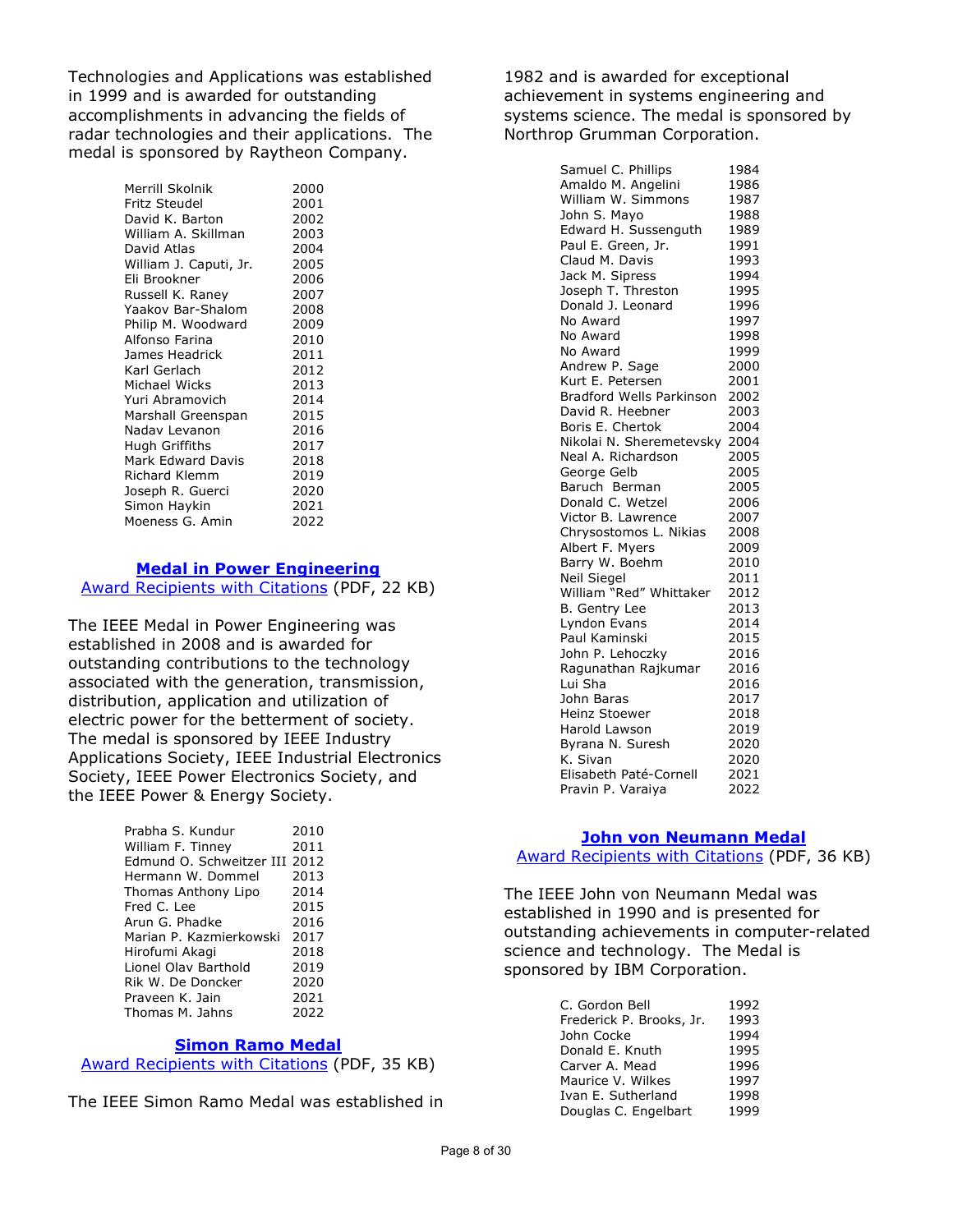Technologies and Applications was established in 1999 and is awarded for outstanding accomplishments in advancing the fields of radar technologies and their applications. The medal is sponsored by Raytheon Company.

| | |
|---|---|
| Merrill Skolnik | 2000 |
| Fritz Steudel | 2001 |
| David K. Barton | 2002 |
| William A. Skillman | 2003 |
| David Atlas | 2004 |
| William J. Caputi, Jr. | 2005 |
| Eli Brookner | 2006 |
| Russell K. Raney | 2007 |
| Yaakov Bar-Shalom | 2008 |
| Philip M. Woodward | 2009 |
| Alfonso Farina | 2010 |
| James Headrick | 2011 |
| Karl Gerlach | 2012 |
| Michael Wicks | 2013 |
| Yuri Abramovich | 2014 |
| Marshall Greenspan | 2015 |
| Nadav Levanon | 2016 |
| Hugh Griffiths | 2017 |
| Mark Edward Davis | 2018 |
| Richard Klemm | 2019 |
| Joseph R. Guerci | 2020 |
| Simon Haykin | 2021 |
| Moeness G. Amin | 2022 |

## Medal in Power Engineering

Award Recipients with Citations (PDF, 22 KB)

The IEEE Medal in Power Engineering was established in 2008 and is awarded for outstanding contributions to the technology associated with the generation, transmission, distribution, application and utilization of electric power for the betterment of society. The medal is sponsored by IEEE Industry Applications Society, IEEE Industrial Electronics Society, IEEE Power Electronics Society, and the IEEE Power & Energy Society.

| | |
|---|---|
| Prabha S. Kundur | 2010 |
| William F. Tinney | 2011 |
| Edmund O. Schweitzer III | 2012 |
| Hermann W. Dommel | 2013 |
| Thomas Anthony Lipo | 2014 |
| Fred C. Lee | 2015 |
| Arun G. Phadke | 2016 |
| Marian P. Kazmierkowski | 2017 |
| Hirofumi Akagi | 2018 |
| Lionel Olav Barthold | 2019 |
| Rik W. De Doncker | 2020 |
| Praveen K. Jain | 2021 |
| Thomas M. Jahns | 2022 |

## Simon Ramo Medal

Award Recipients with Citations (PDF, 35 KB)

The IEEE Simon Ramo Medal was established in 1982 and is awarded for exceptional achievement in systems engineering and systems science. The medal is sponsored by Northrop Grumman Corporation.

| | |
|---|---|
| Samuel C. Phillips | 1984 |
| Amaldo M. Angelini | 1986 |
| William W. Simmons | 1987 |
| John S. Mayo | 1988 |
| Edward H. Sussenguth | 1989 |
| Paul E. Green, Jr. | 1991 |
| Claud M. Davis | 1993 |
| Jack M. Sipress | 1994 |
| Joseph T. Threston | 1995 |
| Donald J. Leonard | 1996 |
| No Award | 1997 |
| No Award | 1998 |
| No Award | 1999 |
| Andrew P. Sage | 2000 |
| Kurt E. Petersen | 2001 |
| Bradford Wells Parkinson | 2002 |
| David R. Heebner | 2003 |
| Boris E. Chertok | 2004 |
| Nikolai N. Sheremetevsky | 2004 |
| Neal A. Richardson | 2005 |
| George Gelb | 2005 |
| Baruch Berman | 2005 |
| Donald C. Wetzel | 2006 |
| Victor B. Lawrence | 2007 |
| Chrysostomos L. Nikias | 2008 |
| Albert F. Myers | 2009 |
| Barry W. Boehm | 2010 |
| Neil Siegel | 2011 |
| William "Red" Whittaker | 2012 |
| B. Gentry Lee | 2013 |
| Lyndon Evans | 2014 |
| Paul Kaminski | 2015 |
| John P. Lehoczky | 2016 |
| Ragunathan Rajkumar | 2016 |
| Lui Sha | 2016 |
| John Baras | 2017 |
| Heinz Stoewer | 2018 |
| Harold Lawson | 2019 |
| Byrana N. Suresh | 2020 |
| K. Sivan | 2020 |
| Elisabeth Paté-Cornell | 2021 |
| Pravin P. Varaiya | 2022 |

## John von Neumann Medal

Award Recipients with Citations (PDF, 36 KB)

The IEEE John von Neumann Medal was established in 1990 and is presented for outstanding achievements in computer-related science and technology. The Medal is sponsored by IBM Corporation.

| | |
|---|---|
| C. Gordon Bell | 1992 |
| Frederick P. Brooks, Jr. | 1993 |
| John Cocke | 1994 |
| Donald E. Knuth | 1995 |
| Carver A. Mead | 1996 |
| Maurice V. Wilkes | 1997 |
| Ivan E. Sutherland | 1998 |
| Douglas C. Engelbart | 1999 |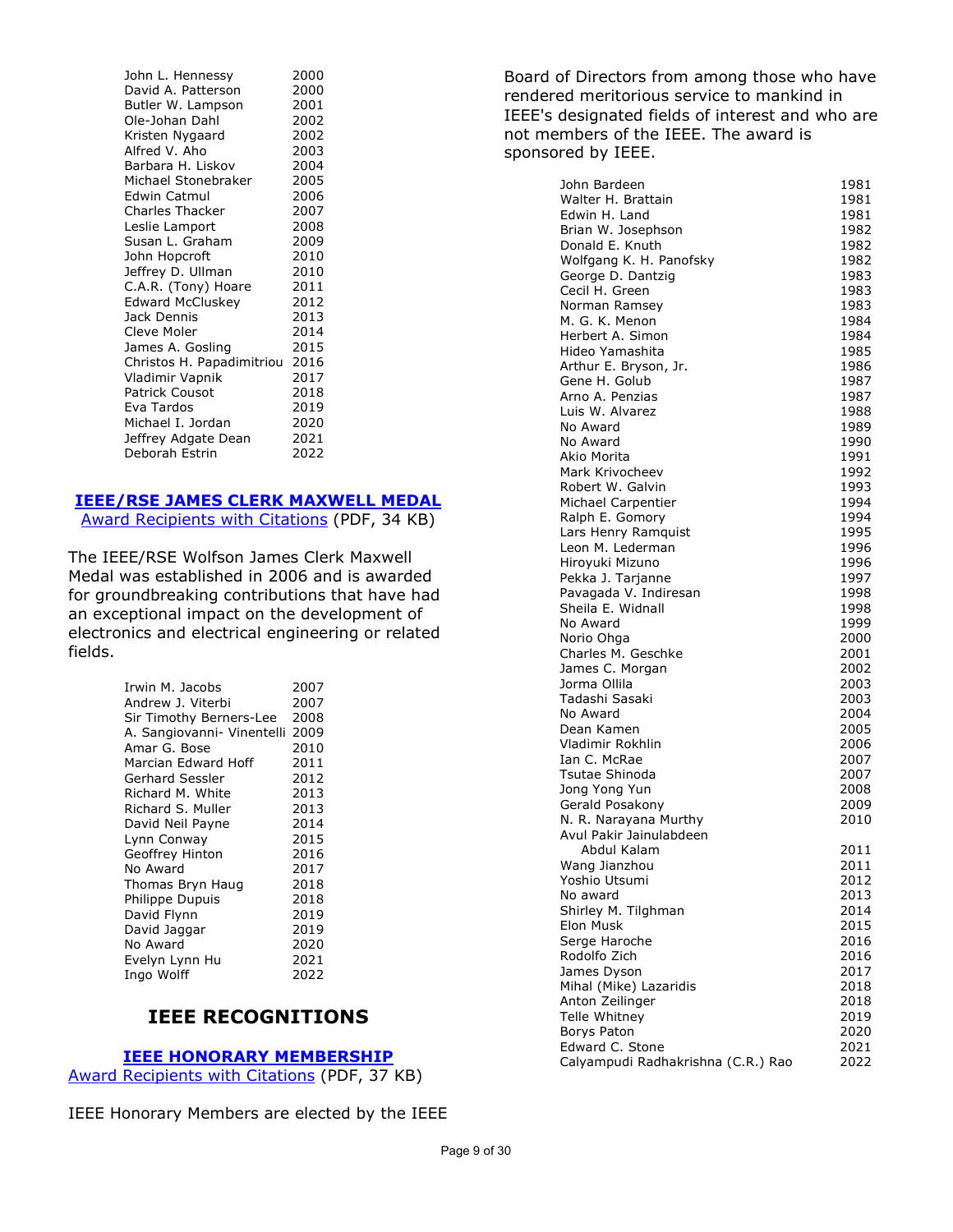| | |
|---|---|
| John L. Hennessy | 2000 |
| David A. Patterson | 2000 |
| Butler W. Lampson | 2001 |
| Ole-Johan Dahl | 2002 |
| Kristen Nygaard | 2002 |
| Alfred V. Aho | 2003 |
| Barbara H. Liskov | 2004 |
| Michael Stonebraker | 2005 |
| Edwin Catmul | 2006 |
| Charles Thacker | 2007 |
| Leslie Lamport | 2008 |
| Susan L. Graham | 2009 |
| John Hopcroft | 2010 |
| Jeffrey D. Ullman | 2010 |
| C.A.R. (Tony) Hoare | 2011 |
| Edward McCluskey | 2012 |
| Jack Dennis | 2013 |
| Cleve Moler | 2014 |
| James A. Gosling | 2015 |
| Christos H. Papadimitriou | 2016 |
| Vladimir Vapnik | 2017 |
| Patrick Cousot | 2018 |
| Eva Tardos | 2019 |
| Michael I. Jordan | 2020 |
| Jeffrey Adgate Dean | 2021 |
| Deborah Estrin | 2022 |

### IEEE/RSE JAMES CLERK MAXWELL MEDAL

Award Recipients with Citations (PDF, 34 KB)

The IEEE/RSE Wolfson James Clerk Maxwell Medal was established in 2006 and is awarded for groundbreaking contributions that have had an exceptional impact on the development of electronics and electrical engineering or related fields.

| | |
|---|---|
| Irwin M. Jacobs | 2007 |
| Andrew J. Viterbi | 2007 |
| Sir Timothy Berners-Lee | 2008 |
| A. Sangiovanni- Vinentelli | 2009 |
| Amar G. Bose | 2010 |
| Marcian Edward Hoff | 2011 |
| Gerhard Sessler | 2012 |
| Richard M. White | 2013 |
| Richard S. Muller | 2013 |
| David Neil Payne | 2014 |
| Lynn Conway | 2015 |
| Geoffrey Hinton | 2016 |
| No Award | 2017 |
| Thomas Bryn Haug | 2018 |
| Philippe Dupuis | 2018 |
| David Flynn | 2019 |
| David Jaggar | 2019 |
| No Award | 2020 |
| Evelyn Lynn Hu | 2021 |
| Ingo Wolff | 2022 |

## IEEE RECOGNITIONS

### IEEE HONORARY MEMBERSHIP

Award Recipients with Citations (PDF, 37 KB)

IEEE Honorary Members are elected by the IEEE Board of Directors from among those who have rendered meritorious service to mankind in IEEE's designated fields of interest and who are not members of the IEEE. The award is sponsored by IEEE.

| | |
|---|---|
| John Bardeen | 1981 |
| Walter H. Brattain | 1981 |
| Edwin H. Land | 1981 |
| Brian W. Josephson | 1982 |
| Donald E. Knuth | 1982 |
| Wolfgang K. H. Panofsky | 1982 |
| George D. Dantzig | 1983 |
| Cecil H. Green | 1983 |
| Norman Ramsey | 1983 |
| M. G. K. Menon | 1984 |
| Herbert A. Simon | 1984 |
| Hideo Yamashita | 1985 |
| Arthur E. Bryson, Jr. | 1986 |
| Gene H. Golub | 1987 |
| Arno A. Penzias | 1987 |
| Luis W. Alvarez | 1988 |
| No Award | 1989 |
| No Award | 1990 |
| Akio Morita | 1991 |
| Mark Krivocheev | 1992 |
| Robert W. Galvin | 1993 |
| Michael Carpentier | 1994 |
| Ralph E. Gomory | 1994 |
| Lars Henry Ramquist | 1995 |
| Leon M. Lederman | 1996 |
| Hiroyuki Mizuno | 1996 |
| Pekka J. Tarjanne | 1997 |
| Pavagada V. Indiresan | 1998 |
| Sheila E. Widnall | 1998 |
| No Award | 1999 |
| Norio Ohga | 2000 |
| Charles M. Geschke | 2001 |
| James C. Morgan | 2002 |
| Jorma Ollila | 2003 |
| Tadashi Sasaki | 2003 |
| No Award | 2004 |
| Dean Kamen | 2005 |
| Vladimir Rokhlin | 2006 |
| Ian C. McRae | 2007 |
| Tsutae Shinoda | 2007 |
| Jong Yong Yun | 2008 |
| Gerald Posakony | 2009 |
| N. R. Narayana Murthy | 2010 |
| Avul Pakir Jainulabdeen Abdul Kalam | 2011 |
| Wang Jianzhou | 2011 |
| Yoshio Utsumi | 2012 |
| No award | 2013 |
| Shirley M. Tilghman | 2014 |
| Elon Musk | 2015 |
| Serge Haroche | 2016 |
| Rodolfo Zich | 2016 |
| James Dyson | 2017 |
| Mihal (Mike) Lazaridis | 2018 |
| Anton Zeilinger | 2018 |
| Telle Whitney | 2019 |
| Borys Paton | 2020 |
| Edward C. Stone | 2021 |
| Calyampudi Radhakrishna (C.R.) Rao | 2022 |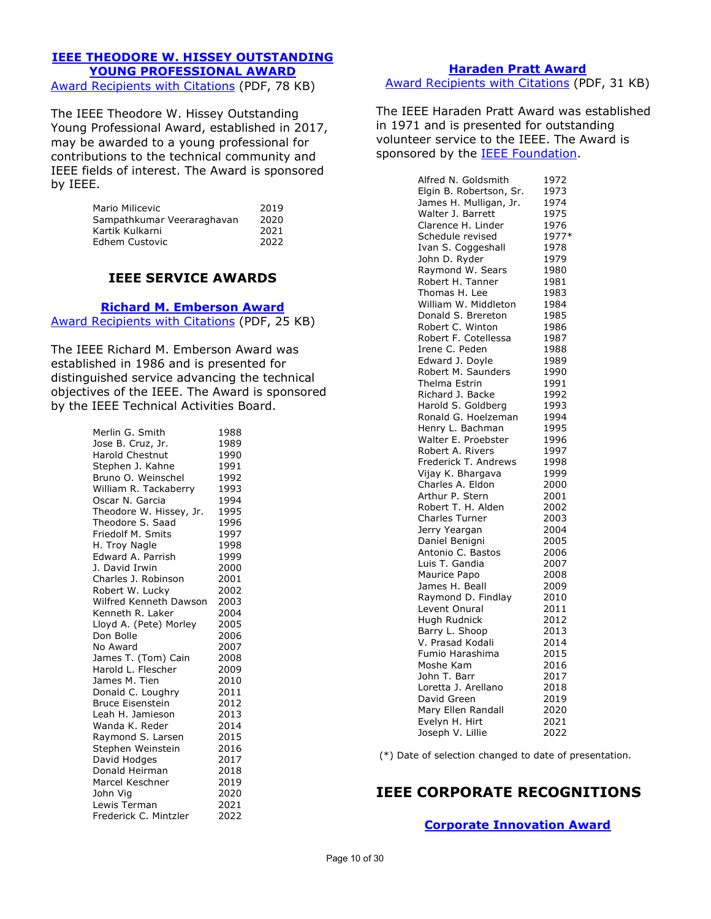### IEEE THEODORE W. HISSEY OUTSTANDING YOUNG PROFESSIONAL AWARD

Award Recipients with Citations (PDF, 78 KB)

The IEEE Theodore W. Hissey Outstanding Young Professional Award, established in 2017, may be awarded to a young professional for contributions to the technical community and IEEE fields of interest. The Award is sponsored by IEEE.

| | |
|---|---|
| Mario Milicevic | 2019 |
| Sampathkumar Veeraraghavan | 2020 |
| Kartik Kulkarni | 2021 |
| Edhem Custovic | 2022 |

## IEEE SERVICE AWARDS

### Richard M. Emberson Award

Award Recipients with Citations (PDF, 25 KB)

The IEEE Richard M. Emberson Award was established in 1986 and is presented for distinguished service advancing the technical objectives of the IEEE. The Award is sponsored by the IEEE Technical Activities Board.

| | |
|---|---|
| Merlin G. Smith | 1988 |
| Jose B. Cruz, Jr. | 1989 |
| Harold Chestnut | 1990 |
| Stephen J. Kahne | 1991 |
| Bruno O. Weinschel | 1992 |
| William R. Tackaberry | 1993 |
| Oscar N. Garcia | 1994 |
| Theodore W. Hissey, Jr. | 1995 |
| Theodore S. Saad | 1996 |
| Friedolf M. Smits | 1997 |
| H. Troy Nagle | 1998 |
| Edward A. Parrish | 1999 |
| J. David Irwin | 2000 |
| Charles J. Robinson | 2001 |
| Robert W. Lucky | 2002 |
| Wilfred Kenneth Dawson | 2003 |
| Kenneth R. Laker | 2004 |
| Lloyd A. (Pete) Morley | 2005 |
| Don Bolle | 2006 |
| No Award | 2007 |
| James T. (Tom) Cain | 2008 |
| Harold L. Flescher | 2009 |
| James M. Tien | 2010 |
| Donald C. Loughry | 2011 |
| Bruce Eisenstein | 2012 |
| Leah H. Jamieson | 2013 |
| Wanda K. Reder | 2014 |
| Raymond S. Larsen | 2015 |
| Stephen Weinstein | 2016 |
| David Hodges | 2017 |
| Donald Heirman | 2018 |
| Marcel Keschner | 2019 |
| John Vig | 2020 |
| Lewis Terman | 2021 |
| Frederick C. Mintzler | 2022 |

### Haraden Pratt Award

Award Recipients with Citations (PDF, 31 KB)

The IEEE Haraden Pratt Award was established in 1971 and is presented for outstanding volunteer service to the IEEE. The Award is sponsored by the IEEE Foundation.

| | |
|---|---|
| Alfred N. Goldsmith | 1972 |
| Elgin B. Robertson, Sr. | 1973 |
| James H. Mulligan, Jr. | 1974 |
| Walter J. Barrett | 1975 |
| Clarence H. Linder | 1976 |
| Schedule revised | 1977* |
| Ivan S. Coggeshall | 1978 |
| John D. Ryder | 1979 |
| Raymond W. Sears | 1980 |
| Robert H. Tanner | 1981 |
| Thomas H. Lee | 1983 |
| William W. Middleton | 1984 |
| Donald S. Brereton | 1985 |
| Robert C. Winton | 1986 |
| Robert F. Cotellessa | 1987 |
| Irene C. Peden | 1988 |
| Edward J. Doyle | 1989 |
| Robert M. Saunders | 1990 |
| Thelma Estrin | 1991 |
| Richard J. Backe | 1992 |
| Harold S. Goldberg | 1993 |
| Ronald G. Hoelzeman | 1994 |
| Henry L. Bachman | 1995 |
| Walter E. Proebster | 1996 |
| Robert A. Rivers | 1997 |
| Frederick T. Andrews | 1998 |
| Vijay K. Bhargava | 1999 |
| Charles A. Eldon | 2000 |
| Arthur P. Stern | 2001 |
| Robert T. H. Alden | 2002 |
| Charles Turner | 2003 |
| Jerry Yeargan | 2004 |
| Daniel Benigni | 2005 |
| Antonio C. Bastos | 2006 |
| Luis T. Gandia | 2007 |
| Maurice Papo | 2008 |
| James H. Beall | 2009 |
| Raymond D. Findlay | 2010 |
| Levent Onural | 2011 |
| Hugh Rudnick | 2012 |
| Barry L. Shoop | 2013 |
| V. Prasad Kodali | 2014 |
| Fumio Harashima | 2015 |
| Moshe Kam | 2016 |
| John T. Barr | 2017 |
| Loretta J. Arellano | 2018 |
| David Green | 2019 |
| Mary Ellen Randall | 2020 |
| Evelyn H. Hirt | 2021 |
| Joseph V. Lillie | 2022 |

(*) Date of selection changed to date of presentation.

## IEEE CORPORATE RECOGNITIONS

### Corporate Innovation Award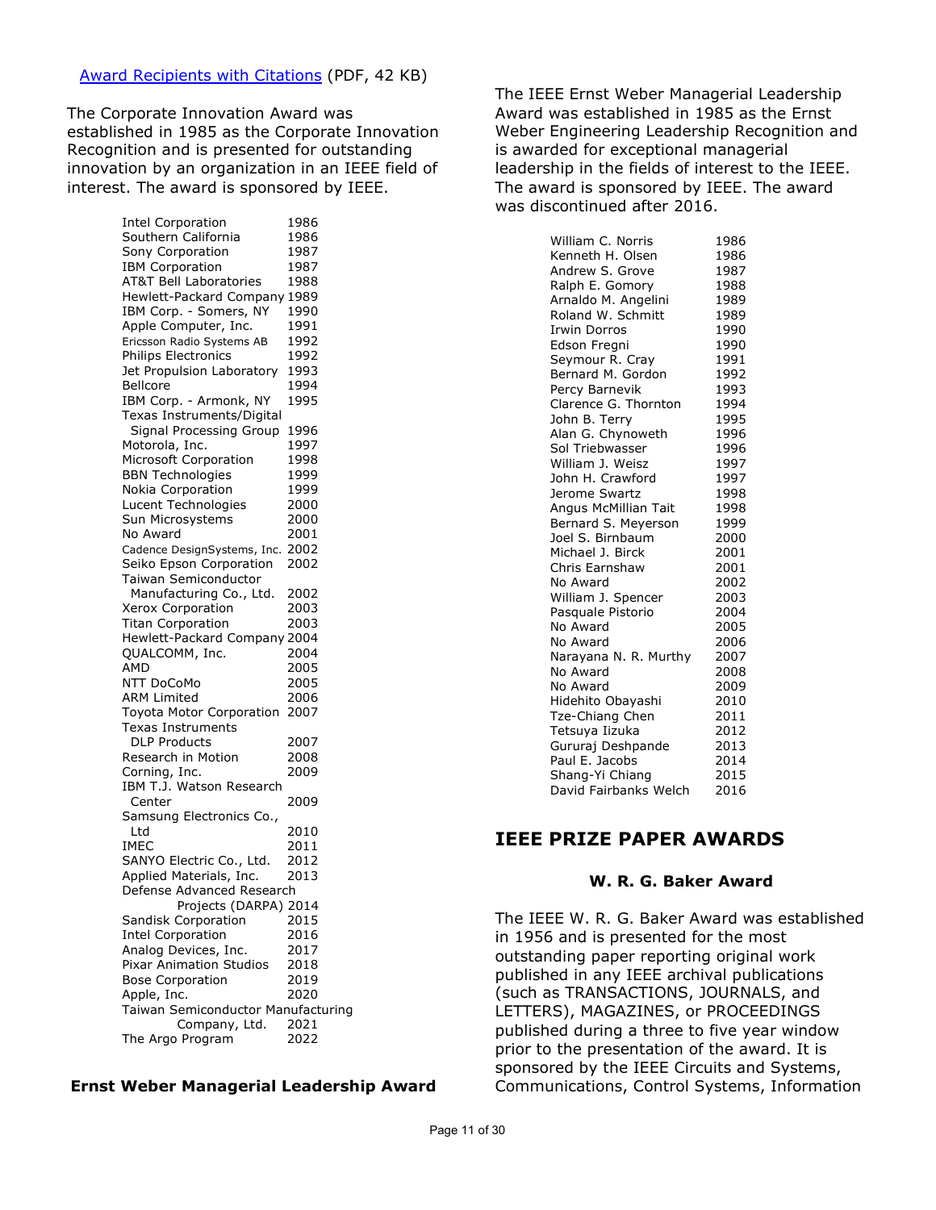[Award Recipients with Citations](#) (PDF, 42 KB)

The Corporate Innovation Award was established in 1985 as the Corporate Innovation Recognition and is presented for outstanding innovation by an organization in an IEEE field of interest. The award is sponsored by IEEE.

| | |
|---|---|
| Intel Corporation | 1986 |
| Southern California | 1986 |
| Sony Corporation | 1987 |
| IBM Corporation | 1987 |
| AT&T Bell Laboratories | 1988 |
| Hewlett-Packard Company | 1989 |
| IBM Corp. - Somers, NY | 1990 |
| Apple Computer, Inc. | 1991 |
| Ericsson Radio Systems AB | 1992 |
| Philips Electronics | 1992 |
| Jet Propulsion Laboratory | 1993 |
| Bellcore | 1994 |
| IBM Corp. - Armonk, NY | 1995 |
| Texas Instruments/Digital Signal Processing Group | 1996 |
| Motorola, Inc. | 1997 |
| Microsoft Corporation | 1998 |
| BBN Technologies | 1999 |
| Nokia Corporation | 1999 |
| Lucent Technologies | 2000 |
| Sun Microsystems | 2000 |
| No Award | 2001 |
| Cadence DesignSystems, Inc. | 2002 |
| Seiko Epson Corporation | 2002 |
| Taiwan Semiconductor Manufacturing Co., Ltd. | 2002 |
| Xerox Corporation | 2003 |
| Titan Corporation | 2003 |
| Hewlett-Packard Company | 2004 |
| QUALCOMM, Inc. | 2004 |
| AMD | 2005 |
| NTT DoCoMo | 2005 |
| ARM Limited | 2006 |
| Toyota Motor Corporation | 2007 |
| Texas Instruments DLP Products | 2007 |
| Research in Motion | 2008 |
| Corning, Inc. | 2009 |
| IBM T.J. Watson Research Center | 2009 |
| Samsung Electronics Co., Ltd | 2010 |
| IMEC | 2011 |
| SANYO Electric Co., Ltd. | 2012 |
| Applied Materials, Inc. | 2013 |
| Defense Advanced Research Projects (DARPA) | 2014 |
| Sandisk Corporation | 2015 |
| Intel Corporation | 2016 |
| Analog Devices, Inc. | 2017 |
| Pixar Animation Studios | 2018 |
| Bose Corporation | 2019 |
| Apple, Inc. | 2020 |
| Taiwan Semiconductor Manufacturing Company, Ltd. | 2021 |
| The Argo Program | 2022 |

### Ernst Weber Managerial Leadership Award

The IEEE Ernst Weber Managerial Leadership Award was established in 1985 as the Ernst Weber Engineering Leadership Recognition and is awarded for exceptional managerial leadership in the fields of interest to the IEEE. The award is sponsored by IEEE. The award was discontinued after 2016.

| | |
|---|---|
| William C. Norris | 1986 |
| Kenneth H. Olsen | 1986 |
| Andrew S. Grove | 1987 |
| Ralph E. Gomory | 1988 |
| Arnaldo M. Angelini | 1989 |
| Roland W. Schmitt | 1989 |
| Irwin Dorros | 1990 |
| Edson Fregni | 1990 |
| Seymour R. Cray | 1991 |
| Bernard M. Gordon | 1992 |
| Percy Barnevik | 1993 |
| Clarence G. Thornton | 1994 |
| John B. Terry | 1995 |
| Alan G. Chynoweth | 1996 |
| Sol Triebwasser | 1996 |
| William J. Weisz | 1997 |
| John H. Crawford | 1997 |
| Jerome Swartz | 1998 |
| Angus McMillian Tait | 1998 |
| Bernard S. Meyerson | 1999 |
| Joel S. Birnbaum | 2000 |
| Michael J. Birck | 2001 |
| Chris Earnshaw | 2001 |
| No Award | 2002 |
| William J. Spencer | 2003 |
| Pasquale Pistorio | 2004 |
| No Award | 2005 |
| No Award | 2006 |
| Narayana N. R. Murthy | 2007 |
| No Award | 2008 |
| No Award | 2009 |
| Hidehito Obayashi | 2010 |
| Tze-Chiang Chen | 2011 |
| Tetsuya Iizuka | 2012 |
| Gururaj Deshpande | 2013 |
| Paul E. Jacobs | 2014 |
| Shang-Yi Chiang | 2015 |
| David Fairbanks Welch | 2016 |

## IEEE PRIZE PAPER AWARDS

### W. R. G. Baker Award

The IEEE W. R. G. Baker Award was established in 1956 and is presented for the most outstanding paper reporting original work published in any IEEE archival publications (such as TRANSACTIONS, JOURNALS, and LETTERS), MAGAZINES, or PROCEEDINGS published during a three to five year window prior to the presentation of the award. It is sponsored by the IEEE Circuits and Systems, Communications, Control Systems, Information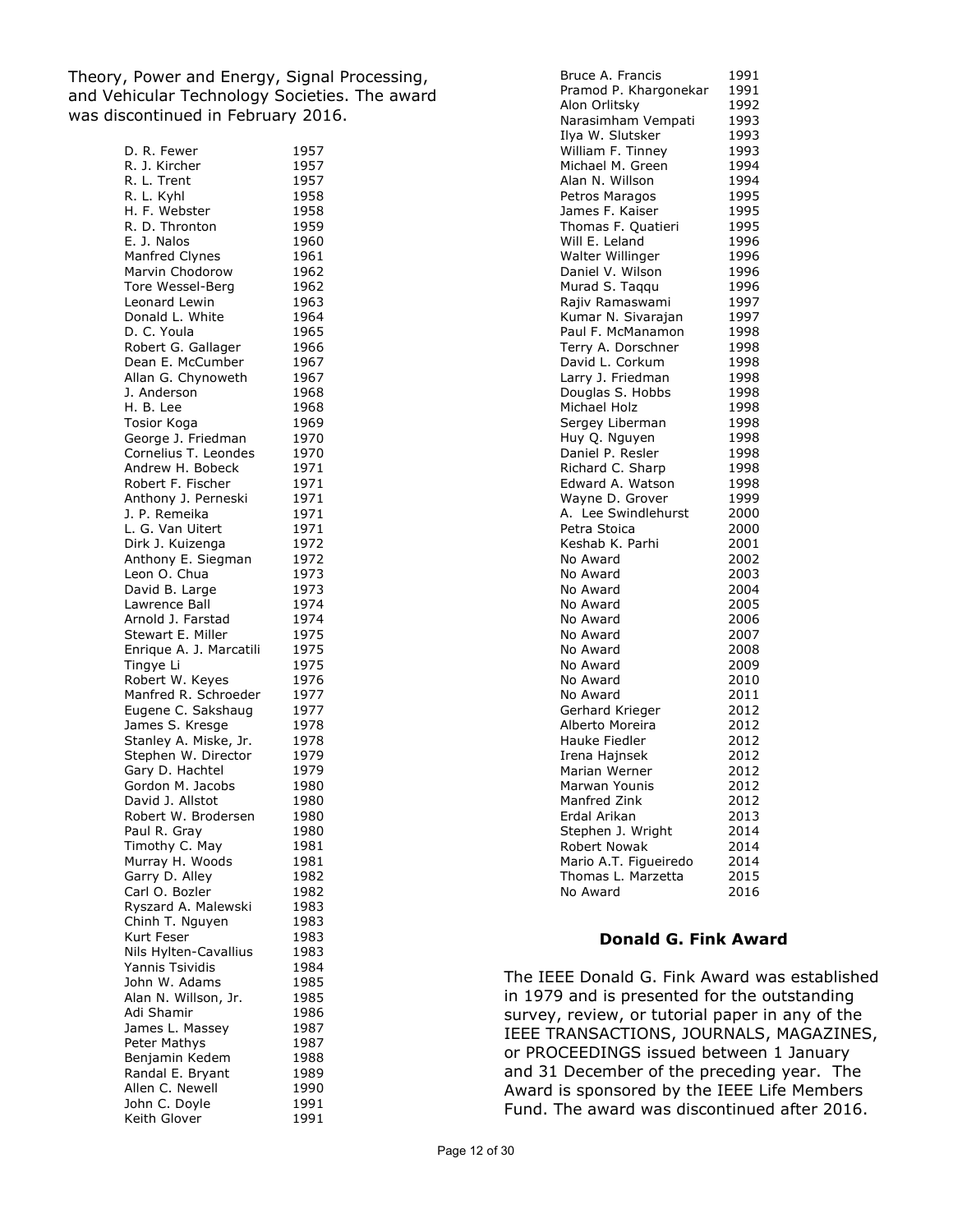Theory, Power and Energy, Signal Processing, and Vehicular Technology Societies. The award was discontinued in February 2016.

| | |
|---|---|
| D. R. Fewer | 1957 |
| R. J. Kircher | 1957 |
| R. L. Trent | 1957 |
| R. L. Kyhl | 1958 |
| H. F. Webster | 1958 |
| R. D. Thronton | 1959 |
| E. J. Nalos | 1960 |
| Manfred Clynes | 1961 |
| Marvin Chodorow | 1962 |
| Tore Wessel-Berg | 1962 |
| Leonard Lewin | 1963 |
| Donald L. White | 1964 |
| D. C. Youla | 1965 |
| Robert G. Gallager | 1966 |
| Dean E. McCumber | 1967 |
| Allan G. Chynoweth | 1967 |
| J. Anderson | 1968 |
| H. B. Lee | 1968 |
| Tosior Koga | 1969 |
| George J. Friedman | 1970 |
| Cornelius T. Leondes | 1970 |
| Andrew H. Bobeck | 1971 |
| Robert F. Fischer | 1971 |
| Anthony J. Perneski | 1971 |
| J. P. Remeika | 1971 |
| L. G. Van Uitert | 1971 |
| Dirk J. Kuizenga | 1972 |
| Anthony E. Siegman | 1972 |
| Leon O. Chua | 1973 |
| David B. Large | 1973 |
| Lawrence Ball | 1974 |
| Arnold J. Farstad | 1974 |
| Stewart E. Miller | 1975 |
| Enrique A. J. Marcatili | 1975 |
| Tingye Li | 1975 |
| Robert W. Keyes | 1976 |
| Manfred R. Schroeder | 1977 |
| Eugene C. Sakshaug | 1977 |
| James S. Kresge | 1978 |
| Stanley A. Miske, Jr. | 1978 |
| Stephen W. Director | 1979 |
| Gary D. Hachtel | 1979 |
| Gordon M. Jacobs | 1980 |
| David J. Allstot | 1980 |
| Robert W. Brodersen | 1980 |
| Paul R. Gray | 1980 |
| Timothy C. May | 1981 |
| Murray H. Woods | 1981 |
| Garry D. Alley | 1982 |
| Carl O. Bozler | 1982 |
| Ryszard A. Malewski | 1983 |
| Chinh T. Nguyen | 1983 |
| Kurt Feser | 1983 |
| Nils Hylten-Cavallius | 1983 |
| Yannis Tsividis | 1984 |
| John W. Adams | 1985 |
| Alan N. Willson, Jr. | 1985 |
| Adi Shamir | 1986 |
| James L. Massey | 1987 |
| Peter Mathys | 1987 |
| Benjamin Kedem | 1988 |
| Randal E. Bryant | 1989 |
| Allen C. Newell | 1990 |
| John C. Doyle | 1991 |
| Keith Glover | 1991 |
| Bruce A. Francis | 1991 |
| Pramod P. Khargonekar | 1991 |
| Alon Orlitsky | 1992 |
| Narasimham Vempati | 1993 |
| Ilya W. Slutsker | 1993 |
| William F. Tinney | 1993 |
| Michael M. Green | 1994 |
| Alan N. Willson | 1994 |
| Petros Maragos | 1995 |
| James F. Kaiser | 1995 |
| Thomas F. Quatieri | 1995 |
| Will E. Leland | 1996 |
| Walter Willinger | 1996 |
| Daniel V. Wilson | 1996 |
| Murad S. Taqqu | 1996 |
| Rajiv Ramaswami | 1997 |
| Kumar N. Sivarajan | 1997 |
| Paul F. McManamon | 1998 |
| Terry A. Dorschner | 1998 |
| David L. Corkum | 1998 |
| Larry J. Friedman | 1998 |
| Douglas S. Hobbs | 1998 |
| Michael Holz | 1998 |
| Sergey Liberman | 1998 |
| Huy Q. Nguyen | 1998 |
| Daniel P. Resler | 1998 |
| Richard C. Sharp | 1998 |
| Edward A. Watson | 1998 |
| Wayne D. Grover | 1999 |
| A. Lee Swindlehurst | 2000 |
| Petra Stoica | 2000 |
| Keshab K. Parhi | 2001 |
| No Award | 2002 |
| No Award | 2003 |
| No Award | 2004 |
| No Award | 2005 |
| No Award | 2006 |
| No Award | 2007 |
| No Award | 2008 |
| No Award | 2009 |
| No Award | 2010 |
| No Award | 2011 |
| Gerhard Krieger | 2012 |
| Alberto Moreira | 2012 |
| Hauke Fiedler | 2012 |
| Irena Hajnsek | 2012 |
| Marian Werner | 2012 |
| Marwan Younis | 2012 |
| Manfred Zink | 2012 |
| Erdal Arikan | 2013 |
| Stephen J. Wright | 2014 |
| Robert Nowak | 2014 |
| Mario A.T. Figueiredo | 2014 |
| Thomas L. Marzetta | 2015 |
| No Award | 2016 |

## Donald G. Fink Award

The IEEE Donald G. Fink Award was established in 1979 and is presented for the outstanding survey, review, or tutorial paper in any of the IEEE TRANSACTIONS, JOURNALS, MAGAZINES, or PROCEEDINGS issued between 1 January and 31 December of the preceding year. The Award is sponsored by the IEEE Life Members Fund. The award was discontinued after 2016.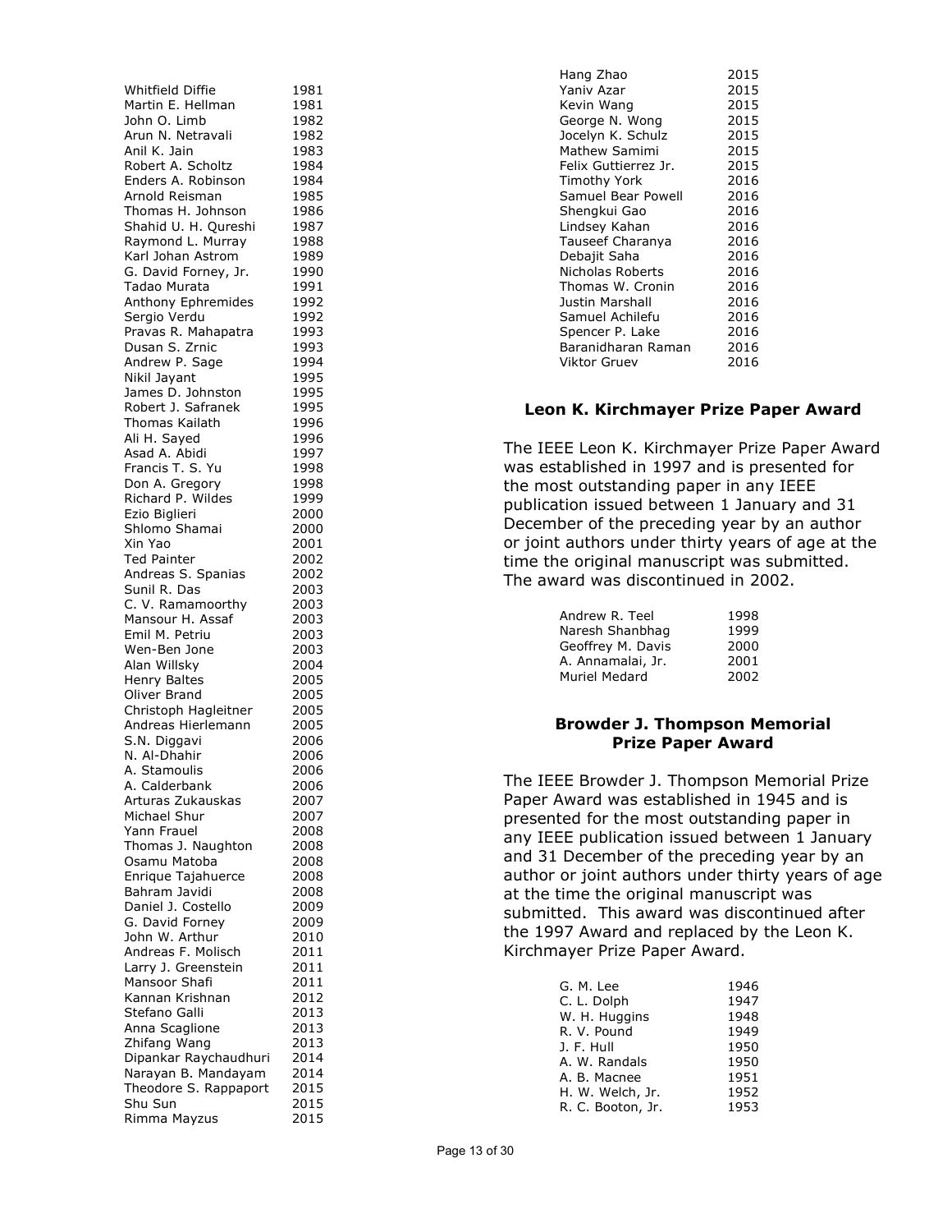| | |
|---|---|
| Whitfield Diffie | 1981 |
| Martin E. Hellman | 1981 |
| John O. Limb | 1982 |
| Arun N. Netravali | 1982 |
| Anil K. Jain | 1983 |
| Robert A. Scholtz | 1984 |
| Enders A. Robinson | 1984 |
| Arnold Reisman | 1985 |
| Thomas H. Johnson | 1986 |
| Shahid U. H. Qureshi | 1987 |
| Raymond L. Murray | 1988 |
| Karl Johan Astrom | 1989 |
| G. David Forney, Jr. | 1990 |
| Tadao Murata | 1991 |
| Anthony Ephremides | 1992 |
| Sergio Verdu | 1992 |
| Pravas R. Mahapatra | 1993 |
| Dusan S. Zrnic | 1993 |
| Andrew P. Sage | 1994 |
| Nikil Jayant | 1995 |
| James D. Johnston | 1995 |
| Robert J. Safranek | 1995 |
| Thomas Kailath | 1996 |
| Ali H. Sayed | 1996 |
| Asad A. Abidi | 1997 |
| Francis T. S. Yu | 1998 |
| Don A. Gregory | 1998 |
| Richard P. Wildes | 1999 |
| Ezio Biglieri | 2000 |
| Shlomo Shamai | 2000 |
| Xin Yao | 2001 |
| Ted Painter | 2002 |
| Andreas S. Spanias | 2002 |
| Sunil R. Das | 2003 |
| C. V. Ramamoorthy | 2003 |
| Mansour H. Assaf | 2003 |
| Emil M. Petriu | 2003 |
| Wen-Ben Jone | 2003 |
| Alan Willsky | 2004 |
| Henry Baltes | 2005 |
| Oliver Brand | 2005 |
| Christoph Hagleitner | 2005 |
| Andreas Hierlemann | 2005 |
| S.N. Diggavi | 2006 |
| N. Al-Dhahir | 2006 |
| A. Stamoulis | 2006 |
| A. Calderbank | 2006 |
| Arturas Zukauskas | 2007 |
| Michael Shur | 2007 |
| Yann Frauel | 2008 |
| Thomas J. Naughton | 2008 |
| Osamu Matoba | 2008 |
| Enrique Tajahuerce | 2008 |
| Bahram Javidi | 2008 |
| Daniel J. Costello | 2009 |
| G. David Forney | 2009 |
| John W. Arthur | 2010 |
| Andreas F. Molisch | 2011 |
| Larry J. Greenstein | 2011 |
| Mansoor Shafi | 2011 |
| Kannan Krishnan | 2012 |
| Stefano Galli | 2013 |
| Anna Scaglione | 2013 |
| Zhifang Wang | 2013 |
| Dipankar Raychaudhuri | 2014 |
| Narayan B. Mandayam | 2014 |
| Theodore S. Rappaport | 2015 |
| Shu Sun | 2015 |
| Rimma Mayzus | 2015 |
| Hang Zhao | 2015 |
| Yaniv Azar | 2015 |
| Kevin Wang | 2015 |
| George N. Wong | 2015 |
| Jocelyn K. Schulz | 2015 |
| Mathew Samimi | 2015 |
| Felix Guttierrez Jr. | 2015 |
| Timothy York | 2016 |
| Samuel Bear Powell | 2016 |
| Shengkui Gao | 2016 |
| Lindsey Kahan | 2016 |
| Tauseef Charanya | 2016 |
| Debajit Saha | 2016 |
| Nicholas Roberts | 2016 |
| Thomas W. Cronin | 2016 |
| Justin Marshall | 2016 |
| Samuel Achilefu | 2016 |
| Spencer P. Lake | 2016 |
| Baranidharan Raman | 2016 |
| Viktor Gruev | 2016 |

## Leon K. Kirchmayer Prize Paper Award

The IEEE Leon K. Kirchmayer Prize Paper Award was established in 1997 and is presented for the most outstanding paper in any IEEE publication issued between 1 January and 31 December of the preceding year by an author or joint authors under thirty years of age at the time the original manuscript was submitted. The award was discontinued in 2002.

| | |
|---|---|
| Andrew R. Teel | 1998 |
| Naresh Shanbhag | 1999 |
| Geoffrey M. Davis | 2000 |
| A. Annamalai, Jr. | 2001 |
| Muriel Medard | 2002 |

## Browder J. Thompson Memorial Prize Paper Award

The IEEE Browder J. Thompson Memorial Prize Paper Award was established in 1945 and is presented for the most outstanding paper in any IEEE publication issued between 1 January and 31 December of the preceding year by an author or joint authors under thirty years of age at the time the original manuscript was submitted. This award was discontinued after the 1997 Award and replaced by the Leon K. Kirchmayer Prize Paper Award.

| | |
|---|---|
| G. M. Lee | 1946 |
| C. L. Dolph | 1947 |
| W. H. Huggins | 1948 |
| R. V. Pound | 1949 |
| J. F. Hull | 1950 |
| A. W. Randals | 1950 |
| A. B. Macnee | 1951 |
| H. W. Welch, Jr. | 1952 |
| R. C. Booton, Jr. | 1953 |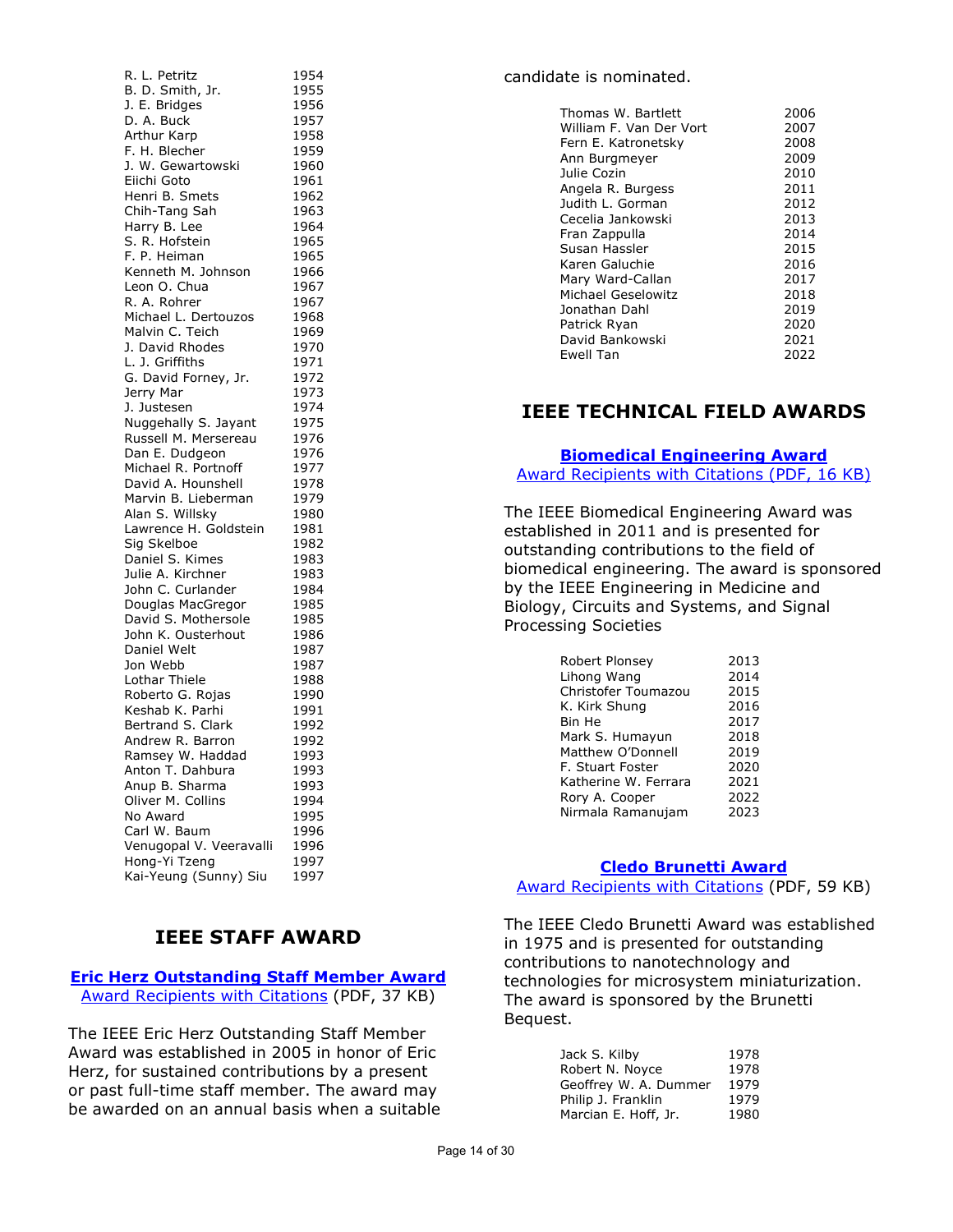| | |
|---|---|
| R. L. Petritz | 1954 |
| B. D. Smith, Jr. | 1955 |
| J. E. Bridges | 1956 |
| D. A. Buck | 1957 |
| Arthur Karp | 1958 |
| F. H. Blecher | 1959 |
| J. W. Gewartowski | 1960 |
| Eiichi Goto | 1961 |
| Henri B. Smets | 1962 |
| Chih-Tang Sah | 1963 |
| Harry B. Lee | 1964 |
| S. R. Hofstein | 1965 |
| F. P. Heiman | 1965 |
| Kenneth M. Johnson | 1966 |
| Leon O. Chua | 1967 |
| R. A. Rohrer | 1967 |
| Michael L. Dertouzos | 1968 |
| Malvin C. Teich | 1969 |
| J. David Rhodes | 1970 |
| L. J. Griffiths | 1971 |
| G. David Forney, Jr. | 1972 |
| Jerry Mar | 1973 |
| J. Justesen | 1974 |
| Nuggehally S. Jayant | 1975 |
| Russell M. Mersereau | 1976 |
| Dan E. Dudgeon | 1976 |
| Michael R. Portnoff | 1977 |
| David A. Hounshell | 1978 |
| Marvin B. Lieberman | 1979 |
| Alan S. Willsky | 1980 |
| Lawrence H. Goldstein | 1981 |
| Sig Skelboe | 1982 |
| Daniel S. Kimes | 1983 |
| Julie A. Kirchner | 1983 |
| John C. Curlander | 1984 |
| Douglas MacGregor | 1985 |
| David S. Mothersole | 1985 |
| John K. Ousterhout | 1986 |
| Daniel Welt | 1987 |
| Jon Webb | 1987 |
| Lothar Thiele | 1988 |
| Roberto G. Rojas | 1990 |
| Keshab K. Parhi | 1991 |
| Bertrand S. Clark | 1992 |
| Andrew R. Barron | 1992 |
| Ramsey W. Haddad | 1993 |
| Anton T. Dahbura | 1993 |
| Anup B. Sharma | 1993 |
| Oliver M. Collins | 1994 |
| No Award | 1995 |
| Carl W. Baum | 1996 |
| Venugopal V. Veeravalli | 1996 |
| Hong-Yi Tzeng | 1997 |
| Kai-Yeung (Sunny) Siu | 1997 |

## IEEE STAFF AWARD

### Eric Herz Outstanding Staff Member Award

Award Recipients with Citations (PDF, 37 KB)

The IEEE Eric Herz Outstanding Staff Member Award was established in 2005 in honor of Eric Herz, for sustained contributions by a present or past full-time staff member. The award may be awarded on an annual basis when a suitable candidate is nominated.

| | |
|---|---|
| Thomas W. Bartlett | 2006 |
| William F. Van Der Vort | 2007 |
| Fern E. Katronetsky | 2008 |
| Ann Burgmeyer | 2009 |
| Julie Cozin | 2010 |
| Angela R. Burgess | 2011 |
| Judith L. Gorman | 2012 |
| Cecelia Jankowski | 2013 |
| Fran Zappulla | 2014 |
| Susan Hassler | 2015 |
| Karen Galuchie | 2016 |
| Mary Ward-Callan | 2017 |
| Michael Geselowitz | 2018 |
| Jonathan Dahl | 2019 |
| Patrick Ryan | 2020 |
| David Bankowski | 2021 |
| Ewell Tan | 2022 |

## IEEE TECHNICAL FIELD AWARDS

### Biomedical Engineering Award

Award Recipients with Citations (PDF, 16 KB)

The IEEE Biomedical Engineering Award was established in 2011 and is presented for outstanding contributions to the field of biomedical engineering. The award is sponsored by the IEEE Engineering in Medicine and Biology, Circuits and Systems, and Signal Processing Societies

| | |
|---|---|
| Robert Plonsey | 2013 |
| Lihong Wang | 2014 |
| Christofer Toumazou | 2015 |
| K. Kirk Shung | 2016 |
| Bin He | 2017 |
| Mark S. Humayun | 2018 |
| Matthew O'Donnell | 2019 |
| F. Stuart Foster | 2020 |
| Katherine W. Ferrara | 2021 |
| Rory A. Cooper | 2022 |
| Nirmala Ramanujam | 2023 |

### Cledo Brunetti Award

Award Recipients with Citations (PDF, 59 KB)

The IEEE Cledo Brunetti Award was established in 1975 and is presented for outstanding contributions to nanotechnology and technologies for microsystem miniaturization. The award is sponsored by the Brunetti Bequest.

| | |
|---|---|
| Jack S. Kilby | 1978 |
| Robert N. Noyce | 1978 |
| Geoffrey W. A. Dummer | 1979 |
| Philip J. Franklin | 1979 |
| Marcian E. Hoff, Jr. | 1980 |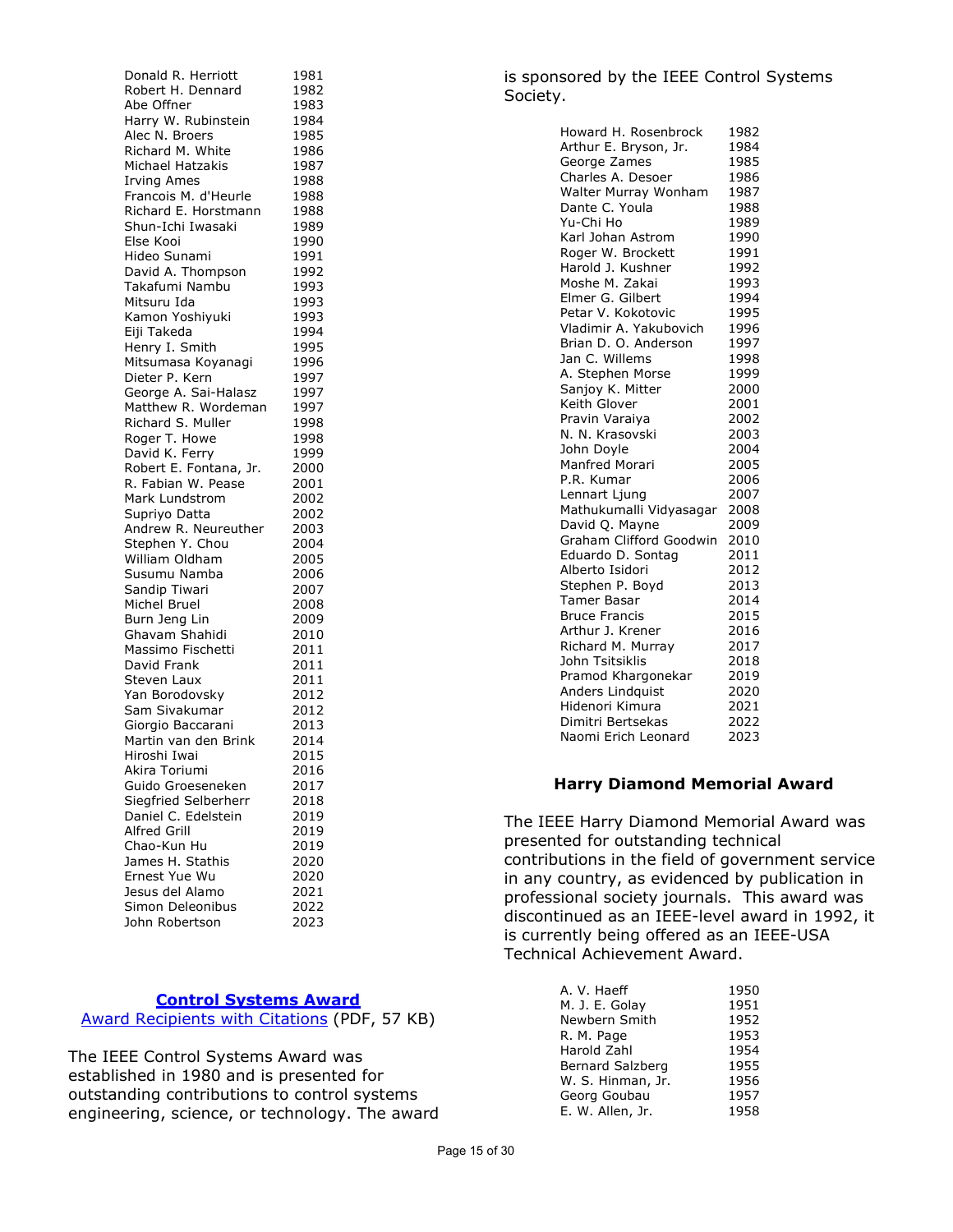| | |
|---|---|
| Donald R. Herriott | 1981 |
| Robert H. Dennard | 1982 |
| Abe Offner | 1983 |
| Harry W. Rubinstein | 1984 |
| Alec N. Broers | 1985 |
| Richard M. White | 1986 |
| Michael Hatzakis | 1987 |
| Irving Ames | 1988 |
| Francois M. d'Heurle | 1988 |
| Richard E. Horstmann | 1988 |
| Shun-Ichi Iwasaki | 1989 |
| Else Kooi | 1990 |
| Hideo Sunami | 1991 |
| David A. Thompson | 1992 |
| Takafumi Nambu | 1993 |
| Mitsuru Ida | 1993 |
| Kamon Yoshiyuki | 1993 |
| Eiji Takeda | 1994 |
| Henry I. Smith | 1995 |
| Mitsumasa Koyanagi | 1996 |
| Dieter P. Kern | 1997 |
| George A. Sai-Halasz | 1997 |
| Matthew R. Wordeman | 1997 |
| Richard S. Muller | 1998 |
| Roger T. Howe | 1998 |
| David K. Ferry | 1999 |
| Robert E. Fontana, Jr. | 2000 |
| R. Fabian W. Pease | 2001 |
| Mark Lundstrom | 2002 |
| Supriyo Datta | 2002 |
| Andrew R. Neureuther | 2003 |
| Stephen Y. Chou | 2004 |
| William Oldham | 2005 |
| Susumu Namba | 2006 |
| Sandip Tiwari | 2007 |
| Michel Bruel | 2008 |
| Burn Jeng Lin | 2009 |
| Ghavam Shahidi | 2010 |
| Massimo Fischetti | 2011 |
| David Frank | 2011 |
| Steven Laux | 2011 |
| Yan Borodovsky | 2012 |
| Sam Sivakumar | 2012 |
| Giorgio Baccarani | 2013 |
| Martin van den Brink | 2014 |
| Hiroshi Iwai | 2015 |
| Akira Toriumi | 2016 |
| Guido Groeseneken | 2017 |
| Siegfried Selberherr | 2018 |
| Daniel C. Edelstein | 2019 |
| Alfred Grill | 2019 |
| Chao-Kun Hu | 2019 |
| James H. Stathis | 2020 |
| Ernest Yue Wu | 2020 |
| Jesus del Alamo | 2021 |
| Simon Deleonibus | 2022 |
| John Robertson | 2023 |

## Control Systems Award

Award Recipients with Citations (PDF, 57 KB)

The IEEE Control Systems Award was established in 1980 and is presented for outstanding contributions to control systems engineering, science, or technology. The award is sponsored by the IEEE Control Systems Society.

| | |
|---|---|
| Howard H. Rosenbrock | 1982 |
| Arthur E. Bryson, Jr. | 1984 |
| George Zames | 1985 |
| Charles A. Desoer | 1986 |
| Walter Murray Wonham | 1987 |
| Dante C. Youla | 1988 |
| Yu-Chi Ho | 1989 |
| Karl Johan Astrom | 1990 |
| Roger W. Brockett | 1991 |
| Harold J. Kushner | 1992 |
| Moshe M. Zakai | 1993 |
| Elmer G. Gilbert | 1994 |
| Petar V. Kokotovic | 1995 |
| Vladimir A. Yakubovich | 1996 |
| Brian D. O. Anderson | 1997 |
| Jan C. Willems | 1998 |
| A. Stephen Morse | 1999 |
| Sanjoy K. Mitter | 2000 |
| Keith Glover | 2001 |
| Pravin Varaiya | 2002 |
| N. N. Krasovski | 2003 |
| John Doyle | 2004 |
| Manfred Morari | 2005 |
| P.R. Kumar | 2006 |
| Lennart Ljung | 2007 |
| Mathukumalli Vidyasagar | 2008 |
| David Q. Mayne | 2009 |
| Graham Clifford Goodwin | 2010 |
| Eduardo D. Sontag | 2011 |
| Alberto Isidori | 2012 |
| Stephen P. Boyd | 2013 |
| Tamer Basar | 2014 |
| Bruce Francis | 2015 |
| Arthur J. Krener | 2016 |
| Richard M. Murray | 2017 |
| John Tsitsiklis | 2018 |
| Pramod Khargonekar | 2019 |
| Anders Lindquist | 2020 |
| Hidenori Kimura | 2021 |
| Dimitri Bertsekas | 2022 |
| Naomi Erich Leonard | 2023 |

## Harry Diamond Memorial Award

The IEEE Harry Diamond Memorial Award was presented for outstanding technical contributions in the field of government service in any country, as evidenced by publication in professional society journals. This award was discontinued as an IEEE-level award in 1992, it is currently being offered as an IEEE-USA Technical Achievement Award.

| | |
|---|---|
| A. V. Haeff | 1950 |
| M. J. E. Golay | 1951 |
| Newbern Smith | 1952 |
| R. M. Page | 1953 |
| Harold Zahl | 1954 |
| Bernard Salzberg | 1955 |
| W. S. Hinman, Jr. | 1956 |
| Georg Goubau | 1957 |
| E. W. Allen, Jr. | 1958 |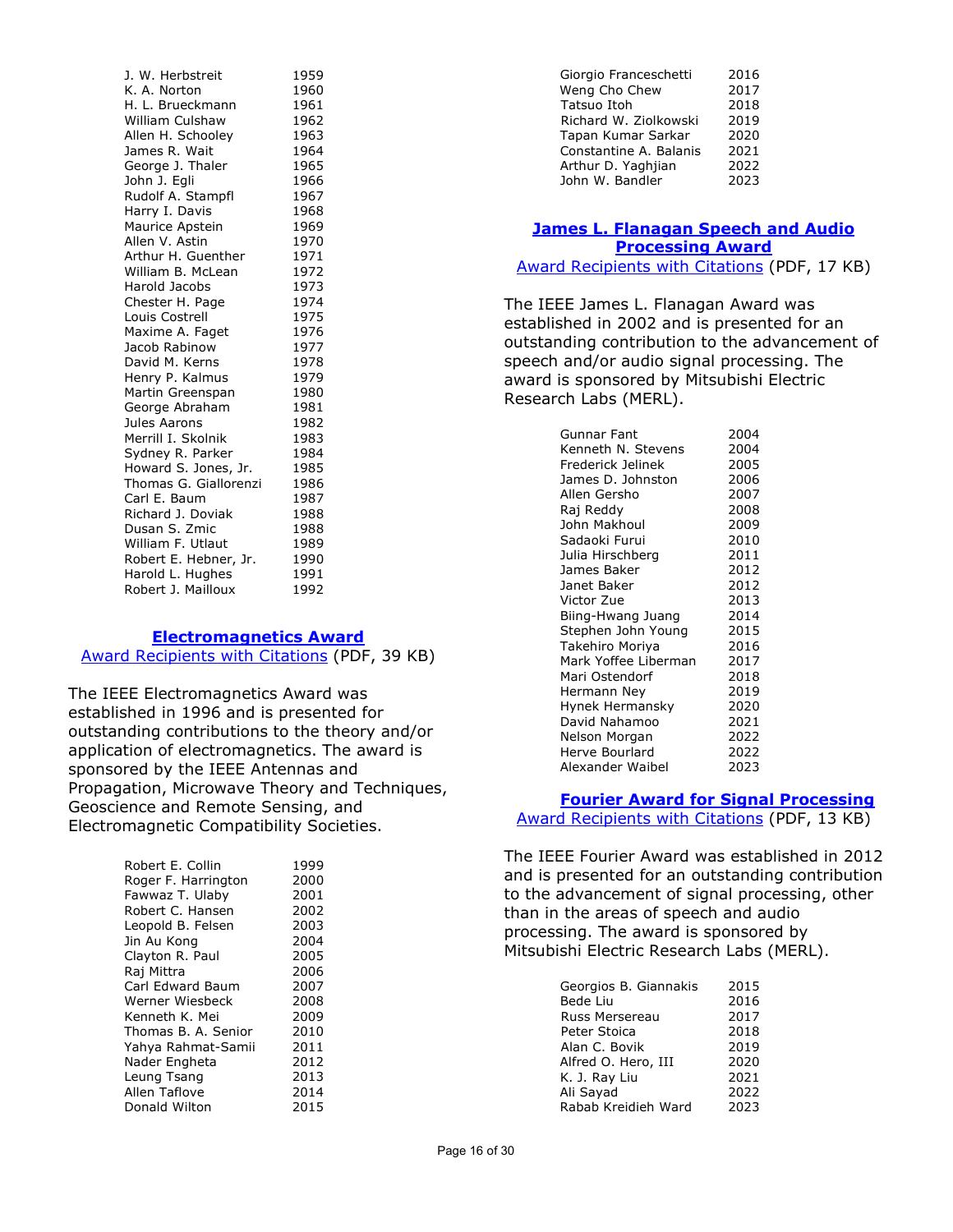| | |
|---|---|
| J. W. Herbstreit | 1959 |
| K. A. Norton | 1960 |
| H. L. Brueckmann | 1961 |
| William Culshaw | 1962 |
| Allen H. Schooley | 1963 |
| James R. Wait | 1964 |
| George J. Thaler | 1965 |
| John J. Egli | 1966 |
| Rudolf A. Stampfl | 1967 |
| Harry I. Davis | 1968 |
| Maurice Apstein | 1969 |
| Allen V. Astin | 1970 |
| Arthur H. Guenther | 1971 |
| William B. McLean | 1972 |
| Harold Jacobs | 1973 |
| Chester H. Page | 1974 |
| Louis Costrell | 1975 |
| Maxime A. Faget | 1976 |
| Jacob Rabinow | 1977 |
| David M. Kerns | 1978 |
| Henry P. Kalmus | 1979 |
| Martin Greenspan | 1980 |
| George Abraham | 1981 |
| Jules Aarons | 1982 |
| Merrill I. Skolnik | 1983 |
| Sydney R. Parker | 1984 |
| Howard S. Jones, Jr. | 1985 |
| Thomas G. Giallorenzi | 1986 |
| Carl E. Baum | 1987 |
| Richard J. Doviak | 1988 |
| Dusan S. Zmic | 1988 |
| William F. Utlaut | 1989 |
| Robert E. Hebner, Jr. | 1990 |
| Harold L. Hughes | 1991 |
| Robert J. Mailloux | 1992 |

## Electromagnetics Award

Award Recipients with Citations (PDF, 39 KB)

The IEEE Electromagnetics Award was established in 1996 and is presented for outstanding contributions to the theory and/or application of electromagnetics. The award is sponsored by the IEEE Antennas and Propagation, Microwave Theory and Techniques, Geoscience and Remote Sensing, and Electromagnetic Compatibility Societies.

| | |
|---|---|
| Robert E. Collin | 1999 |
| Roger F. Harrington | 2000 |
| Fawwaz T. Ulaby | 2001 |
| Robert C. Hansen | 2002 |
| Leopold B. Felsen | 2003 |
| Jin Au Kong | 2004 |
| Clayton R. Paul | 2005 |
| Raj Mittra | 2006 |
| Carl Edward Baum | 2007 |
| Werner Wiesbeck | 2008 |
| Kenneth K. Mei | 2009 |
| Thomas B. A. Senior | 2010 |
| Yahya Rahmat-Samii | 2011 |
| Nader Engheta | 2012 |
| Leung Tsang | 2013 |
| Allen Taflove | 2014 |
| Donald Wilton | 2015 |
| Giorgio Franceschetti | 2016 |
| Weng Cho Chew | 2017 |
| Tatsuo Itoh | 2018 |
| Richard W. Ziolkowski | 2019 |
| Tapan Kumar Sarkar | 2020 |
| Constantine A. Balanis | 2021 |
| Arthur D. Yaghjian | 2022 |
| John W. Bandler | 2023 |

## James L. Flanagan Speech and Audio Processing Award

Award Recipients with Citations (PDF, 17 KB)

The IEEE James L. Flanagan Award was established in 2002 and is presented for an outstanding contribution to the advancement of speech and/or audio signal processing. The award is sponsored by Mitsubishi Electric Research Labs (MERL).

| | |
|---|---|
| Gunnar Fant | 2004 |
| Kenneth N. Stevens | 2004 |
| Frederick Jelinek | 2005 |
| James D. Johnston | 2006 |
| Allen Gersho | 2007 |
| Raj Reddy | 2008 |
| John Makhoul | 2009 |
| Sadaoki Furui | 2010 |
| Julia Hirschberg | 2011 |
| James Baker | 2012 |
| Janet Baker | 2012 |
| Victor Zue | 2013 |
| Biing-Hwang Juang | 2014 |
| Stephen John Young | 2015 |
| Takehiro Moriya | 2016 |
| Mark Yoffee Liberman | 2017 |
| Mari Ostendorf | 2018 |
| Hermann Ney | 2019 |
| Hynek Hermansky | 2020 |
| David Nahamoo | 2021 |
| Nelson Morgan | 2022 |
| Herve Bourlard | 2022 |
| Alexander Waibel | 2023 |

## Fourier Award for Signal Processing

Award Recipients with Citations (PDF, 13 KB)

The IEEE Fourier Award was established in 2012 and is presented for an outstanding contribution to the advancement of signal processing, other than in the areas of speech and audio processing. The award is sponsored by Mitsubishi Electric Research Labs (MERL).

| | |
|---|---|
| Georgios B. Giannakis | 2015 |
| Bede Liu | 2016 |
| Russ Mersereau | 2017 |
| Peter Stoica | 2018 |
| Alan C. Bovik | 2019 |
| Alfred O. Hero, III | 2020 |
| K. J. Ray Liu | 2021 |
| Ali Sayad | 2022 |
| Rabab Kreidieh Ward | 2023 |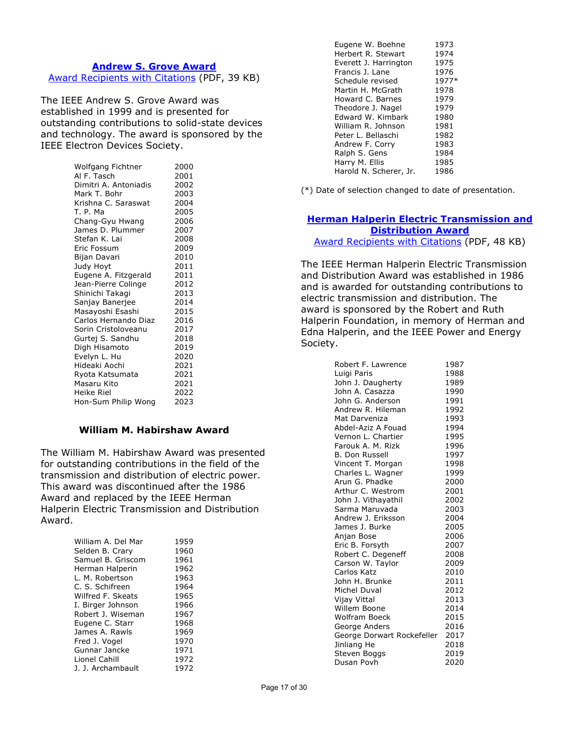## Andrew S. Grove Award

Award Recipients with Citations (PDF, 39 KB)

The IEEE Andrew S. Grove Award was established in 1999 and is presented for outstanding contributions to solid-state devices and technology. The award is sponsored by the IEEE Electron Devices Society.

| | |
|---|---|
| Wolfgang Fichtner | 2000 |
| Al F. Tasch | 2001 |
| Dimitri A. Antoniadis | 2002 |
| Mark T. Bohr | 2003 |
| Krishna C. Saraswat | 2004 |
| T. P. Ma | 2005 |
| Chang-Gyu Hwang | 2006 |
| James D. Plummer | 2007 |
| Stefan K. Lai | 2008 |
| Eric Fossum | 2009 |
| Bijan Davari | 2010 |
| Judy Hoyt | 2011 |
| Eugene A. Fitzgerald | 2011 |
| Jean-Pierre Colinge | 2012 |
| Shinichi Takagi | 2013 |
| Sanjay Banerjee | 2014 |
| Masayoshi Esashi | 2015 |
| Carlos Hernando Diaz | 2016 |
| Sorin Cristoloveanu | 2017 |
| Gurtej S. Sandhu | 2018 |
| Digh Hisamoto | 2019 |
| Evelyn L. Hu | 2020 |
| Hideaki Aochi | 2021 |
| Ryota Katsumata | 2021 |
| Masaru Kito | 2021 |
| Heike Riel | 2022 |
| Hon-Sum Philip Wong | 2023 |

## William M. Habirshaw Award

The William M. Habirshaw Award was presented for outstanding contributions in the field of the transmission and distribution of electric power. This award was discontinued after the 1986 Award and replaced by the IEEE Herman Halperin Electric Transmission and Distribution Award.

| | |
|---|---|
| William A. Del Mar | 1959 |
| Selden B. Crary | 1960 |
| Samuel B. Griscom | 1961 |
| Herman Halperin | 1962 |
| L. M. Robertson | 1963 |
| C. S. Schifreen | 1964 |
| Wilfred F. Skeats | 1965 |
| I. Birger Johnson | 1966 |
| Robert J. Wiseman | 1967 |
| Eugene C. Starr | 1968 |
| James A. Rawls | 1969 |
| Fred J. Vogel | 1970 |
| Gunnar Jancke | 1971 |
| Lionel Cahill | 1972 |
| J. J. Archambault | 1972 |
| Eugene W. Boehne | 1973 |
| Herbert R. Stewart | 1974 |
| Everett J. Harrington | 1975 |
| Francis J. Lane | 1976 |
| Schedule revised | 1977* |
| Martin H. McGrath | 1978 |
| Howard C. Barnes | 1979 |
| Theodore J. Nagel | 1979 |
| Edward W. Kimbark | 1980 |
| William R. Johnson | 1981 |
| Peter L. Bellaschi | 1982 |
| Andrew F. Corry | 1983 |
| Ralph S. Gens | 1984 |
| Harry M. Ellis | 1985 |
| Harold N. Scherer, Jr. | 1986 |

(*) Date of selection changed to date of presentation.

## Herman Halperin Electric Transmission and Distribution Award

Award Recipients with Citations (PDF, 48 KB)

The IEEE Herman Halperin Electric Transmission and Distribution Award was established in 1986 and is awarded for outstanding contributions to electric transmission and distribution. The award is sponsored by the Robert and Ruth Halperin Foundation, in memory of Herman and Edna Halperin, and the IEEE Power and Energy Society.

| | |
|---|---|
| Robert F. Lawrence | 1987 |
| Luigi Paris | 1988 |
| John J. Daugherty | 1989 |
| John A. Casazza | 1990 |
| John G. Anderson | 1991 |
| Andrew R. Hileman | 1992 |
| Mat Darveniza | 1993 |
| Abdel-Aziz A Fouad | 1994 |
| Vernon L. Chartier | 1995 |
| Farouk A. M. Rizk | 1996 |
| B. Don Russell | 1997 |
| Vincent T. Morgan | 1998 |
| Charles L. Wagner | 1999 |
| Arun G. Phadke | 2000 |
| Arthur C. Westrom | 2001 |
| John J. Vithayathil | 2002 |
| Sarma Maruvada | 2003 |
| Andrew J. Eriksson | 2004 |
| James J. Burke | 2005 |
| Anjan Bose | 2006 |
| Eric B. Forsyth | 2007 |
| Robert C. Degeneff | 2008 |
| Carson W. Taylor | 2009 |
| Carlos Katz | 2010 |
| John H. Brunke | 2011 |
| Michel Duval | 2012 |
| Vijay Vittal | 2013 |
| Willem Boone | 2014 |
| Wolfram Boeck | 2015 |
| George Anders | 2016 |
| George Dorwart Rockefeller | 2017 |
| Jinliang He | 2018 |
| Steven Boggs | 2019 |
| Dusan Povh | 2020 |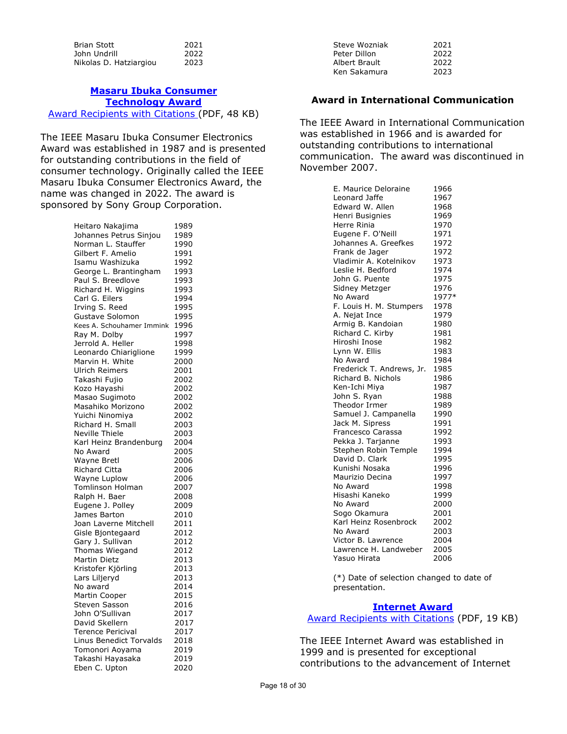| | |
|---|---|
| Brian Stott | 2021 |
| John Undrill | 2022 |
| Nikolas D. Hatziargiou | 2023 |

## Masaru Ibuka Consumer Technology Award

Award Recipients with Citations (PDF, 48 KB)

The IEEE Masaru Ibuka Consumer Electronics Award was established in 1987 and is presented for outstanding contributions in the field of consumer technology. Originally called the IEEE Masaru Ibuka Consumer Electronics Award, the name was changed in 2022. The award is sponsored by Sony Group Corporation.

| | |
|---|---|
| Heitaro Nakajima | 1989 |
| Johannes Petrus Sinjou | 1989 |
| Norman L. Stauffer | 1990 |
| Gilbert F. Amelio | 1991 |
| Isamu Washizuka | 1992 |
| George L. Brantingham | 1993 |
| Paul S. Breedlove | 1993 |
| Richard H. Wiggins | 1993 |
| Carl G. Eilers | 1994 |
| Irving S. Reed | 1995 |
| Gustave Solomon | 1995 |
| Kees A. Schouhamer Immink | 1996 |
| Ray M. Dolby | 1997 |
| Jerrold A. Heller | 1998 |
| Leonardo Chiariglione | 1999 |
| Marvin H. White | 2000 |
| Ulrich Reimers | 2001 |
| Takashi Fujio | 2002 |
| Kozo Hayashi | 2002 |
| Masao Sugimoto | 2002 |
| Masahiko Morizono | 2002 |
| Yuichi Ninomiya | 2002 |
| Richard H. Small | 2003 |
| Neville Thiele | 2003 |
| Karl Heinz Brandenburg | 2004 |
| No Award | 2005 |
| Wayne Bretl | 2006 |
| Richard Citta | 2006 |
| Wayne Luplow | 2006 |
| Tomlinson Holman | 2007 |
| Ralph H. Baer | 2008 |
| Eugene J. Polley | 2009 |
| James Barton | 2010 |
| Joan Laverne Mitchell | 2011 |
| Gisle Bjontegaard | 2012 |
| Gary J. Sullivan | 2012 |
| Thomas Wiegand | 2012 |
| Martin Dietz | 2013 |
| Kristofer Kjörling | 2013 |
| Lars Liljeryd | 2013 |
| No award | 2014 |
| Martin Cooper | 2015 |
| Steven Sasson | 2016 |
| John O'Sullivan | 2017 |
| David Skellern | 2017 |
| Terence Pericival | 2017 |
| Linus Benedict Torvalds | 2018 |
| Tomonori Aoyama | 2019 |
| Takashi Hayasaka | 2019 |
| Eben C. Upton | 2020 |
| Steve Wozniak | 2021 |
| Peter Dillon | 2022 |
| Albert Brault | 2022 |
| Ken Sakamura | 2023 |

## Award in International Communication

The IEEE Award in International Communication was established in 1966 and is awarded for outstanding contributions to international communication. The award was discontinued in November 2007.

| | |
|---|---|
| E. Maurice Deloraine | 1966 |
| Leonard Jaffe | 1967 |
| Edward W. Allen | 1968 |
| Henri Busignies | 1969 |
| Herre Rinia | 1970 |
| Eugene F. O'Neill | 1971 |
| Johannes A. Greefkes | 1972 |
| Frank de Jager | 1972 |
| Vladimir A. Kotelnikov | 1973 |
| Leslie H. Bedford | 1974 |
| John G. Puente | 1975 |
| Sidney Metzger | 1976 |
| No Award | 1977* |
| F. Louis H. M. Stumpers | 1978 |
| A. Nejat Ince | 1979 |
| Armig B. Kandoian | 1980 |
| Richard C. Kirby | 1981 |
| Hiroshi Inose | 1982 |
| Lynn W. Ellis | 1983 |
| No Award | 1984 |
| Frederick T. Andrews, Jr. | 1985 |
| Richard B. Nichols | 1986 |
| Ken-Ichi Miya | 1987 |
| John S. Ryan | 1988 |
| Theodor Irmer | 1989 |
| Samuel J. Campanella | 1990 |
| Jack M. Sipress | 1991 |
| Francesco Carassa | 1992 |
| Pekka J. Tarjanne | 1993 |
| Stephen Robin Temple | 1994 |
| David D. Clark | 1995 |
| Kunishi Nosaka | 1996 |
| Maurizio Decina | 1997 |
| No Award | 1998 |
| Hisashi Kaneko | 1999 |
| No Award | 2000 |
| Sogo Okamura | 2001 |
| Karl Heinz Rosenbrock | 2002 |
| No Award | 2003 |
| Victor B. Lawrence | 2004 |
| Lawrence H. Landweber | 2005 |
| Yasuo Hirata | 2006 |

(*) Date of selection changed to date of presentation.

## Internet Award

Award Recipients with Citations (PDF, 19 KB)

The IEEE Internet Award was established in 1999 and is presented for exceptional contributions to the advancement of Internet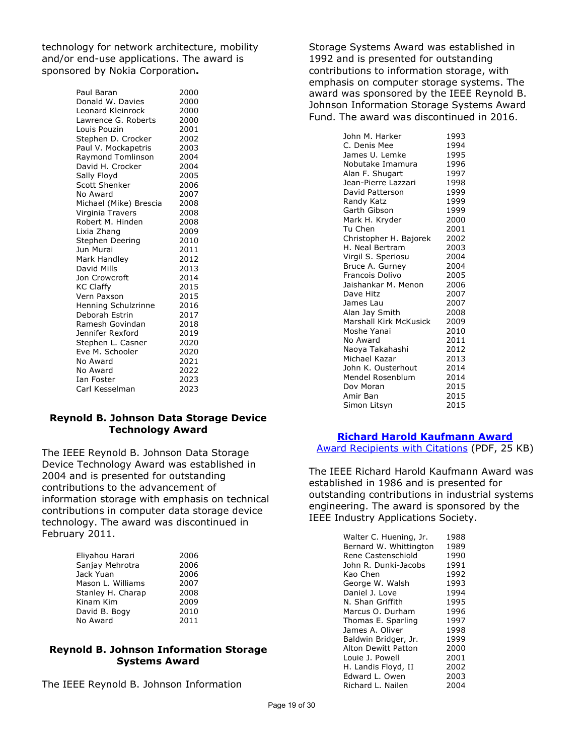technology for network architecture, mobility and/or end-use applications. The award is sponsored by Nokia Corporation**.**

| | |
|---|---|
| Paul Baran | 2000 |
| Donald W. Davies | 2000 |
| Leonard Kleinrock | 2000 |
| Lawrence G. Roberts | 2000 |
| Louis Pouzin | 2001 |
| Stephen D. Crocker | 2002 |
| Paul V. Mockapetris | 2003 |
| Raymond Tomlinson | 2004 |
| David H. Crocker | 2004 |
| Sally Floyd | 2005 |
| Scott Shenker | 2006 |
| No Award | 2007 |
| Michael (Mike) Brescia | 2008 |
| Virginia Travers | 2008 |
| Robert M. Hinden | 2008 |
| Lixia Zhang | 2009 |
| Stephen Deering | 2010 |
| Jun Murai | 2011 |
| Mark Handley | 2012 |
| David Mills | 2013 |
| Jon Crowcroft | 2014 |
| KC Claffy | 2015 |
| Vern Paxson | 2015 |
| Henning Schulzrinne | 2016 |
| Deborah Estrin | 2017 |
| Ramesh Govindan | 2018 |
| Jennifer Rexford | 2019 |
| Stephen L. Casner | 2020 |
| Eve M. Schooler | 2020 |
| No Award | 2021 |
| No Award | 2022 |
| Ian Foster | 2023 |
| Carl Kesselman | 2023 |

### Reynold B. Johnson Data Storage Device Technology Award

The IEEE Reynold B. Johnson Data Storage Device Technology Award was established in 2004 and is presented for outstanding contributions to the advancement of information storage with emphasis on technical contributions in computer data storage device technology. The award was discontinued in February 2011.

| | |
|---|---|
| Eliyahou Harari | 2006 |
| Sanjay Mehrotra | 2006 |
| Jack Yuan | 2006 |
| Mason L. Williams | 2007 |
| Stanley H. Charap | 2008 |
| Kinam Kim | 2009 |
| David B. Bogy | 2010 |
| No Award | 2011 |

### Reynold B. Johnson Information Storage Systems Award

The IEEE Reynold B. Johnson Information Storage Systems Award was established in 1992 and is presented for outstanding contributions to information storage, with emphasis on computer storage systems. The award was sponsored by the IEEE Reynold B. Johnson Information Storage Systems Award Fund. The award was discontinued in 2016.

| | |
|---|---|
| John M. Harker | 1993 |
| C. Denis Mee | 1994 |
| James U. Lemke | 1995 |
| Nobutake Imamura | 1996 |
| Alan F. Shugart | 1997 |
| Jean-Pierre Lazzari | 1998 |
| David Patterson | 1999 |
| Randy Katz | 1999 |
| Garth Gibson | 1999 |
| Mark H. Kryder | 2000 |
| Tu Chen | 2001 |
| Christopher H. Bajorek | 2002 |
| H. Neal Bertram | 2003 |
| Virgil S. Speriosu | 2004 |
| Bruce A. Gurney | 2004 |
| Francois Dolivo | 2005 |
| Jaishankar M. Menon | 2006 |
| Dave Hitz | 2007 |
| James Lau | 2007 |
| Alan Jay Smith | 2008 |
| Marshall Kirk McKusick | 2009 |
| Moshe Yanai | 2010 |
| No Award | 2011 |
| Naoya Takahashi | 2012 |
| Michael Kazar | 2013 |
| John K. Ousterhout | 2014 |
| Mendel Rosenblum | 2014 |
| Dov Moran | 2015 |
| Amir Ban | 2015 |
| Simon Litsyn | 2015 |

### Richard Harold Kaufmann Award

Award Recipients with Citations (PDF, 25 KB)

The IEEE Richard Harold Kaufmann Award was established in 1986 and is presented for outstanding contributions in industrial systems engineering. The award is sponsored by the IEEE Industry Applications Society.

| | |
|---|---|
| Walter C. Huening, Jr. | 1988 |
| Bernard W. Whittington | 1989 |
| Rene Castenschiold | 1990 |
| John R. Dunki-Jacobs | 1991 |
| Kao Chen | 1992 |
| George W. Walsh | 1993 |
| Daniel J. Love | 1994 |
| N. Shan Griffith | 1995 |
| Marcus O. Durham | 1996 |
| Thomas E. Sparling | 1997 |
| James A. Oliver | 1998 |
| Baldwin Bridger, Jr. | 1999 |
| Alton Dewitt Patton | 2000 |
| Louie J. Powell | 2001 |
| H. Landis Floyd, II | 2002 |
| Edward L. Owen | 2003 |
| Richard L. Nailen | 2004 |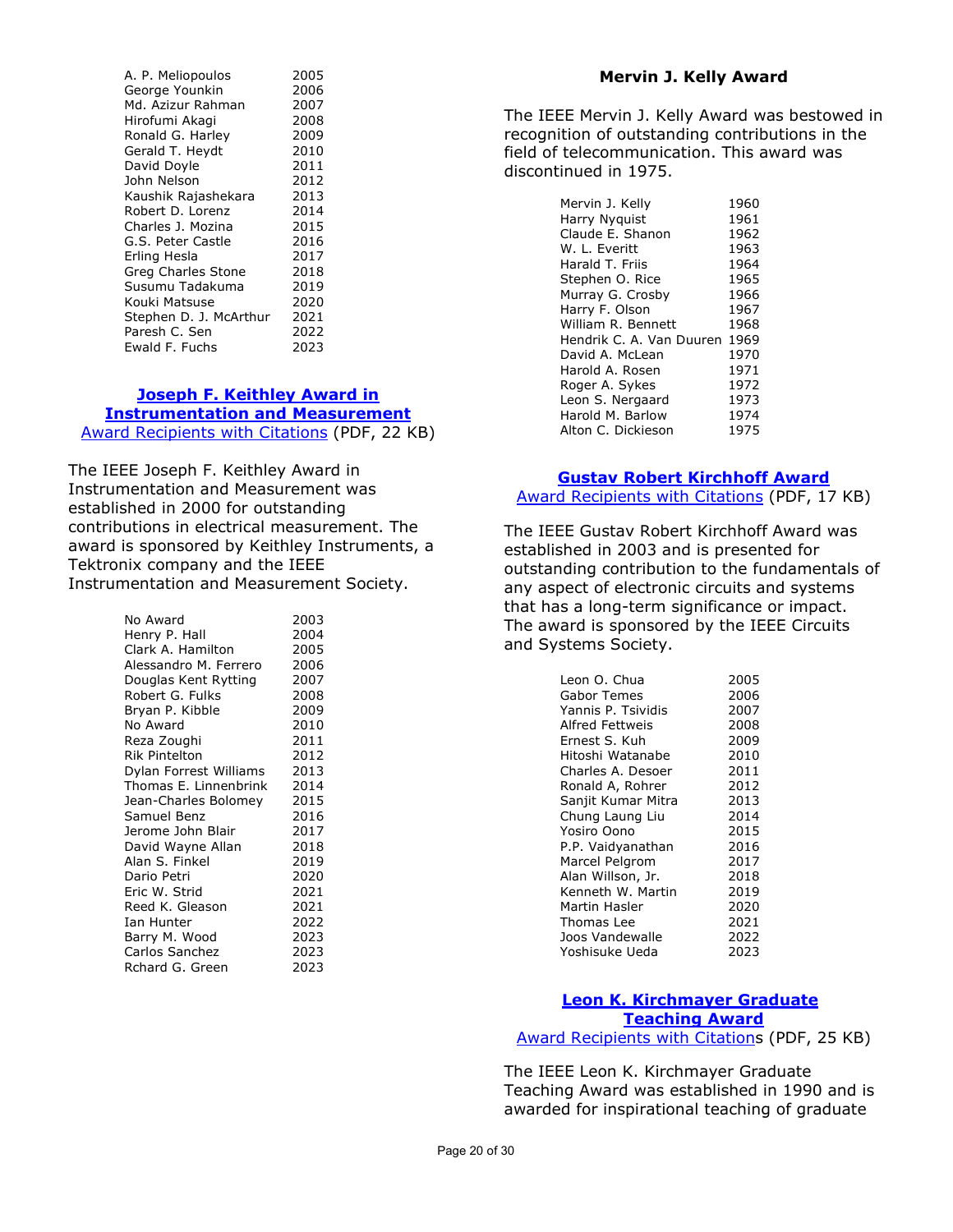| | |
|---|---|
| A. P. Meliopoulos | 2005 |
| George Younkin | 2006 |
| Md. Azizur Rahman | 2007 |
| Hirofumi Akagi | 2008 |
| Ronald G. Harley | 2009 |
| Gerald T. Heydt | 2010 |
| David Doyle | 2011 |
| John Nelson | 2012 |
| Kaushik Rajashekara | 2013 |
| Robert D. Lorenz | 2014 |
| Charles J. Mozina | 2015 |
| G.S. Peter Castle | 2016 |
| Erling Hesla | 2017 |
| Greg Charles Stone | 2018 |
| Susumu Tadakuma | 2019 |
| Kouki Matsuse | 2020 |
| Stephen D. J. McArthur | 2021 |
| Paresh C. Sen | 2022 |
| Ewald F. Fuchs | 2023 |

## Joseph F. Keithley Award in Instrumentation and Measurement

Award Recipients with Citations (PDF, 22 KB)

The IEEE Joseph F. Keithley Award in Instrumentation and Measurement was established in 2000 for outstanding contributions in electrical measurement. The award is sponsored by Keithley Instruments, a Tektronix company and the IEEE Instrumentation and Measurement Society.

| | |
|---|---|
| No Award | 2003 |
| Henry P. Hall | 2004 |
| Clark A. Hamilton | 2005 |
| Alessandro M. Ferrero | 2006 |
| Douglas Kent Rytting | 2007 |
| Robert G. Fulks | 2008 |
| Bryan P. Kibble | 2009 |
| No Award | 2010 |
| Reza Zoughi | 2011 |
| Rik Pintelton | 2012 |
| Dylan Forrest Williams | 2013 |
| Thomas E. Linnenbrink | 2014 |
| Jean-Charles Bolomey | 2015 |
| Samuel Benz | 2016 |
| Jerome John Blair | 2017 |
| David Wayne Allan | 2018 |
| Alan S. Finkel | 2019 |
| Dario Petri | 2020 |
| Eric W. Strid | 2021 |
| Reed K. Gleason | 2021 |
| Ian Hunter | 2022 |
| Barry M. Wood | 2023 |
| Carlos Sanchez | 2023 |
| Rchard G. Green | 2023 |

## Mervin J. Kelly Award

The IEEE Mervin J. Kelly Award was bestowed in recognition of outstanding contributions in the field of telecommunication. This award was discontinued in 1975.

| | |
|---|---|
| Mervin J. Kelly | 1960 |
| Harry Nyquist | 1961 |
| Claude E. Shanon | 1962 |
| W. L. Everitt | 1963 |
| Harald T. Friis | 1964 |
| Stephen O. Rice | 1965 |
| Murray G. Crosby | 1966 |
| Harry F. Olson | 1967 |
| William R. Bennett | 1968 |
| Hendrik C. A. Van Duuren | 1969 |
| David A. McLean | 1970 |
| Harold A. Rosen | 1971 |
| Roger A. Sykes | 1972 |
| Leon S. Nergaard | 1973 |
| Harold M. Barlow | 1974 |
| Alton C. Dickieson | 1975 |

## Gustav Robert Kirchhoff Award

Award Recipients with Citations (PDF, 17 KB)

The IEEE Gustav Robert Kirchhoff Award was established in 2003 and is presented for outstanding contribution to the fundamentals of any aspect of electronic circuits and systems that has a long-term significance or impact. The award is sponsored by the IEEE Circuits and Systems Society.

| | |
|---|---|
| Leon O. Chua | 2005 |
| Gabor Temes | 2006 |
| Yannis P. Tsividis | 2007 |
| Alfred Fettweis | 2008 |
| Ernest S. Kuh | 2009 |
| Hitoshi Watanabe | 2010 |
| Charles A. Desoer | 2011 |
| Ronald A, Rohrer | 2012 |
| Sanjit Kumar Mitra | 2013 |
| Chung Laung Liu | 2014 |
| Yosiro Oono | 2015 |
| P.P. Vaidyanathan | 2016 |
| Marcel Pelgrom | 2017 |
| Alan Willson, Jr. | 2018 |
| Kenneth W. Martin | 2019 |
| Martin Hasler | 2020 |
| Thomas Lee | 2021 |
| Joos Vandewalle | 2022 |
| Yoshisuke Ueda | 2023 |

## Leon K. Kirchmayer Graduate Teaching Award

Award Recipients with Citations (PDF, 25 KB)

The IEEE Leon K. Kirchmayer Graduate Teaching Award was established in 1990 and is awarded for inspirational teaching of graduate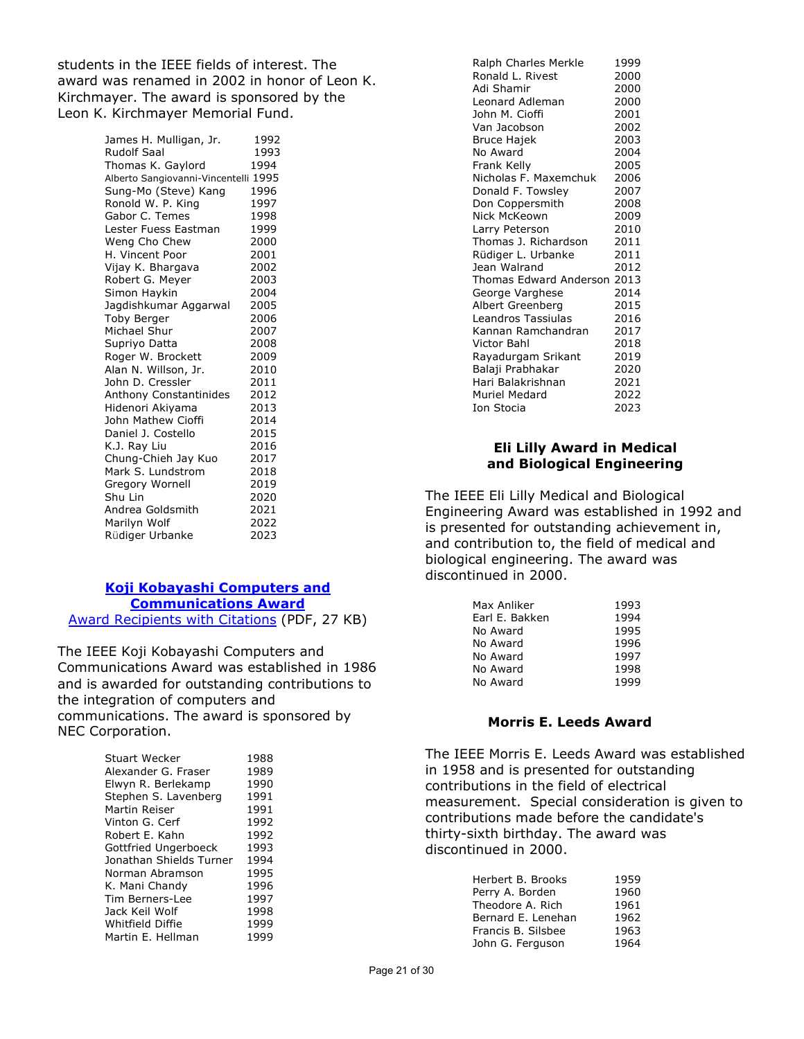students in the IEEE fields of interest. The award was renamed in 2002 in honor of Leon K. Kirchmayer. The award is sponsored by the Leon K. Kirchmayer Memorial Fund.

| | |
|---|---|
| James H. Mulligan, Jr. | 1992 |
| Rudolf Saal | 1993 |
| Thomas K. Gaylord | 1994 |
| Alberto Sangiovanni-Vincentelli | 1995 |
| Sung-Mo (Steve) Kang | 1996 |
| Ronold W. P. King | 1997 |
| Gabor C. Temes | 1998 |
| Lester Fuess Eastman | 1999 |
| Weng Cho Chew | 2000 |
| H. Vincent Poor | 2001 |
| Vijay K. Bhargava | 2002 |
| Robert G. Meyer | 2003 |
| Simon Haykin | 2004 |
| Jagdishkumar Aggarwal | 2005 |
| Toby Berger | 2006 |
| Michael Shur | 2007 |
| Supriyo Datta | 2008 |
| Roger W. Brockett | 2009 |
| Alan N. Willson, Jr. | 2010 |
| John D. Cressler | 2011 |
| Anthony Constantinides | 2012 |
| Hidenori Akiyama | 2013 |
| John Mathew Cioffi | 2014 |
| Daniel J. Costello | 2015 |
| K.J. Ray Liu | 2016 |
| Chung-Chieh Jay Kuo | 2017 |
| Mark S. Lundstrom | 2018 |
| Gregory Wornell | 2019 |
| Shu Lin | 2020 |
| Andrea Goldsmith | 2021 |
| Marilyn Wolf | 2022 |
| Rüdiger Urbanke | 2023 |

## Koji Kobayashi Computers and Communications Award

[Award Recipients with Citations](#) (PDF, 27 KB)

The IEEE Koji Kobayashi Computers and Communications Award was established in 1986 and is awarded for outstanding contributions to the integration of computers and communications. The award is sponsored by NEC Corporation.

| | |
|---|---|
| Stuart Wecker | 1988 |
| Alexander G. Fraser | 1989 |
| Elwyn R. Berlekamp | 1990 |
| Stephen S. Lavenberg | 1991 |
| Martin Reiser | 1991 |
| Vinton G. Cerf | 1992 |
| Robert E. Kahn | 1992 |
| Gottfried Ungerboeck | 1993 |
| Jonathan Shields Turner | 1994 |
| Norman Abramson | 1995 |
| K. Mani Chandy | 1996 |
| Tim Berners-Lee | 1997 |
| Jack Keil Wolf | 1998 |
| Whitfield Diffie | 1999 |
| Martin E. Hellman | 1999 |
| Ralph Charles Merkle | 1999 |
| Ronald L. Rivest | 2000 |
| Adi Shamir | 2000 |
| Leonard Adleman | 2000 |
| John M. Cioffi | 2001 |
| Van Jacobson | 2002 |
| Bruce Hajek | 2003 |
| No Award | 2004 |
| Frank Kelly | 2005 |
| Nicholas F. Maxemchuk | 2006 |
| Donald F. Towsley | 2007 |
| Don Coppersmith | 2008 |
| Nick McKeown | 2009 |
| Larry Peterson | 2010 |
| Thomas J. Richardson | 2011 |
| Rüdiger L. Urbanke | 2011 |
| Jean Walrand | 2012 |
| Thomas Edward Anderson | 2013 |
| George Varghese | 2014 |
| Albert Greenberg | 2015 |
| Leandros Tassiulas | 2016 |
| Kannan Ramchandran | 2017 |
| Victor Bahl | 2018 |
| Rayadurgam Srikant | 2019 |
| Balaji Prabhakar | 2020 |
| Hari Balakrishnan | 2021 |
| Muriel Medard | 2022 |
| Ion Stocia | 2023 |

## Eli Lilly Award in Medical and Biological Engineering

The IEEE Eli Lilly Medical and Biological Engineering Award was established in 1992 and is presented for outstanding achievement in, and contribution to, the field of medical and biological engineering. The award was discontinued in 2000.

| | |
|---|---|
| Max Anliker | 1993 |
| Earl E. Bakken | 1994 |
| No Award | 1995 |
| No Award | 1996 |
| No Award | 1997 |
| No Award | 1998 |
| No Award | 1999 |

## Morris E. Leeds Award

The IEEE Morris E. Leeds Award was established in 1958 and is presented for outstanding contributions in the field of electrical measurement. Special consideration is given to contributions made before the candidate's thirty-sixth birthday. The award was discontinued in 2000.

| | |
|---|---|
| Herbert B. Brooks | 1959 |
| Perry A. Borden | 1960 |
| Theodore A. Rich | 1961 |
| Bernard E. Lenehan | 1962 |
| Francis B. Silsbee | 1963 |
| John G. Ferguson | 1964 |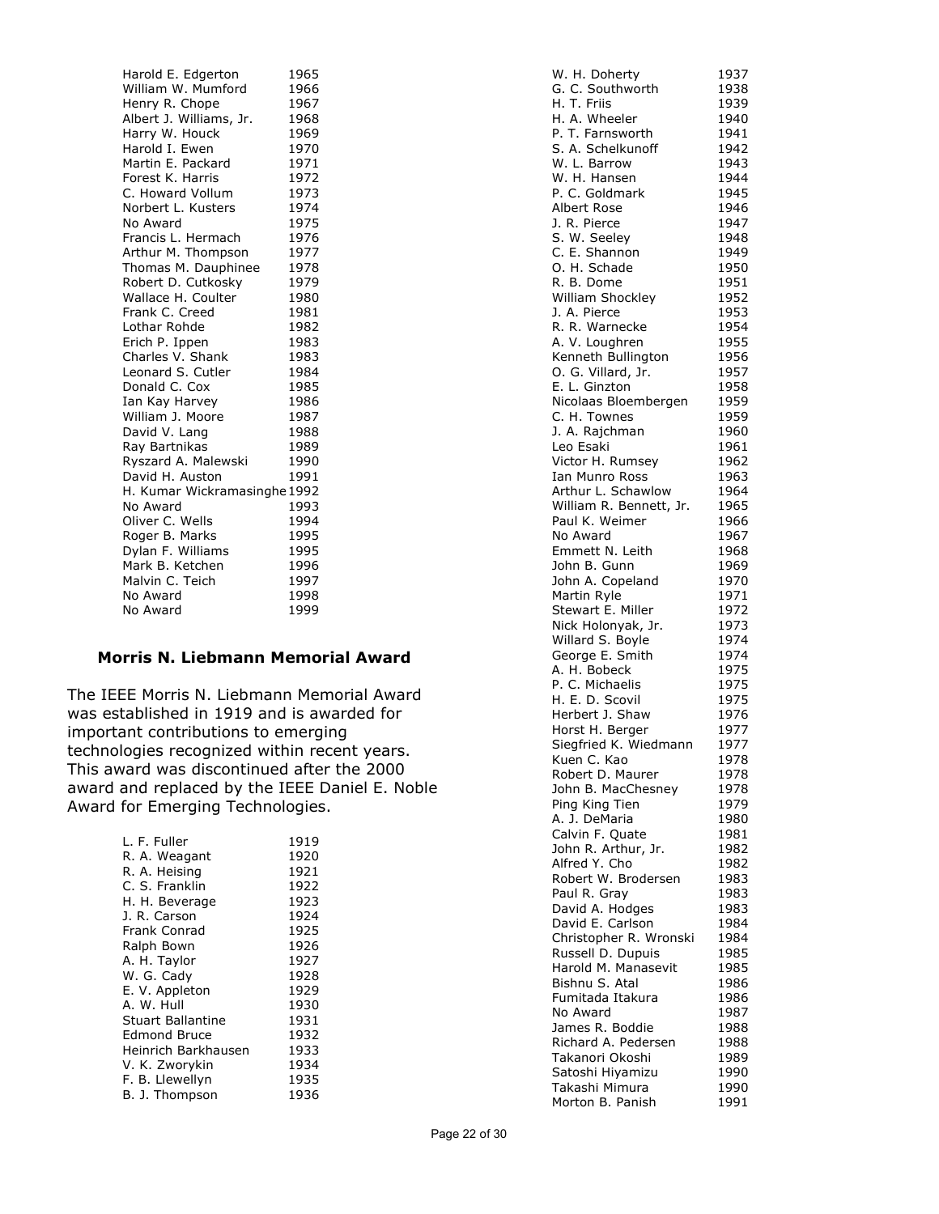| | |
|---|---|
| Harold E. Edgerton | 1965 |
| William W. Mumford | 1966 |
| Henry R. Chope | 1967 |
| Albert J. Williams, Jr. | 1968 |
| Harry W. Houck | 1969 |
| Harold I. Ewen | 1970 |
| Martin E. Packard | 1971 |
| Forest K. Harris | 1972 |
| C. Howard Vollum | 1973 |
| Norbert L. Kusters | 1974 |
| No Award | 1975 |
| Francis L. Hermach | 1976 |
| Arthur M. Thompson | 1977 |
| Thomas M. Dauphinee | 1978 |
| Robert D. Cutkosky | 1979 |
| Wallace H. Coulter | 1980 |
| Frank C. Creed | 1981 |
| Lothar Rohde | 1982 |
| Erich P. Ippen | 1983 |
| Charles V. Shank | 1983 |
| Leonard S. Cutler | 1984 |
| Donald C. Cox | 1985 |
| Ian Kay Harvey | 1986 |
| William J. Moore | 1987 |
| David V. Lang | 1988 |
| Ray Bartnikas | 1989 |
| Ryszard A. Malewski | 1990 |
| David H. Auston | 1991 |
| H. Kumar Wickramasinghe | 1992 |
| No Award | 1993 |
| Oliver C. Wells | 1994 |
| Roger B. Marks | 1995 |
| Dylan F. Williams | 1995 |
| Mark B. Ketchen | 1996 |
| Malvin C. Teich | 1997 |
| No Award | 1998 |
| No Award | 1999 |

### Morris N. Liebmann Memorial Award

The IEEE Morris N. Liebmann Memorial Award was established in 1919 and is awarded for important contributions to emerging technologies recognized within recent years. This award was discontinued after the 2000 award and replaced by the IEEE Daniel E. Noble Award for Emerging Technologies.

| | |
|---|---|
| L. F. Fuller | 1919 |
| R. A. Weagant | 1920 |
| R. A. Heising | 1921 |
| C. S. Franklin | 1922 |
| H. H. Beverage | 1923 |
| J. R. Carson | 1924 |
| Frank Conrad | 1925 |
| Ralph Bown | 1926 |
| A. H. Taylor | 1927 |
| W. G. Cady | 1928 |
| E. V. Appleton | 1929 |
| A. W. Hull | 1930 |
| Stuart Ballantine | 1931 |
| Edmond Bruce | 1932 |
| Heinrich Barkhausen | 1933 |
| V. K. Zworykin | 1934 |
| F. B. Llewellyn | 1935 |
| B. J. Thompson | 1936 |
| W. H. Doherty | 1937 |
| G. C. Southworth | 1938 |
| H. T. Friis | 1939 |
| H. A. Wheeler | 1940 |
| P. T. Farnsworth | 1941 |
| S. A. Schelkunoff | 1942 |
| W. L. Barrow | 1943 |
| W. H. Hansen | 1944 |
| P. C. Goldmark | 1945 |
| Albert Rose | 1946 |
| J. R. Pierce | 1947 |
| S. W. Seeley | 1948 |
| C. E. Shannon | 1949 |
| O. H. Schade | 1950 |
| R. B. Dome | 1951 |
| William Shockley | 1952 |
| J. A. Pierce | 1953 |
| R. R. Warnecke | 1954 |
| A. V. Loughren | 1955 |
| Kenneth Bullington | 1956 |
| O. G. Villard, Jr. | 1957 |
| E. L. Ginzton | 1958 |
| Nicolaas Bloembergen | 1959 |
| C. H. Townes | 1959 |
| J. A. Rajchman | 1960 |
| Leo Esaki | 1961 |
| Victor H. Rumsey | 1962 |
| Ian Munro Ross | 1963 |
| Arthur L. Schawlow | 1964 |
| William R. Bennett, Jr. | 1965 |
| Paul K. Weimer | 1966 |
| No Award | 1967 |
| Emmett N. Leith | 1968 |
| John B. Gunn | 1969 |
| John A. Copeland | 1970 |
| Martin Ryle | 1971 |
| Stewart E. Miller | 1972 |
| Nick Holonyak, Jr. | 1973 |
| Willard S. Boyle | 1974 |
| George E. Smith | 1974 |
| A. H. Bobeck | 1975 |
| P. C. Michaelis | 1975 |
| H. E. D. Scovil | 1975 |
| Herbert J. Shaw | 1976 |
| Horst H. Berger | 1977 |
| Siegfried K. Wiedmann | 1977 |
| Kuen C. Kao | 1978 |
| Robert D. Maurer | 1978 |
| John B. MacChesney | 1978 |
| Ping King Tien | 1979 |
| A. J. DeMaria | 1980 |
| Calvin F. Quate | 1981 |
| John R. Arthur, Jr. | 1982 |
| Alfred Y. Cho | 1982 |
| Robert W. Brodersen | 1983 |
| Paul R. Gray | 1983 |
| David A. Hodges | 1983 |
| David E. Carlson | 1984 |
| Christopher R. Wronski | 1984 |
| Russell D. Dupuis | 1985 |
| Harold M. Manasevit | 1985 |
| Bishnu S. Atal | 1986 |
| Fumitada Itakura | 1986 |
| No Award | 1987 |
| James R. Boddie | 1988 |
| Richard A. Pedersen | 1988 |
| Takanori Okoshi | 1989 |
| Satoshi Hiyamizu | 1990 |
| Takashi Mimura | 1990 |
| Morton B. Panish | 1991 |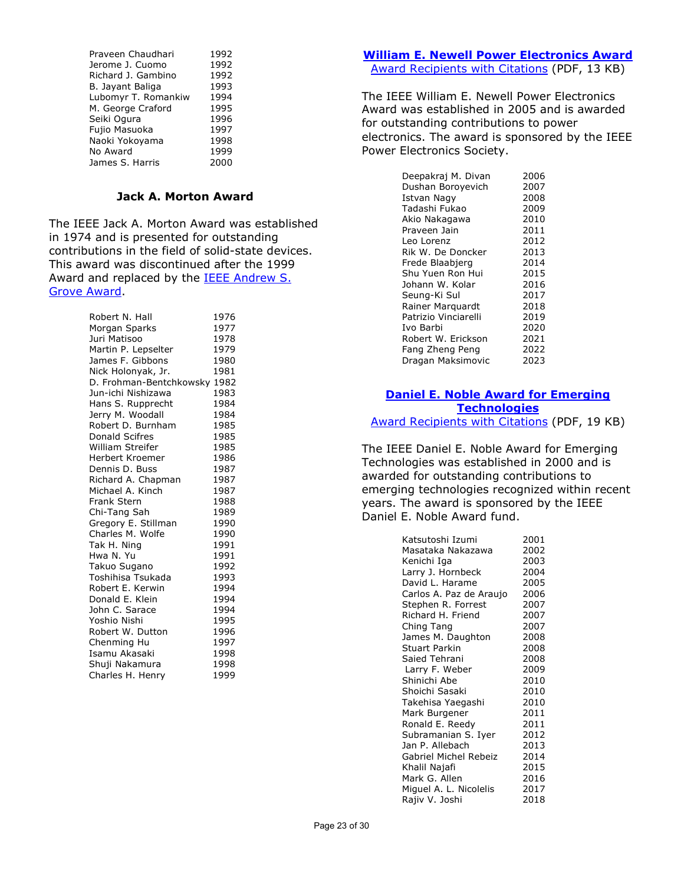| | |
|---|---|
| Praveen Chaudhari | 1992 |
| Jerome J. Cuomo | 1992 |
| Richard J. Gambino | 1992 |
| B. Jayant Baliga | 1993 |
| Lubomyr T. Romankiw | 1994 |
| M. George Craford | 1995 |
| Seiki Ogura | 1996 |
| Fujio Masuoka | 1997 |
| Naoki Yokoyama | 1998 |
| No Award | 1999 |
| James S. Harris | 2000 |

### Jack A. Morton Award

The IEEE Jack A. Morton Award was established in 1974 and is presented for outstanding contributions in the field of solid-state devices. This award was discontinued after the 1999 Award and replaced by the [IEEE Andrew S. Grove Award](#).

| | |
|---|---|
| Robert N. Hall | 1976 |
| Morgan Sparks | 1977 |
| Juri Matisoo | 1978 |
| Martin P. Lepselter | 1979 |
| James F. Gibbons | 1980 |
| Nick Holonyak, Jr. | 1981 |
| D. Frohman-Bentchkowsky | 1982 |
| Jun-ichi Nishizawa | 1983 |
| Hans S. Rupprecht | 1984 |
| Jerry M. Woodall | 1984 |
| Robert D. Burnham | 1985 |
| Donald Scifres | 1985 |
| William Streifer | 1985 |
| Herbert Kroemer | 1986 |
| Dennis D. Buss | 1987 |
| Richard A. Chapman | 1987 |
| Michael A. Kinch | 1987 |
| Frank Stern | 1988 |
| Chi-Tang Sah | 1989 |
| Gregory E. Stillman | 1990 |
| Charles M. Wolfe | 1990 |
| Tak H. Ning | 1991 |
| Hwa N. Yu | 1991 |
| Takuo Sugano | 1992 |
| Toshihisa Tsukada | 1993 |
| Robert E. Kerwin | 1994 |
| Donald E. Klein | 1994 |
| John C. Sarace | 1994 |
| Yoshio Nishi | 1995 |
| Robert W. Dutton | 1996 |
| Chenming Hu | 1997 |
| Isamu Akasaki | 1998 |
| Shuji Nakamura | 1998 |
| Charles H. Henry | 1999 |

### [William E. Newell Power Electronics Award](#)

[Award Recipients with Citations](#) (PDF, 13 KB)

The IEEE William E. Newell Power Electronics Award was established in 2005 and is awarded for outstanding contributions to power electronics. The award is sponsored by the IEEE Power Electronics Society.

| | |
|---|---|
| Deepakraj M. Divan | 2006 |
| Dushan Boroyevich | 2007 |
| Istvan Nagy | 2008 |
| Tadashi Fukao | 2009 |
| Akio Nakagawa | 2010 |
| Praveen Jain | 2011 |
| Leo Lorenz | 2012 |
| Rik W. De Doncker | 2013 |
| Frede Blaabjerg | 2014 |
| Shu Yuen Ron Hui | 2015 |
| Johann W. Kolar | 2016 |
| Seung-Ki Sul | 2017 |
| Rainer Marquardt | 2018 |
| Patrizio Vinciarelli | 2019 |
| Ivo Barbi | 2020 |
| Robert W. Erickson | 2021 |
| Fang Zheng Peng | 2022 |
| Dragan Maksimovic | 2023 |

### [Daniel E. Noble Award for Emerging Technologies](#)

[Award Recipients with Citations](#) (PDF, 19 KB)

The IEEE Daniel E. Noble Award for Emerging Technologies was established in 2000 and is awarded for outstanding contributions to emerging technologies recognized within recent years. The award is sponsored by the IEEE Daniel E. Noble Award fund.

| | |
|---|---|
| Katsutoshi Izumi | 2001 |
| Masataka Nakazawa | 2002 |
| Kenichi Iga | 2003 |
| Larry J. Hornbeck | 2004 |
| David L. Harame | 2005 |
| Carlos A. Paz de Araujo | 2006 |
| Stephen R. Forrest | 2007 |
| Richard H. Friend | 2007 |
| Ching Tang | 2007 |
| James M. Daughton | 2008 |
| Stuart Parkin | 2008 |
| Saied Tehrani | 2008 |
| Larry F. Weber | 2009 |
| Shinichi Abe | 2010 |
| Shoichi Sasaki | 2010 |
| Takehisa Yaegashi | 2010 |
| Mark Burgener | 2011 |
| Ronald E. Reedy | 2011 |
| Subramanian S. Iyer | 2012 |
| Jan P. Allebach | 2013 |
| Gabriel Michel Rebeiz | 2014 |
| Khalil Najafi | 2015 |
| Mark G. Allen | 2016 |
| Miguel A. L. Nicolelis | 2017 |
| Rajiv V. Joshi | 2018 |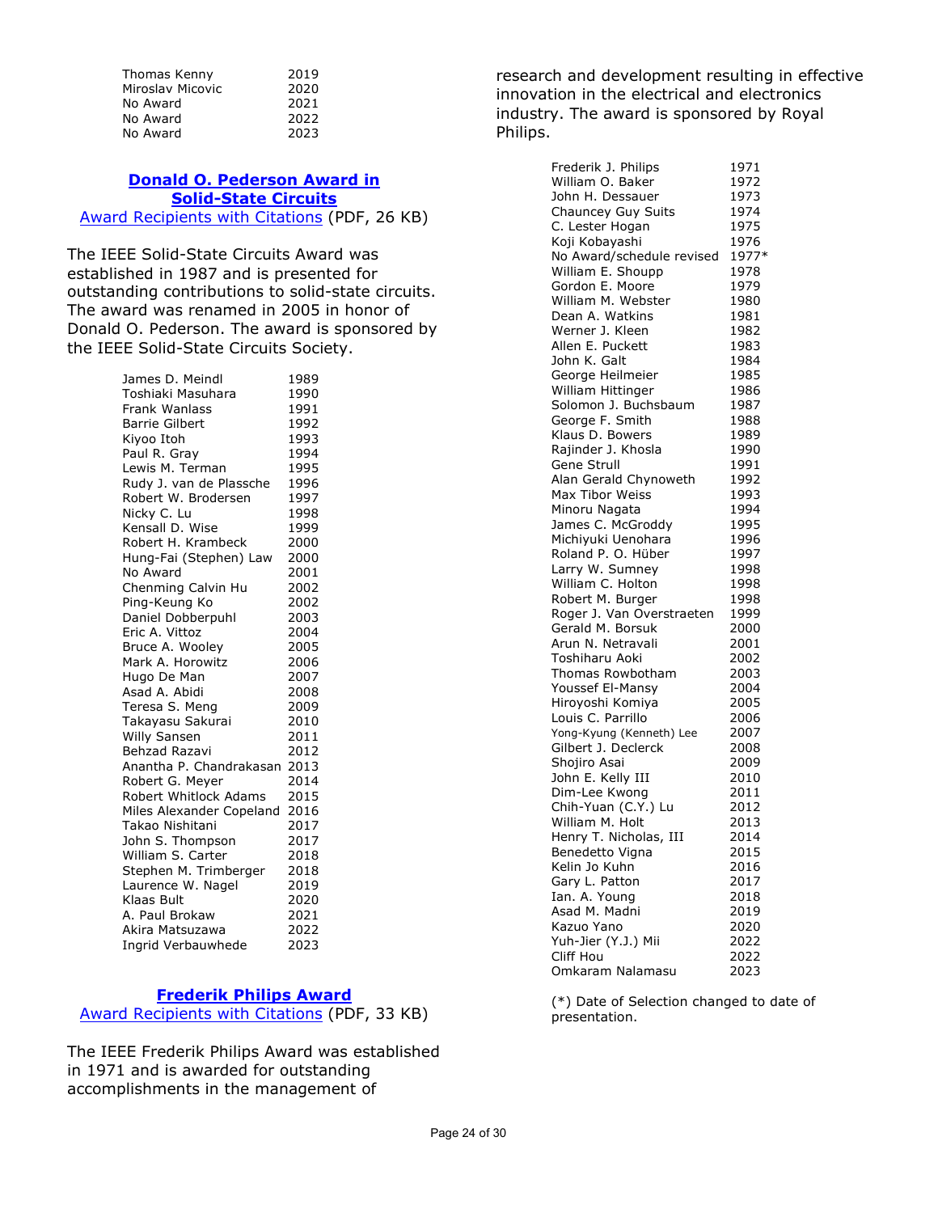| | |
|---|---|
| Thomas Kenny | 2019 |
| Miroslav Micovic | 2020 |
| No Award | 2021 |
| No Award | 2022 |
| No Award | 2023 |

## Donald O. Pederson Award in Solid-State Circuits

Award Recipients with Citations (PDF, 26 KB)

The IEEE Solid-State Circuits Award was established in 1987 and is presented for outstanding contributions to solid-state circuits. The award was renamed in 2005 in honor of Donald O. Pederson. The award is sponsored by the IEEE Solid-State Circuits Society.

| | |
|---|---|
| James D. Meindl | 1989 |
| Toshiaki Masuhara | 1990 |
| Frank Wanlass | 1991 |
| Barrie Gilbert | 1992 |
| Kiyoo Itoh | 1993 |
| Paul R. Gray | 1994 |
| Lewis M. Terman | 1995 |
| Rudy J. van de Plassche | 1996 |
| Robert W. Brodersen | 1997 |
| Nicky C. Lu | 1998 |
| Kensall D. Wise | 1999 |
| Robert H. Krambeck | 2000 |
| Hung-Fai (Stephen) Law | 2000 |
| No Award | 2001 |
| Chenming Calvin Hu | 2002 |
| Ping-Keung Ko | 2002 |
| Daniel Dobberpuhl | 2003 |
| Eric A. Vittoz | 2004 |
| Bruce A. Wooley | 2005 |
| Mark A. Horowitz | 2006 |
| Hugo De Man | 2007 |
| Asad A. Abidi | 2008 |
| Teresa S. Meng | 2009 |
| Takayasu Sakurai | 2010 |
| Willy Sansen | 2011 |
| Behzad Razavi | 2012 |
| Anantha P. Chandrakasan | 2013 |
| Robert G. Meyer | 2014 |
| Robert Whitlock Adams | 2015 |
| Miles Alexander Copeland | 2016 |
| Takao Nishitani | 2017 |
| John S. Thompson | 2017 |
| William S. Carter | 2018 |
| Stephen M. Trimberger | 2018 |
| Laurence W. Nagel | 2019 |
| Klaas Bult | 2020 |
| A. Paul Brokaw | 2021 |
| Akira Matsuzawa | 2022 |
| Ingrid Verbauwhede | 2023 |

## Frederik Philips Award

Award Recipients with Citations (PDF, 33 KB)

The IEEE Frederik Philips Award was established in 1971 and is awarded for outstanding accomplishments in the management of research and development resulting in effective innovation in the electrical and electronics industry. The award is sponsored by Royal Philips.

| | |
|---|---|
| Frederik J. Philips | 1971 |
| William O. Baker | 1972 |
| John H. Dessauer | 1973 |
| Chauncey Guy Suits | 1974 |
| C. Lester Hogan | 1975 |
| Koji Kobayashi | 1976 |
| No Award/schedule revised | 1977* |
| William E. Shoupp | 1978 |
| Gordon E. Moore | 1979 |
| William M. Webster | 1980 |
| Dean A. Watkins | 1981 |
| Werner J. Kleen | 1982 |
| Allen E. Puckett | 1983 |
| John K. Galt | 1984 |
| George Heilmeier | 1985 |
| William Hittinger | 1986 |
| Solomon J. Buchsbaum | 1987 |
| George F. Smith | 1988 |
| Klaus D. Bowers | 1989 |
| Rajinder J. Khosla | 1990 |
| Gene Strull | 1991 |
| Alan Gerald Chynoweth | 1992 |
| Max Tibor Weiss | 1993 |
| Minoru Nagata | 1994 |
| James C. McGroddy | 1995 |
| Michiyuki Uenohara | 1996 |
| Roland P. O. Hüber | 1997 |
| Larry W. Sumney | 1998 |
| William C. Holton | 1998 |
| Robert M. Burger | 1998 |
| Roger J. Van Overstraeten | 1999 |
| Gerald M. Borsuk | 2000 |
| Arun N. Netravali | 2001 |
| Toshiharu Aoki | 2002 |
| Thomas Rowbotham | 2003 |
| Youssef El-Mansy | 2004 |
| Hiroyoshi Komiya | 2005 |
| Louis C. Parrillo | 2006 |
| Yong-Kyung (Kenneth) Lee | 2007 |
| Gilbert J. Declerck | 2008 |
| Shojiro Asai | 2009 |
| John E. Kelly III | 2010 |
| Dim-Lee Kwong | 2011 |
| Chih-Yuan (C.Y.) Lu | 2012 |
| William M. Holt | 2013 |
| Henry T. Nicholas, III | 2014 |
| Benedetto Vigna | 2015 |
| Kelin Jo Kuhn | 2016 |
| Gary L. Patton | 2017 |
| Ian. A. Young | 2018 |
| Asad M. Madni | 2019 |
| Kazuo Yano | 2020 |
| Yuh-Jier (Y.J.) Mii | 2022 |
| Cliff Hou | 2022 |
| Omkaram Nalamasu | 2023 |

(*) Date of Selection changed to date of presentation.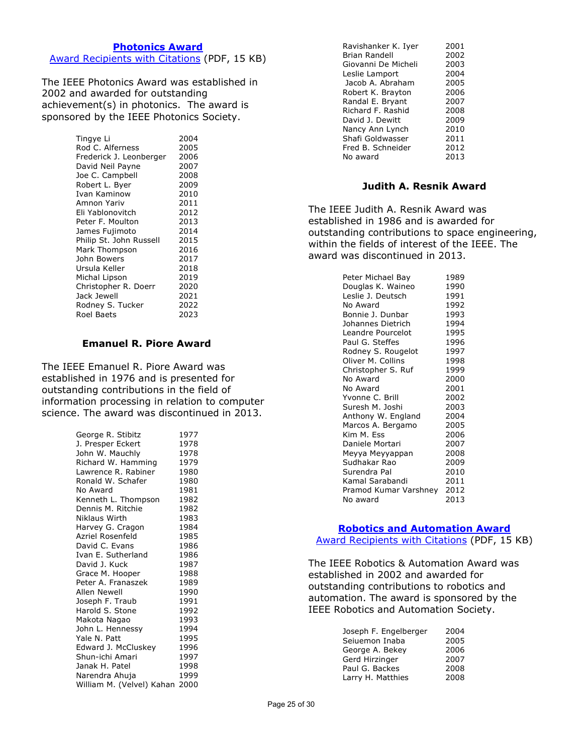## Photonics Award

Award Recipients with Citations (PDF, 15 KB)

The IEEE Photonics Award was established in 2002 and awarded for outstanding achievement(s) in photonics. The award is sponsored by the IEEE Photonics Society.

| | |
|---|---|
| Tingye Li | 2004 |
| Rod C. Alferness | 2005 |
| Frederick J. Leonberger | 2006 |
| David Neil Payne | 2007 |
| Joe C. Campbell | 2008 |
| Robert L. Byer | 2009 |
| Ivan Kaminow | 2010 |
| Amnon Yariv | 2011 |
| Eli Yablonovitch | 2012 |
| Peter F. Moulton | 2013 |
| James Fujimoto | 2014 |
| Philip St. John Russell | 2015 |
| Mark Thompson | 2016 |
| John Bowers | 2017 |
| Ursula Keller | 2018 |
| Michal Lipson | 2019 |
| Christopher R. Doerr | 2020 |
| Jack Jewell | 2021 |
| Rodney S. Tucker | 2022 |
| Roel Baets | 2023 |

## Emanuel R. Piore Award

The IEEE Emanuel R. Piore Award was established in 1976 and is presented for outstanding contributions in the field of information processing in relation to computer science. The award was discontinued in 2013.

| | |
|---|---|
| George R. Stibitz | 1977 |
| J. Presper Eckert | 1978 |
| John W. Mauchly | 1978 |
| Richard W. Hamming | 1979 |
| Lawrence R. Rabiner | 1980 |
| Ronald W. Schafer | 1980 |
| No Award | 1981 |
| Kenneth L. Thompson | 1982 |
| Dennis M. Ritchie | 1982 |
| Niklaus Wirth | 1983 |
| Harvey G. Cragon | 1984 |
| Azriel Rosenfeld | 1985 |
| David C. Evans | 1986 |
| Ivan E. Sutherland | 1986 |
| David J. Kuck | 1987 |
| Grace M. Hooper | 1988 |
| Peter A. Franaszek | 1989 |
| Allen Newell | 1990 |
| Joseph F. Traub | 1991 |
| Harold S. Stone | 1992 |
| Makota Nagao | 1993 |
| John L. Hennessy | 1994 |
| Yale N. Patt | 1995 |
| Edward J. McCluskey | 1996 |
| Shun-ichi Amari | 1997 |
| Janak H. Patel | 1998 |
| Narendra Ahuja | 1999 |
| William M. (Velvel) Kahan | 2000 |
| Ravishanker K. Iyer | 2001 |
| Brian Randell | 2002 |
| Giovanni De Micheli | 2003 |
| Leslie Lamport | 2004 |
| Jacob A. Abraham | 2005 |
| Robert K. Brayton | 2006 |
| Randal E. Bryant | 2007 |
| Richard F. Rashid | 2008 |
| David J. Dewitt | 2009 |
| Nancy Ann Lynch | 2010 |
| Shafi Goldwasser | 2011 |
| Fred B. Schneider | 2012 |
| No award | 2013 |

## Judith A. Resnik Award

The IEEE Judith A. Resnik Award was established in 1986 and is awarded for outstanding contributions to space engineering, within the fields of interest of the IEEE. The award was discontinued in 2013.

| | |
|---|---|
| Peter Michael Bay | 1989 |
| Douglas K. Waineo | 1990 |
| Leslie J. Deutsch | 1991 |
| No Award | 1992 |
| Bonnie J. Dunbar | 1993 |
| Johannes Dietrich | 1994 |
| Leandre Pourcelot | 1995 |
| Paul G. Steffes | 1996 |
| Rodney S. Rougelot | 1997 |
| Oliver M. Collins | 1998 |
| Christopher S. Ruf | 1999 |
| No Award | 2000 |
| No Award | 2001 |
| Yvonne C. Brill | 2002 |
| Suresh M. Joshi | 2003 |
| Anthony W. England | 2004 |
| Marcos A. Bergamo | 2005 |
| Kim M. Ess | 2006 |
| Daniele Mortari | 2007 |
| Meyya Meyyappan | 2008 |
| Sudhakar Rao | 2009 |
| Surendra Pal | 2010 |
| Kamal Sarabandi | 2011 |
| Pramod Kumar Varshney | 2012 |
| No award | 2013 |

## Robotics and Automation Award

Award Recipients with Citations (PDF, 15 KB)

The IEEE Robotics & Automation Award was established in 2002 and awarded for outstanding contributions to robotics and automation. The award is sponsored by the IEEE Robotics and Automation Society.

| | |
|---|---|
| Joseph F. Engelberger | 2004 |
| Seiuemon Inaba | 2005 |
| George A. Bekey | 2006 |
| Gerd Hirzinger | 2007 |
| Paul G. Backes | 2008 |
| Larry H. Matthies | 2008 |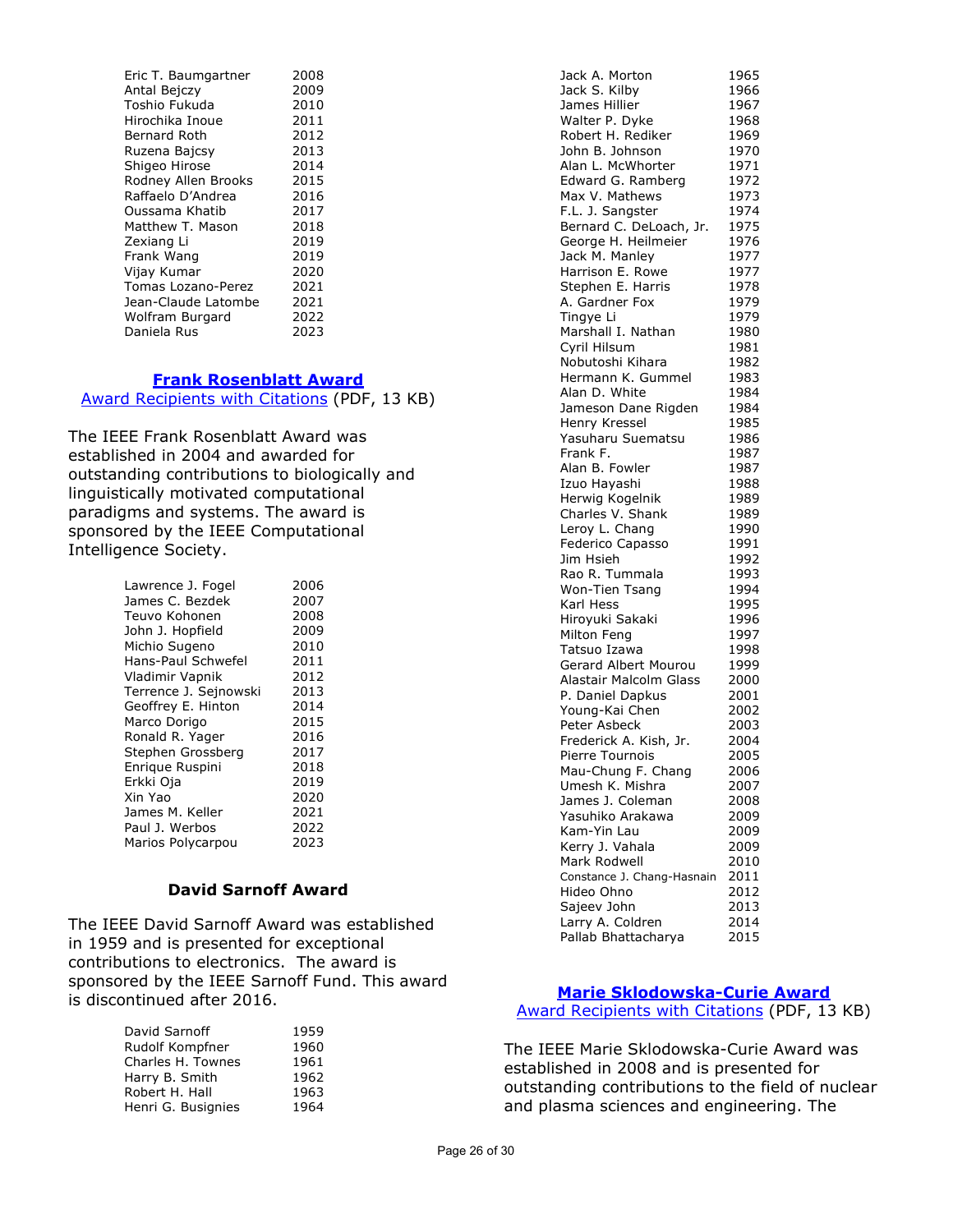| | |
|---|---|
| Eric T. Baumgartner | 2008 |
| Antal Bejczy | 2009 |
| Toshio Fukuda | 2010 |
| Hirochika Inoue | 2011 |
| Bernard Roth | 2012 |
| Ruzena Bajcsy | 2013 |
| Shigeo Hirose | 2014 |
| Rodney Allen Brooks | 2015 |
| Raffaelo D'Andrea | 2016 |
| Oussama Khatib | 2017 |
| Matthew T. Mason | 2018 |
| Zexiang Li | 2019 |
| Frank Wang | 2019 |
| Vijay Kumar | 2020 |
| Tomas Lozano-Perez | 2021 |
| Jean-Claude Latombe | 2021 |
| Wolfram Burgard | 2022 |
| Daniela Rus | 2023 |

## Frank Rosenblatt Award

Award Recipients with Citations (PDF, 13 KB)

The IEEE Frank Rosenblatt Award was established in 2004 and awarded for outstanding contributions to biologically and linguistically motivated computational paradigms and systems. The award is sponsored by the IEEE Computational Intelligence Society.

| | |
|---|---|
| Lawrence J. Fogel | 2006 |
| James C. Bezdek | 2007 |
| Teuvo Kohonen | 2008 |
| John J. Hopfield | 2009 |
| Michio Sugeno | 2010 |
| Hans-Paul Schwefel | 2011 |
| Vladimir Vapnik | 2012 |
| Terrence J. Sejnowski | 2013 |
| Geoffrey E. Hinton | 2014 |
| Marco Dorigo | 2015 |
| Ronald R. Yager | 2016 |
| Stephen Grossberg | 2017 |
| Enrique Ruspini | 2018 |
| Erkki Oja | 2019 |
| Xin Yao | 2020 |
| James M. Keller | 2021 |
| Paul J. Werbos | 2022 |
| Marios Polycarpou | 2023 |

## David Sarnoff Award

The IEEE David Sarnoff Award was established in 1959 and is presented for exceptional contributions to electronics. The award is sponsored by the IEEE Sarnoff Fund. This award is discontinued after 2016.

| | |
|---|---|
| David Sarnoff | 1959 |
| Rudolf Kompfner | 1960 |
| Charles H. Townes | 1961 |
| Harry B. Smith | 1962 |
| Robert H. Hall | 1963 |
| Henri G. Busignies | 1964 |
| Jack A. Morton | 1965 |
| Jack S. Kilby | 1966 |
| James Hillier | 1967 |
| Walter P. Dyke | 1968 |
| Robert H. Rediker | 1969 |
| John B. Johnson | 1970 |
| Alan L. McWhorter | 1971 |
| Edward G. Ramberg | 1972 |
| Max V. Mathews | 1973 |
| F.L. J. Sangster | 1974 |
| Bernard C. DeLoach, Jr. | 1975 |
| George H. Heilmeier | 1976 |
| Jack M. Manley | 1977 |
| Harrison E. Rowe | 1977 |
| Stephen E. Harris | 1978 |
| A. Gardner Fox | 1979 |
| Tingye Li | 1979 |
| Marshall I. Nathan | 1980 |
| Cyril Hilsum | 1981 |
| Nobutoshi Kihara | 1982 |
| Hermann K. Gummel | 1983 |
| Alan D. White | 1984 |
| Jameson Dane Rigden | 1984 |
| Henry Kressel | 1985 |
| Yasuharu Suematsu | 1986 |
| Frank F. | 1987 |
| Alan B. Fowler | 1987 |
| Izuo Hayashi | 1988 |
| Herwig Kogelnik | 1989 |
| Charles V. Shank | 1989 |
| Leroy L. Chang | 1990 |
| Federico Capasso | 1991 |
| Jim Hsieh | 1992 |
| Rao R. Tummala | 1993 |
| Won-Tien Tsang | 1994 |
| Karl Hess | 1995 |
| Hiroyuki Sakaki | 1996 |
| Milton Feng | 1997 |
| Tatsuo Izawa | 1998 |
| Gerard Albert Mourou | 1999 |
| Alastair Malcolm Glass | 2000 |
| P. Daniel Dapkus | 2001 |
| Young-Kai Chen | 2002 |
| Peter Asbeck | 2003 |
| Frederick A. Kish, Jr. | 2004 |
| Pierre Tournois | 2005 |
| Mau-Chung F. Chang | 2006 |
| Umesh K. Mishra | 2007 |
| James J. Coleman | 2008 |
| Yasuhiko Arakawa | 2009 |
| Kam-Yin Lau | 2009 |
| Kerry J. Vahala | 2009 |
| Mark Rodwell | 2010 |
| Constance J. Chang-Hasnain | 2011 |
| Hideo Ohno | 2012 |
| Sajeev John | 2013 |
| Larry A. Coldren | 2014 |
| Pallab Bhattacharya | 2015 |

## Marie Sklodowska-Curie Award

Award Recipients with Citations (PDF, 13 KB)

The IEEE Marie Sklodowska-Curie Award was established in 2008 and is presented for outstanding contributions to the field of nuclear and plasma sciences and engineering. The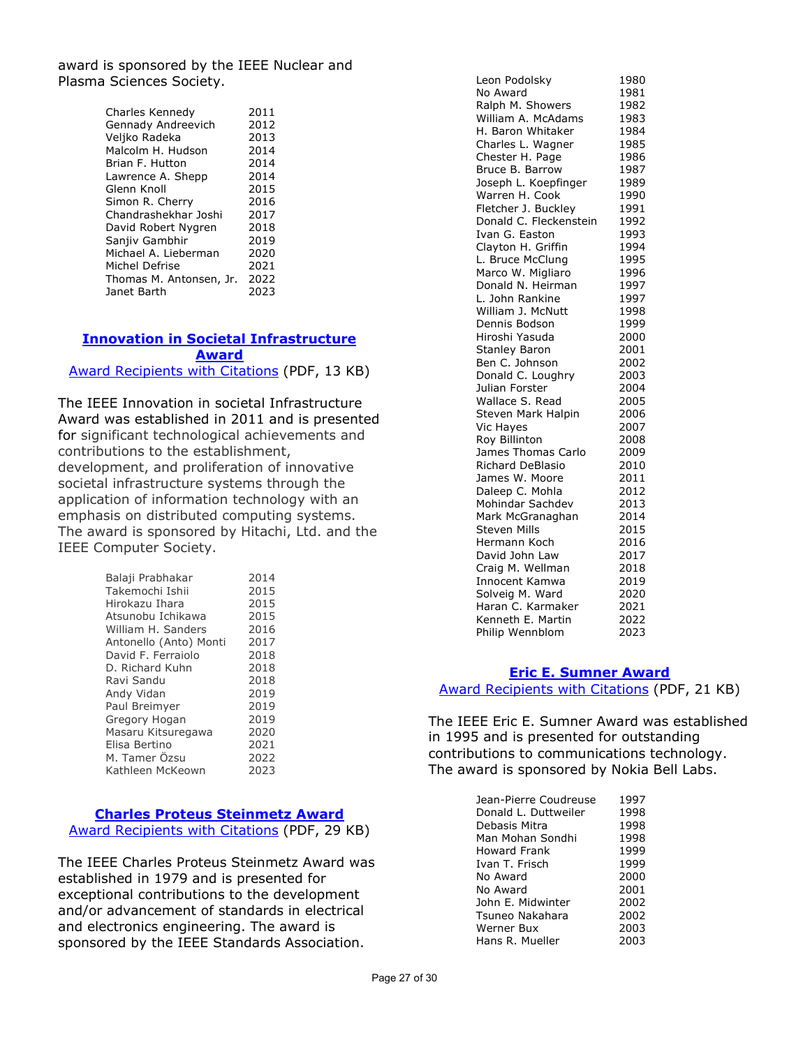award is sponsored by the IEEE Nuclear and Plasma Sciences Society.

| | |
|---|---|
| Charles Kennedy | 2011 |
| Gennady Andreevich | 2012 |
| Veljko Radeka | 2013 |
| Malcolm H. Hudson | 2014 |
| Brian F. Hutton | 2014 |
| Lawrence A. Shepp | 2014 |
| Glenn Knoll | 2015 |
| Simon R. Cherry | 2016 |
| Chandrashekhar Joshi | 2017 |
| David Robert Nygren | 2018 |
| Sanjiv Gambhir | 2019 |
| Michael A. Lieberman | 2020 |
| Michel Defrise | 2021 |
| Thomas M. Antonsen, Jr. | 2022 |
| Janet Barth | 2023 |

## Innovation in Societal Infrastructure Award

Award Recipients with Citations (PDF, 13 KB)

The IEEE Innovation in societal Infrastructure Award was established in 2011 and is presented for significant technological achievements and contributions to the establishment, development, and proliferation of innovative societal infrastructure systems through the application of information technology with an emphasis on distributed computing systems. The award is sponsored by Hitachi, Ltd. and the IEEE Computer Society.

| | |
|---|---|
| Balaji Prabhakar | 2014 |
| Takemochi Ishii | 2015 |
| Hirokazu Ihara | 2015 |
| Atsunobu Ichikawa | 2015 |
| William H. Sanders | 2016 |
| Antonello (Anto) Monti | 2017 |
| David F. Ferraiolo | 2018 |
| D. Richard Kuhn | 2018 |
| Ravi Sandu | 2018 |
| Andy Vidan | 2019 |
| Paul Breimyer | 2019 |
| Gregory Hogan | 2019 |
| Masaru Kitsuregawa | 2020 |
| Elisa Bertino | 2021 |
| M. Tamer Özsu | 2022 |
| Kathleen McKeown | 2023 |

## Charles Proteus Steinmetz Award

Award Recipients with Citations (PDF, 29 KB)

The IEEE Charles Proteus Steinmetz Award was established in 1979 and is presented for exceptional contributions to the development and/or advancement of standards in electrical and electronics engineering. The award is sponsored by the IEEE Standards Association.

| | |
|---|---|
| Leon Podolsky | 1980 |
| No Award | 1981 |
| Ralph M. Showers | 1982 |
| William A. McAdams | 1983 |
| H. Baron Whitaker | 1984 |
| Charles L. Wagner | 1985 |
| Chester H. Page | 1986 |
| Bruce B. Barrow | 1987 |
| Joseph L. Koepfinger | 1989 |
| Warren H. Cook | 1990 |
| Fletcher J. Buckley | 1991 |
| Donald C. Fleckenstein | 1992 |
| Ivan G. Easton | 1993 |
| Clayton H. Griffin | 1994 |
| L. Bruce McClung | 1995 |
| Marco W. Migliaro | 1996 |
| Donald N. Heirman | 1997 |
| L. John Rankine | 1997 |
| William J. McNutt | 1998 |
| Dennis Bodson | 1999 |
| Hiroshi Yasuda | 2000 |
| Stanley Baron | 2001 |
| Ben C. Johnson | 2002 |
| Donald C. Loughry | 2003 |
| Julian Forster | 2004 |
| Wallace S. Read | 2005 |
| Steven Mark Halpin | 2006 |
| Vic Hayes | 2007 |
| Roy Billinton | 2008 |
| James Thomas Carlo | 2009 |
| Richard DeBlasio | 2010 |
| James W. Moore | 2011 |
| Daleep C. Mohla | 2012 |
| Mohindar Sachdev | 2013 |
| Mark McGranaghan | 2014 |
| Steven Mills | 2015 |
| Hermann Koch | 2016 |
| David John Law | 2017 |
| Craig M. Wellman | 2018 |
| Innocent Kamwa | 2019 |
| Solveig M. Ward | 2020 |
| Haran C. Karmaker | 2021 |
| Kenneth E. Martin | 2022 |
| Philip Wennblom | 2023 |

## Eric E. Sumner Award

Award Recipients with Citations (PDF, 21 KB)

The IEEE Eric E. Sumner Award was established in 1995 and is presented for outstanding contributions to communications technology. The award is sponsored by Nokia Bell Labs.

| | |
|---|---|
| Jean-Pierre Coudreuse | 1997 |
| Donald L. Duttweiler | 1998 |
| Debasis Mitra | 1998 |
| Man Mohan Sondhi | 1998 |
| Howard Frank | 1999 |
| Ivan T. Frisch | 1999 |
| No Award | 2000 |
| No Award | 2001 |
| John E. Midwinter | 2002 |
| Tsuneo Nakahara | 2002 |
| Werner Bux | 2003 |
| Hans R. Mueller | 2003 |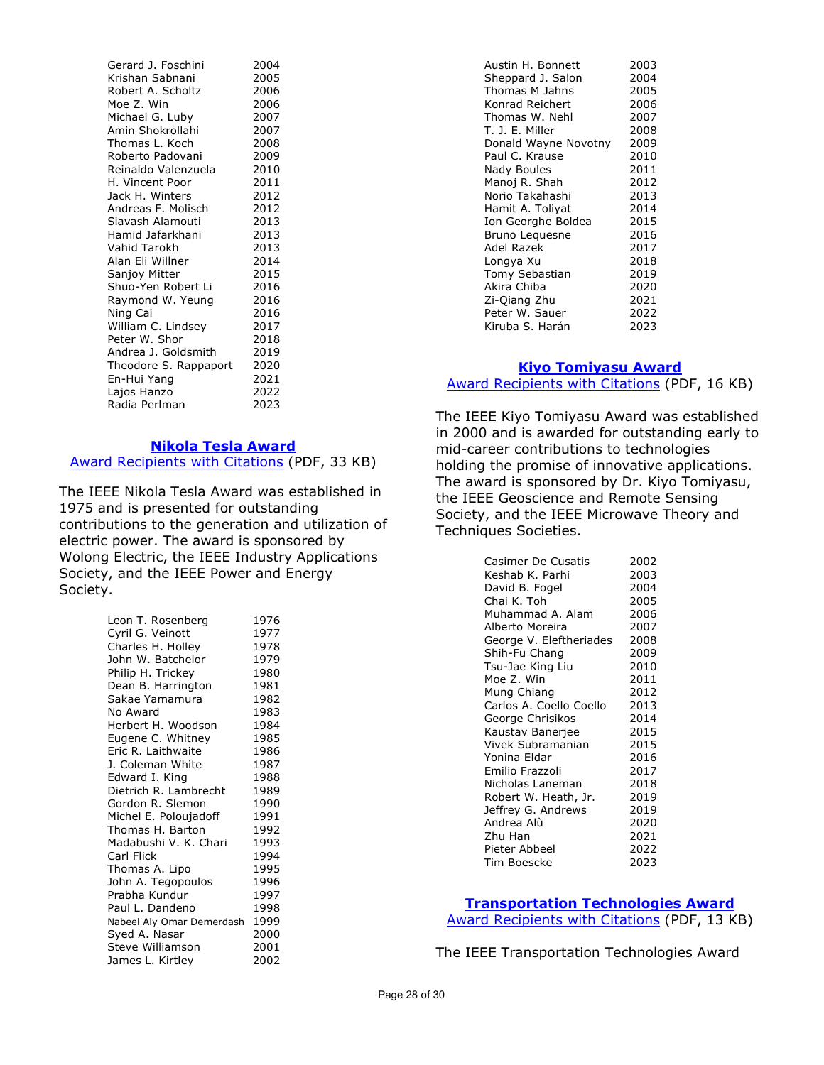| | |
|---|---|
| Gerard J. Foschini | 2004 |
| Krishan Sabnani | 2005 |
| Robert A. Scholtz | 2006 |
| Moe Z. Win | 2006 |
| Michael G. Luby | 2007 |
| Amin Shokrollahi | 2007 |
| Thomas L. Koch | 2008 |
| Roberto Padovani | 2009 |
| Reinaldo Valenzuela | 2010 |
| H. Vincent Poor | 2011 |
| Jack H. Winters | 2012 |
| Andreas F. Molisch | 2012 |
| Siavash Alamouti | 2013 |
| Hamid Jafarkhani | 2013 |
| Vahid Tarokh | 2013 |
| Alan Eli Willner | 2014 |
| Sanjoy Mitter | 2015 |
| Shuo-Yen Robert Li | 2016 |
| Raymond W. Yeung | 2016 |
| Ning Cai | 2016 |
| William C. Lindsey | 2017 |
| Peter W. Shor | 2018 |
| Andrea J. Goldsmith | 2019 |
| Theodore S. Rappaport | 2020 |
| En-Hui Yang | 2021 |
| Lajos Hanzo | 2022 |
| Radia Perlman | 2023 |

## Nikola Tesla Award

Award Recipients with Citations (PDF, 33 KB)

The IEEE Nikola Tesla Award was established in 1975 and is presented for outstanding contributions to the generation and utilization of electric power. The award is sponsored by Wolong Electric, the IEEE Industry Applications Society, and the IEEE Power and Energy Society.

| | |
|---|---|
| Leon T. Rosenberg | 1976 |
| Cyril G. Veinott | 1977 |
| Charles H. Holley | 1978 |
| John W. Batchelor | 1979 |
| Philip H. Trickey | 1980 |
| Dean B. Harrington | 1981 |
| Sakae Yamamura | 1982 |
| No Award | 1983 |
| Herbert H. Woodson | 1984 |
| Eugene C. Whitney | 1985 |
| Eric R. Laithwaite | 1986 |
| J. Coleman White | 1987 |
| Edward I. King | 1988 |
| Dietrich R. Lambrecht | 1989 |
| Gordon R. Slemon | 1990 |
| Michel E. Poloujadoff | 1991 |
| Thomas H. Barton | 1992 |
| Madabushi V. K. Chari | 1993 |
| Carl Flick | 1994 |
| Thomas A. Lipo | 1995 |
| John A. Tegopoulos | 1996 |
| Prabha Kundur | 1997 |
| Paul L. Dandeno | 1998 |
| Nabeel Aly Omar Demerdash | 1999 |
| Syed A. Nasar | 2000 |
| Steve Williamson | 2001 |
| James L. Kirtley | 2002 |
| Austin H. Bonnett | 2003 |
| Sheppard J. Salon | 2004 |
| Thomas M Jahns | 2005 |
| Konrad Reichert | 2006 |
| Thomas W. Nehl | 2007 |
| T. J. E. Miller | 2008 |
| Donald Wayne Novotny | 2009 |
| Paul C. Krause | 2010 |
| Nady Boules | 2011 |
| Manoj R. Shah | 2012 |
| Norio Takahashi | 2013 |
| Hamit A. Toliyat | 2014 |
| Ion Georghe Boldea | 2015 |
| Bruno Lequesne | 2016 |
| Adel Razek | 2017 |
| Longya Xu | 2018 |
| Tomy Sebastian | 2019 |
| Akira Chiba | 2020 |
| Zi-Qiang Zhu | 2021 |
| Peter W. Sauer | 2022 |
| Kiruba S. Harán | 2023 |

## Kiyo Tomiyasu Award

Award Recipients with Citations (PDF, 16 KB)

The IEEE Kiyo Tomiyasu Award was established in 2000 and is awarded for outstanding early to mid-career contributions to technologies holding the promise of innovative applications. The award is sponsored by Dr. Kiyo Tomiyasu, the IEEE Geoscience and Remote Sensing Society, and the IEEE Microwave Theory and Techniques Societies.

| | |
|---|---|
| Casimer De Cusatis | 2002 |
| Keshab K. Parhi | 2003 |
| David B. Fogel | 2004 |
| Chai K. Toh | 2005 |
| Muhammad A. Alam | 2006 |
| Alberto Moreira | 2007 |
| George V. Eleftheriades | 2008 |
| Shih-Fu Chang | 2009 |
| Tsu-Jae King Liu | 2010 |
| Moe Z. Win | 2011 |
| Mung Chiang | 2012 |
| Carlos A. Coello Coello | 2013 |
| George Chrisikos | 2014 |
| Kaustav Banerjee | 2015 |
| Vivek Subramanian | 2015 |
| Yonina Eldar | 2016 |
| Emilio Frazzoli | 2017 |
| Nicholas Laneman | 2018 |
| Robert W. Heath, Jr. | 2019 |
| Jeffrey G. Andrews | 2019 |
| Andrea Alù | 2020 |
| Zhu Han | 2021 |
| Pieter Abbeel | 2022 |
| Tim Boescke | 2023 |

## Transportation Technologies Award

Award Recipients with Citations (PDF, 13 KB)

The IEEE Transportation Technologies Award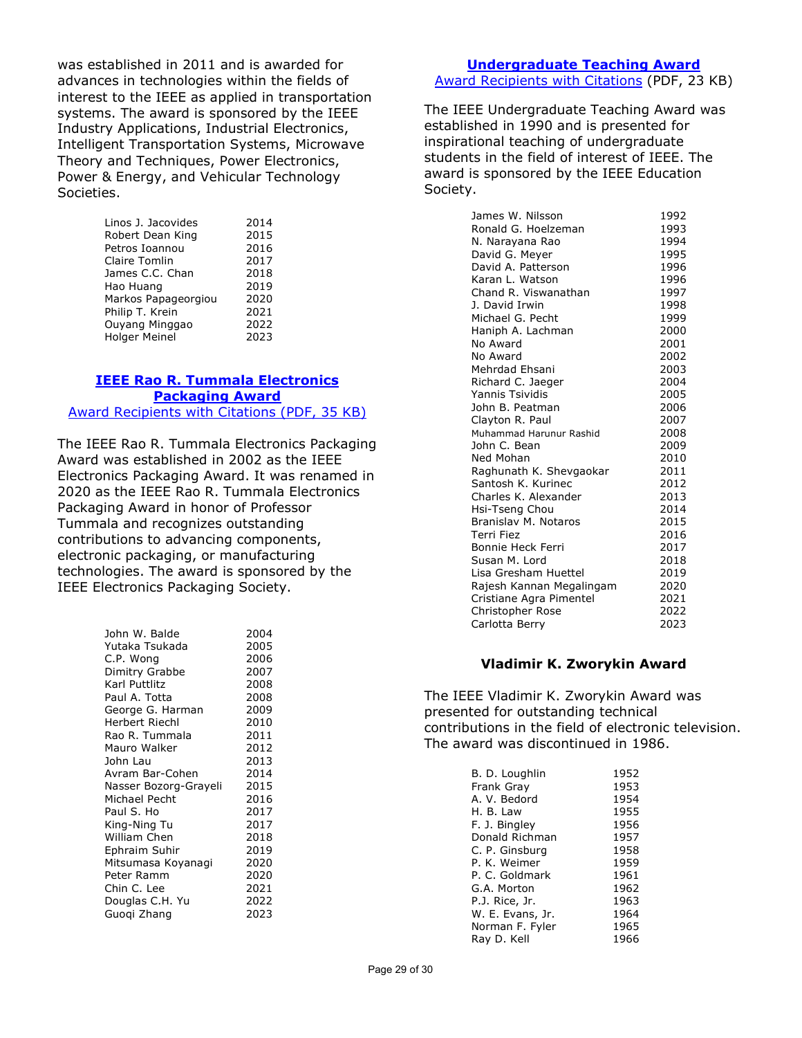was established in 2011 and is awarded for advances in technologies within the fields of interest to the IEEE as applied in transportation systems. The award is sponsored by the IEEE Industry Applications, Industrial Electronics, Intelligent Transportation Systems, Microwave Theory and Techniques, Power Electronics, Power & Energy, and Vehicular Technology Societies.

| | |
|---|---|
| Linos J. Jacovides | 2014 |
| Robert Dean King | 2015 |
| Petros Ioannou | 2016 |
| Claire Tomlin | 2017 |
| James C.C. Chan | 2018 |
| Hao Huang | 2019 |
| Markos Papageorgiou | 2020 |
| Philip T. Krein | 2021 |
| Ouyang Minggao | 2022 |
| Holger Meinel | 2023 |

## IEEE Rao R. Tummala Electronics Packaging Award

Award Recipients with Citations (PDF, 35 KB)

The IEEE Rao R. Tummala Electronics Packaging Award was established in 2002 as the IEEE Electronics Packaging Award. It was renamed in 2020 as the IEEE Rao R. Tummala Electronics Packaging Award in honor of Professor Tummala and recognizes outstanding contributions to advancing components, electronic packaging, or manufacturing technologies. The award is sponsored by the IEEE Electronics Packaging Society.

| | |
|---|---|
| John W. Balde | 2004 |
| Yutaka Tsukada | 2005 |
| C.P. Wong | 2006 |
| Dimitry Grabbe | 2007 |
| Karl Puttlitz | 2008 |
| Paul A. Totta | 2008 |
| George G. Harman | 2009 |
| Herbert Riechl | 2010 |
| Rao R. Tummala | 2011 |
| Mauro Walker | 2012 |
| John Lau | 2013 |
| Avram Bar-Cohen | 2014 |
| Nasser Bozorg-Grayeli | 2015 |
| Michael Pecht | 2016 |
| Paul S. Ho | 2017 |
| King-Ning Tu | 2017 |
| William Chen | 2018 |
| Ephraim Suhir | 2019 |
| Mitsumasa Koyanagi | 2020 |
| Peter Ramm | 2020 |
| Chin C. Lee | 2021 |
| Douglas C.H. Yu | 2022 |
| Guoqi Zhang | 2023 |

## Undergraduate Teaching Award

Award Recipients with Citations (PDF, 23 KB)

The IEEE Undergraduate Teaching Award was established in 1990 and is presented for inspirational teaching of undergraduate students in the field of interest of IEEE. The award is sponsored by the IEEE Education Society.

| | |
|---|---|
| James W. Nilsson | 1992 |
| Ronald G. Hoelzeman | 1993 |
| N. Narayana Rao | 1994 |
| David G. Meyer | 1995 |
| David A. Patterson | 1996 |
| Karan L. Watson | 1996 |
| Chand R. Viswanathan | 1997 |
| J. David Irwin | 1998 |
| Michael G. Pecht | 1999 |
| Haniph A. Lachman | 2000 |
| No Award | 2001 |
| No Award | 2002 |
| Mehrdad Ehsani | 2003 |
| Richard C. Jaeger | 2004 |
| Yannis Tsividis | 2005 |
| John B. Peatman | 2006 |
| Clayton R. Paul | 2007 |
| Muhammad Harunur Rashid | 2008 |
| John C. Bean | 2009 |
| Ned Mohan | 2010 |
| Raghunath K. Shevgaokar | 2011 |
| Santosh K. Kurinec | 2012 |
| Charles K. Alexander | 2013 |
| Hsi-Tseng Chou | 2014 |
| Branislav M. Notaros | 2015 |
| Terri Fiez | 2016 |
| Bonnie Heck Ferri | 2017 |
| Susan M. Lord | 2018 |
| Lisa Gresham Huettel | 2019 |
| Rajesh Kannan Megalingam | 2020 |
| Cristiane Agra Pimentel | 2021 |
| Christopher Rose | 2022 |
| Carlotta Berry | 2023 |

## Vladimir K. Zworykin Award

The IEEE Vladimir K. Zworykin Award was presented for outstanding technical contributions in the field of electronic television. The award was discontinued in 1986.

| | |
|---|---|
| B. D. Loughlin | 1952 |
| Frank Gray | 1953 |
| A. V. Bedord | 1954 |
| H. B. Law | 1955 |
| F. J. Bingley | 1956 |
| Donald Richman | 1957 |
| C. P. Ginsburg | 1958 |
| P. K. Weimer | 1959 |
| P. C. Goldmark | 1961 |
| G.A. Morton | 1962 |
| P.J. Rice, Jr. | 1963 |
| W. E. Evans, Jr. | 1964 |
| Norman F. Fyler | 1965 |
| Ray D. Kell | 1966 |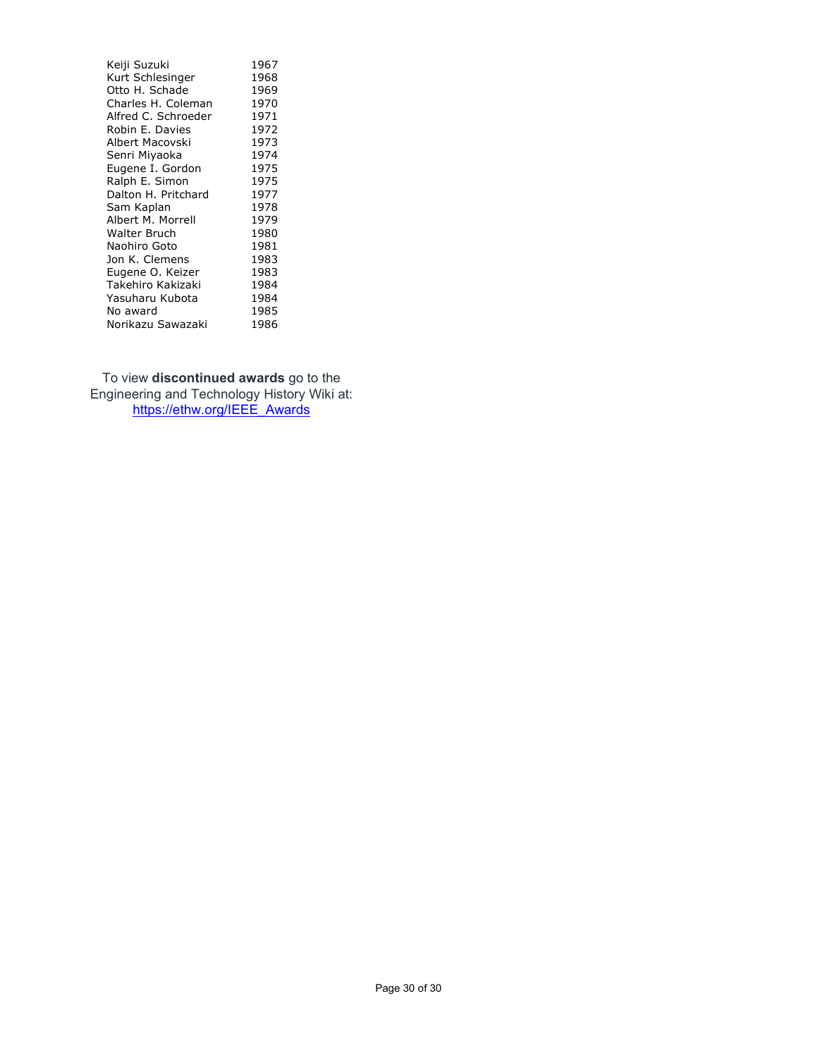| | |
|---|---|
| Keiji Suzuki | 1967 |
| Kurt Schlesinger | 1968 |
| Otto H. Schade | 1969 |
| Charles H. Coleman | 1970 |
| Alfred C. Schroeder | 1971 |
| Robin E. Davies | 1972 |
| Albert Macovski | 1973 |
| Senri Miyaoka | 1974 |
| Eugene I. Gordon | 1975 |
| Ralph E. Simon | 1975 |
| Dalton H. Pritchard | 1977 |
| Sam Kaplan | 1978 |
| Albert M. Morrell | 1979 |
| Walter Bruch | 1980 |
| Naohiro Goto | 1981 |
| Jon K. Clemens | 1983 |
| Eugene O. Keizer | 1983 |
| Takehiro Kakizaki | 1984 |
| Yasuharu Kubota | 1984 |
| No award | 1985 |
| Norikazu Sawazaki | 1986 |

To view **discontinued awards** go to the Engineering and Technology History Wiki at: [https://ethw.org/IEEE_Awards](https://ethw.org/IEEE_Awards)